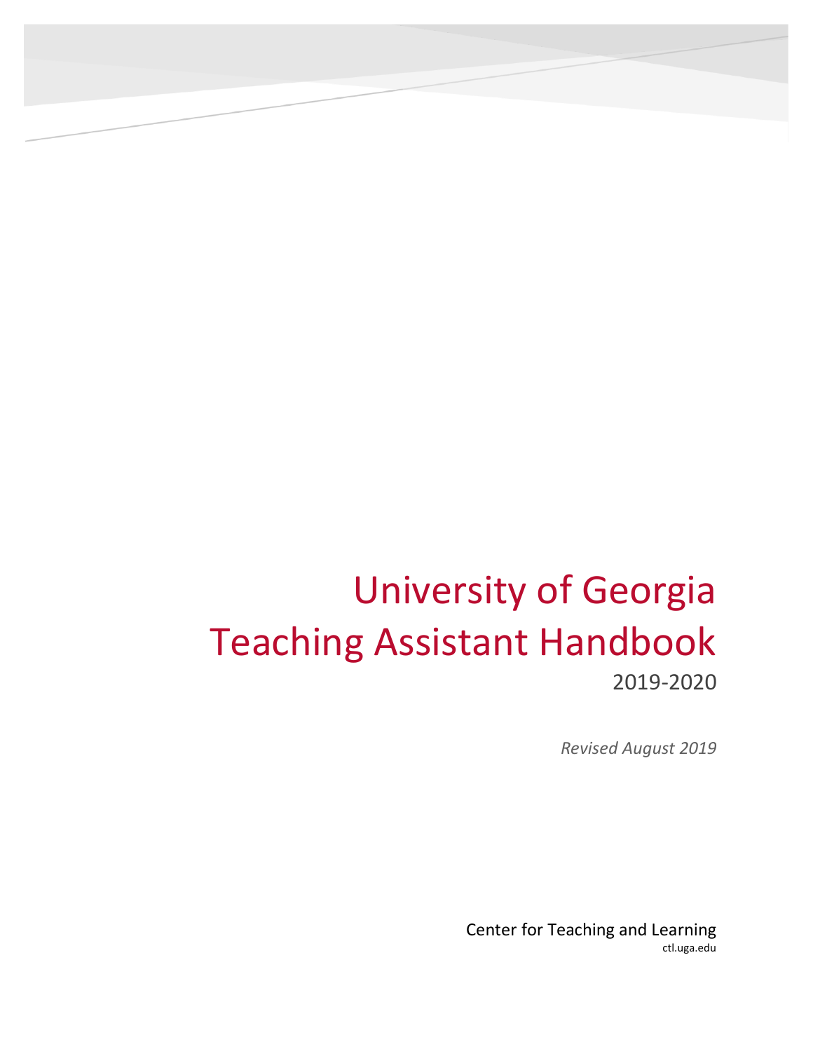# University of Georgia
# Teaching Assistant Handbook

2019-2020

*Revised August 2019*

Center for Teaching and Learning

ctl.uga.edu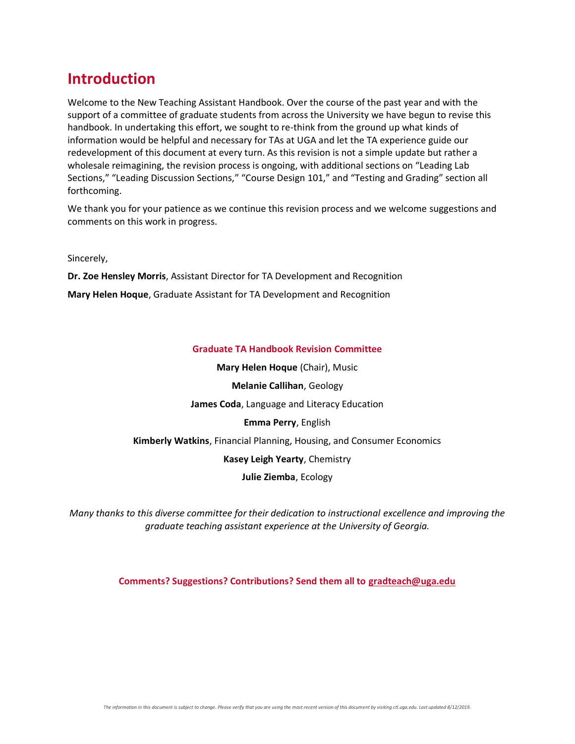# Introduction

Welcome to the New Teaching Assistant Handbook. Over the course of the past year and with the support of a committee of graduate students from across the University we have begun to revise this handbook. In undertaking this effort, we sought to re-think from the ground up what kinds of information would be helpful and necessary for TAs at UGA and let the TA experience guide our redevelopment of this document at every turn. As this revision is not a simple update but rather a wholesale reimagining, the revision process is ongoing, with additional sections on "Leading Lab Sections," "Leading Discussion Sections," "Course Design 101," and "Testing and Grading" section all forthcoming.

We thank you for your patience as we continue this revision process and we welcome suggestions and comments on this work in progress.

Sincerely,

**Dr. Zoe Hensley Morris**, Assistant Director for TA Development and Recognition

**Mary Helen Hoque**, Graduate Assistant for TA Development and Recognition

**Graduate TA Handbook Revision Committee**

**Mary Helen Hoque** (Chair), Music

**Melanie Callihan**, Geology

**James Coda**, Language and Literacy Education

**Emma Perry**, English

**Kimberly Watkins**, Financial Planning, Housing, and Consumer Economics

**Kasey Leigh Yearty**, Chemistry

**Julie Ziemba**, Ecology

*Many thanks to this diverse committee for their dedication to instructional excellence and improving the graduate teaching assistant experience at the University of Georgia.*

**Comments? Suggestions? Contributions? Send them all to gradteach@uga.edu**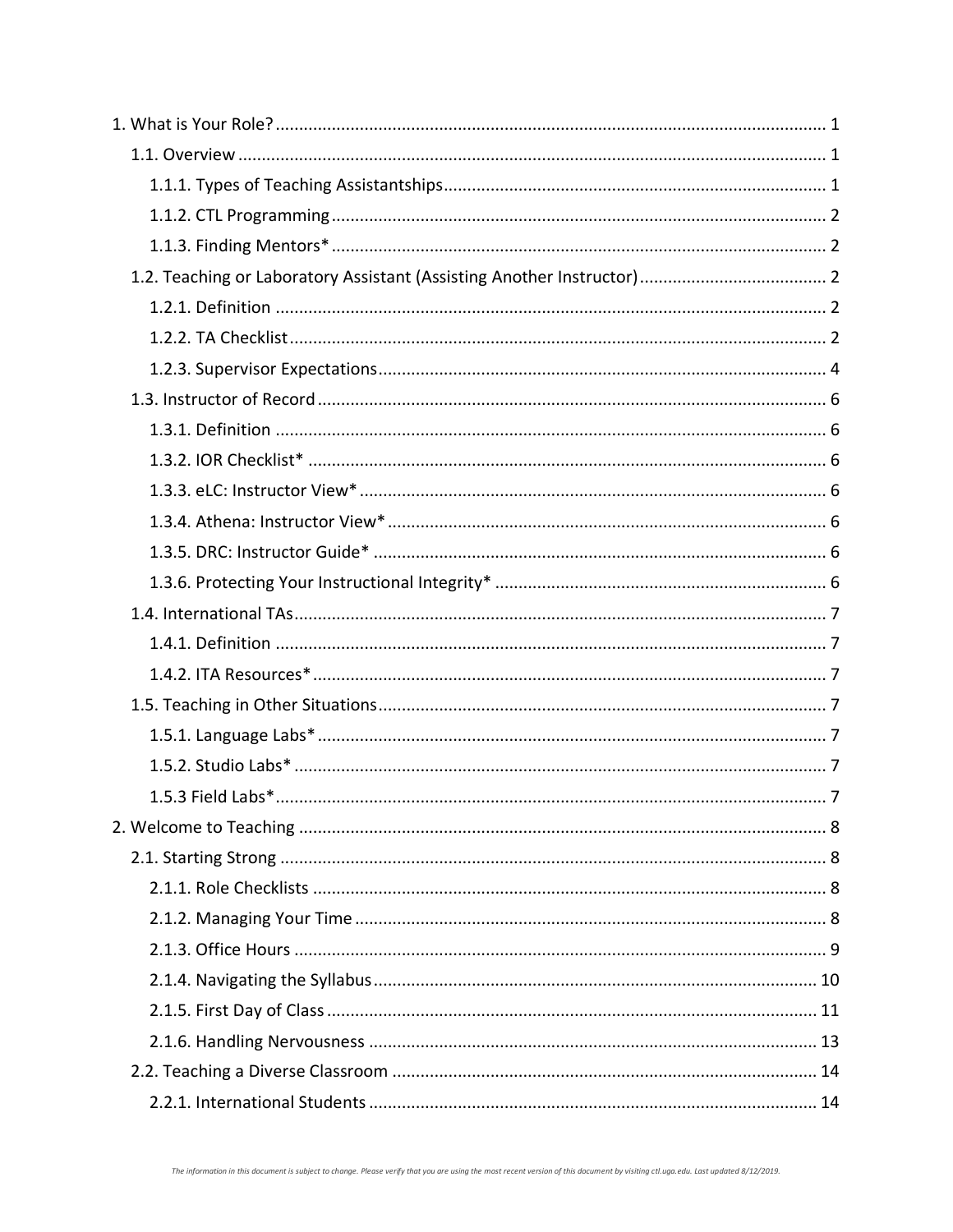1. What is Your Role? ..... 1
  1.1. Overview ..... 1
    1.1.1. Types of Teaching Assistantships ..... 1
    1.1.2. CTL Programming ..... 2
    1.1.3. Finding Mentors* ..... 2
  1.2. Teaching or Laboratory Assistant (Assisting Another Instructor) ..... 2
    1.2.1. Definition ..... 2
    1.2.2. TA Checklist ..... 2
    1.2.3. Supervisor Expectations ..... 4
  1.3. Instructor of Record ..... 6
    1.3.1. Definition ..... 6
    1.3.2. IOR Checklist* ..... 6
    1.3.3. eLC: Instructor View* ..... 6
    1.3.4. Athena: Instructor View* ..... 6
    1.3.5. DRC: Instructor Guide* ..... 6
    1.3.6. Protecting Your Instructional Integrity* ..... 6
  1.4. International TAs ..... 7
    1.4.1. Definition ..... 7
    1.4.2. ITA Resources* ..... 7
  1.5. Teaching in Other Situations ..... 7
    1.5.1. Language Labs* ..... 7
    1.5.2. Studio Labs* ..... 7
    1.5.3 Field Labs* ..... 7
2. Welcome to Teaching ..... 8
  2.1. Starting Strong ..... 8
    2.1.1. Role Checklists ..... 8
    2.1.2. Managing Your Time ..... 8
    2.1.3. Office Hours ..... 9
    2.1.4. Navigating the Syllabus ..... 10
    2.1.5. First Day of Class ..... 11
    2.1.6. Handling Nervousness ..... 13
  2.2. Teaching a Diverse Classroom ..... 14
    2.2.1. International Students ..... 14

*The information in this document is subject to change. Please verify that you are using the most recent version of this document by visiting ctl.uga.edu. Last updated 8/12/2019.*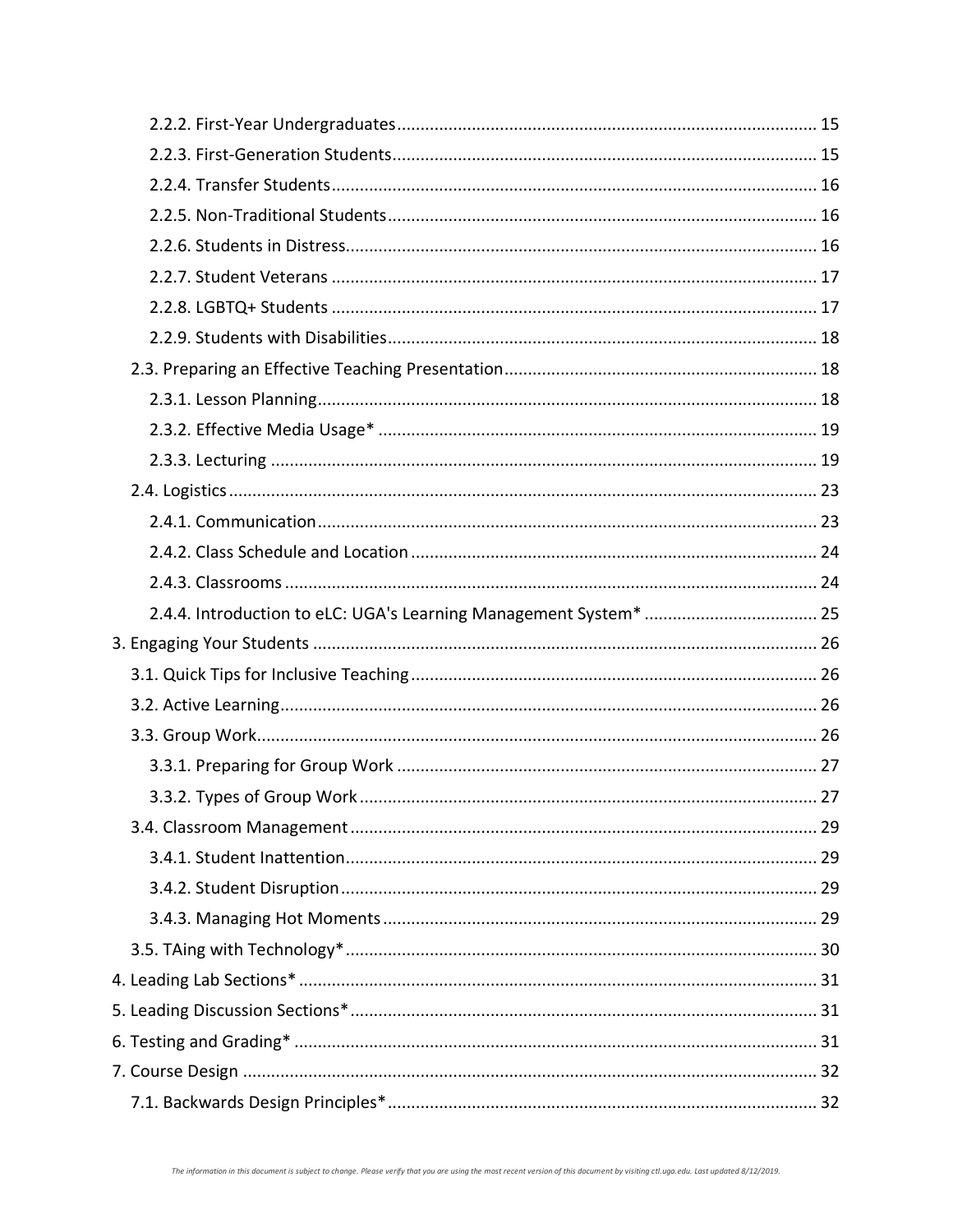2.2.2. First-Year Undergraduates ........................................................................................ 15

2.2.3. First-Generation Students.......................................................................................... 15

2.2.4. Transfer Students....................................................................................................... 16

2.2.5. Non-Traditional Students........................................................................................... 16

2.2.6. Students in Distress.................................................................................................... 16

2.2.7. Student Veterans ....................................................................................................... 17

2.2.8. LGBTQ+ Students ....................................................................................................... 17

2.2.9. Students with Disabilities........................................................................................... 18

2.3. Preparing an Effective Teaching Presentation.................................................................. 18

2.3.1. Lesson Planning.......................................................................................................... 18

2.3.2. Effective Media Usage* ............................................................................................. 19

2.3.3. Lecturing .................................................................................................................... 19

2.4. Logistics ............................................................................................................................. 23

2.4.1. Communication.......................................................................................................... 23

2.4.2. Class Schedule and Location ...................................................................................... 24

2.4.3. Classrooms ................................................................................................................. 24

2.4.4. Introduction to eLC: UGA's Learning Management System* ..................................... 25

3. Engaging Your Students ........................................................................................................... 26

3.1. Quick Tips for Inclusive Teaching ...................................................................................... 26

3.2. Active Learning.................................................................................................................. 26

3.3. Group Work....................................................................................................................... 26

3.3.1. Preparing for Group Work .......................................................................................... 27

3.3.2. Types of Group Work ................................................................................................. 27

3.4. Classroom Management ................................................................................................... 29

3.4.1. Student Inattention.................................................................................................... 29

3.4.2. Student Disruption ..................................................................................................... 29

3.4.3. Managing Hot Moments ............................................................................................ 29

3.5. TAing with Technology*..................................................................................................... 30

4. Leading Lab Sections* .............................................................................................................. 31

5. Leading Discussion Sections*................................................................................................... 31

6. Testing and Grading* ............................................................................................................... 31

7. Course Design .......................................................................................................................... 32

7.1. Backwards Design Principles*............................................................................................ 32

*The information in this document is subject to change. Please verify that you are using the most recent version of this document by visiting ctl.uga.edu. Last updated 8/12/2019.*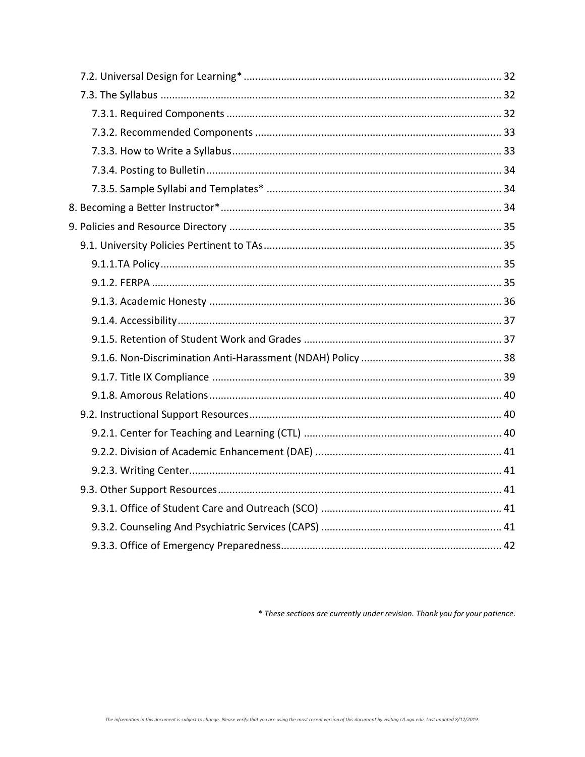- 7.2. Universal Design for Learning* ........ 32
- 7.3. The Syllabus ........ 32
  - 7.3.1. Required Components ........ 32
  - 7.3.2. Recommended Components ........ 33
  - 7.3.3. How to Write a Syllabus ........ 33
  - 7.3.4. Posting to Bulletin ........ 34
  - 7.3.5. Sample Syllabi and Templates* ........ 34

8. Becoming a Better Instructor* ........ 34

9. Policies and Resource Directory ........ 35

- 9.1. University Policies Pertinent to TAs ........ 35
  - 9.1.1.TA Policy ........ 35
  - 9.1.2. FERPA ........ 35
  - 9.1.3. Academic Honesty ........ 36
  - 9.1.4. Accessibility ........ 37
  - 9.1.5. Retention of Student Work and Grades ........ 37
  - 9.1.6. Non-Discrimination Anti-Harassment (NDAH) Policy ........ 38
  - 9.1.7. Title IX Compliance ........ 39
  - 9.1.8. Amorous Relations ........ 40
- 9.2. Instructional Support Resources ........ 40
  - 9.2.1. Center for Teaching and Learning (CTL) ........ 40
  - 9.2.2. Division of Academic Enhancement (DAE) ........ 41
  - 9.2.3. Writing Center ........ 41
- 9.3. Other Support Resources ........ 41
  - 9.3.1. Office of Student Care and Outreach (SCO) ........ 41
  - 9.3.2. Counseling And Psychiatric Services (CAPS) ........ 41
  - 9.3.3. Office of Emergency Preparedness ........ 42

*\* These sections are currently under revision. Thank you for your patience.*

*The information in this document is subject to change. Please verify that you are using the most recent version of this document by visiting ctl.uga.edu. Last updated 8/12/2019.*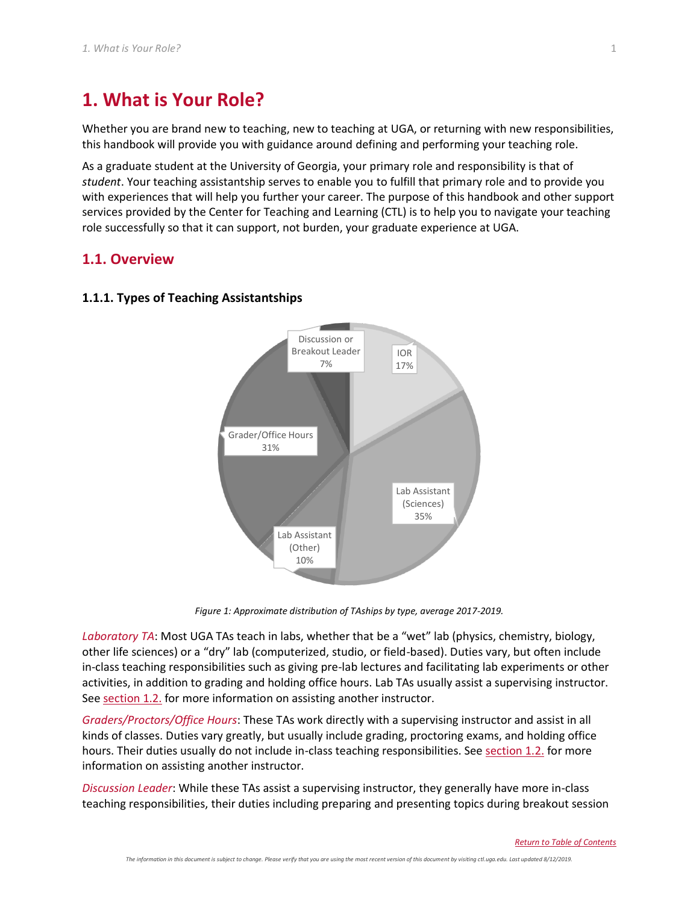# 1. What is Your Role?

Whether you are brand new to teaching, new to teaching at UGA, or returning with new responsibilities, this handbook will provide you with guidance around defining and performing your teaching role.

As a graduate student at the University of Georgia, your primary role and responsibility is that of *student*. Your teaching assistantship serves to enable you to fulfill that primary role and to provide you with experiences that will help you further your career. The purpose of this handbook and other support services provided by the Center for Teaching and Learning (CTL) is to help you to navigate your teaching role successfully so that it can support, not burden, your graduate experience at UGA.

## 1.1. Overview

### 1.1.1. Types of Teaching Assistantships

| Type | Percentage |
| --- | --- |
| IOR | 17% |
| Lab Assistant (Sciences) | 35% |
| Lab Assistant (Other) | 10% |
| Grader/Office Hours | 31% |
| Discussion or Breakout Leader | 7% |

*Figure 1: Approximate distribution of TAships by type, average 2017-2019.*

*Laboratory TA*: Most UGA TAs teach in labs, whether that be a "wet" lab (physics, chemistry, biology, other life sciences) or a "dry" lab (computerized, studio, or field-based). Duties vary, but often include in-class teaching responsibilities such as giving pre-lab lectures and facilitating lab experiments or other activities, in addition to grading and holding office hours. Lab TAs usually assist a supervising instructor. See section 1.2. for more information on assisting another instructor.

*Graders/Proctors/Office Hours*: These TAs work directly with a supervising instructor and assist in all kinds of classes. Duties vary greatly, but usually include grading, proctoring exams, and holding office hours. Their duties usually do not include in-class teaching responsibilities. See section 1.2. for more information on assisting another instructor.

*Discussion Leader*: While these TAs assist a supervising instructor, they generally have more in-class teaching responsibilities, their duties including preparing and presenting topics during breakout session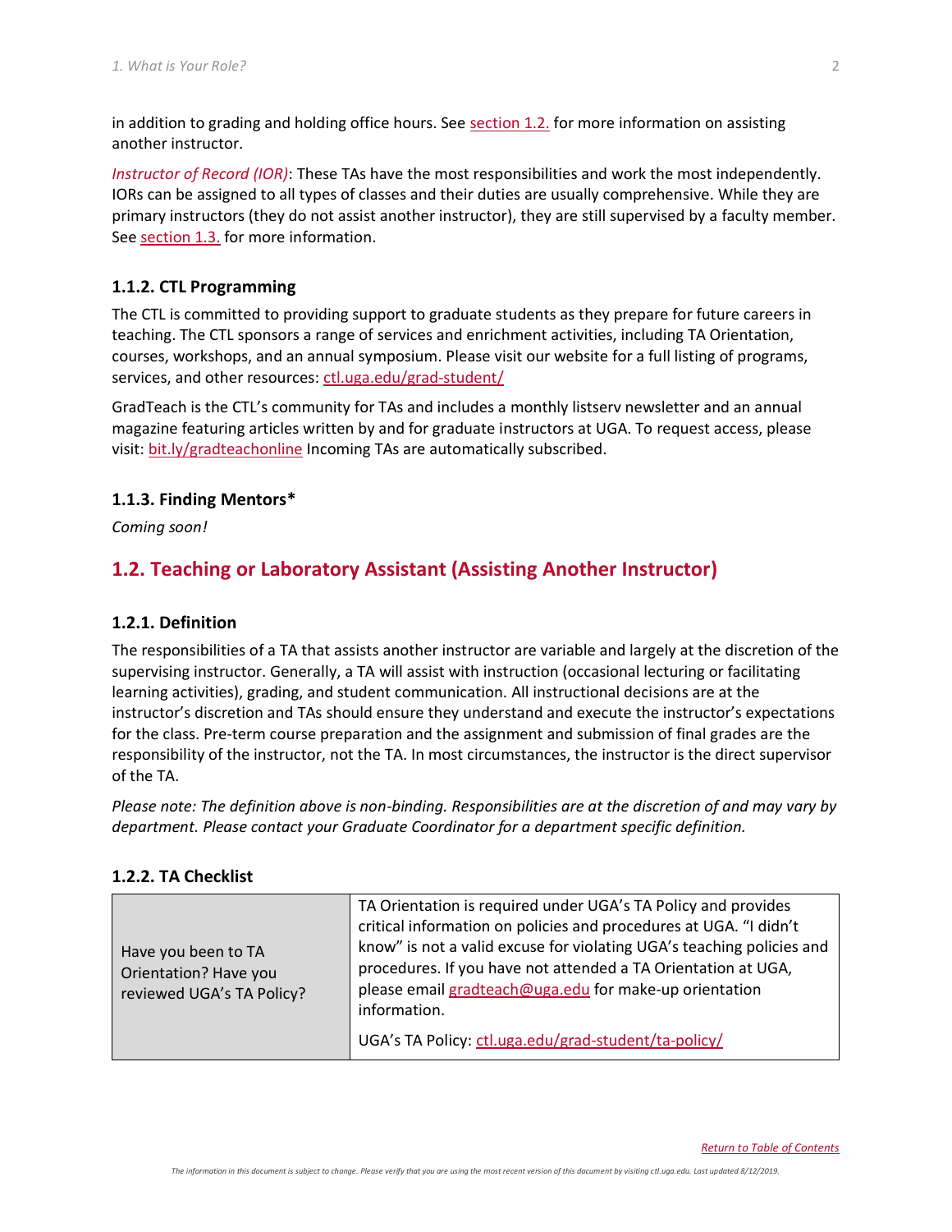in addition to grading and holding office hours. See section 1.2. for more information on assisting another instructor.

*Instructor of Record (IOR)*: These TAs have the most responsibilities and work the most independently. IORs can be assigned to all types of classes and their duties are usually comprehensive. While they are primary instructors (they do not assist another instructor), they are still supervised by a faculty member. See section 1.3. for more information.

### 1.1.2. CTL Programming

The CTL is committed to providing support to graduate students as they prepare for future careers in teaching. The CTL sponsors a range of services and enrichment activities, including TA Orientation, courses, workshops, and an annual symposium. Please visit our website for a full listing of programs, services, and other resources: ctl.uga.edu/grad-student/

GradTeach is the CTL's community for TAs and includes a monthly listserv newsletter and an annual magazine featuring articles written by and for graduate instructors at UGA. To request access, please visit: bit.ly/gradteachonline Incoming TAs are automatically subscribed.

### 1.1.3. Finding Mentors*

*Coming soon!*

## 1.2. Teaching or Laboratory Assistant (Assisting Another Instructor)

### 1.2.1. Definition

The responsibilities of a TA that assists another instructor are variable and largely at the discretion of the supervising instructor. Generally, a TA will assist with instruction (occasional lecturing or facilitating learning activities), grading, and student communication. All instructional decisions are at the instructor's discretion and TAs should ensure they understand and execute the instructor's expectations for the class. Pre-term course preparation and the assignment and submission of final grades are the responsibility of the instructor, not the TA. In most circumstances, the instructor is the direct supervisor of the TA.

*Please note: The definition above is non-binding. Responsibilities are at the discretion of and may vary by department. Please contact your Graduate Coordinator for a department specific definition.*

### 1.2.2. TA Checklist

| | |
|---|---|
| Have you been to TA Orientation? Have you reviewed UGA's TA Policy? | TA Orientation is required under UGA's TA Policy and provides critical information on policies and procedures at UGA. "I didn't know" is not a valid excuse for violating UGA's teaching policies and procedures. If you have not attended a TA Orientation at UGA, please email gradteach@uga.edu for make-up orientation information.<br><br>UGA's TA Policy: ctl.uga.edu/grad-student/ta-policy/ |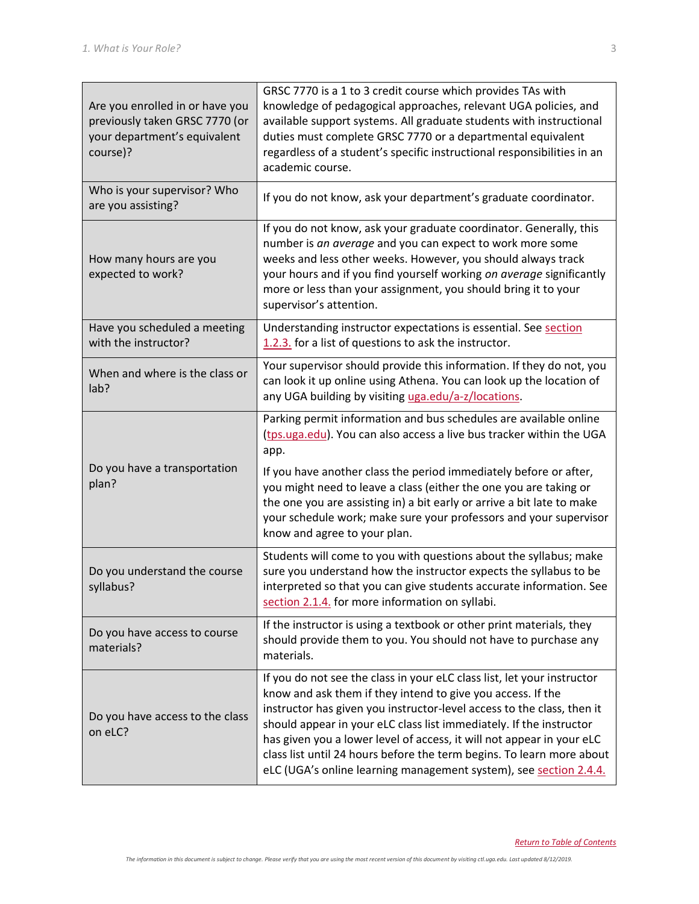| | |
|---|---|
| Are you enrolled in or have you previously taken GRSC 7770 (or your department's equivalent course)? | GRSC 7770 is a 1 to 3 credit course which provides TAs with knowledge of pedagogical approaches, relevant UGA policies, and available support systems. All graduate students with instructional duties must complete GRSC 7770 or a departmental equivalent regardless of a student's specific instructional responsibilities in an academic course. |
| Who is your supervisor? Who are you assisting? | If you do not know, ask your department's graduate coordinator. |
| How many hours are you expected to work? | If you do not know, ask your graduate coordinator. Generally, this number is *an average* and you can expect to work more some weeks and less other weeks. However, you should always track your hours and if you find yourself working *on average* significantly more or less than your assignment, you should bring it to your supervisor's attention. |
| Have you scheduled a meeting with the instructor? | Understanding instructor expectations is essential. See section 1.2.3. for a list of questions to ask the instructor. |
| When and where is the class or lab? | Your supervisor should provide this information. If they do not, you can look it up online using Athena. You can look up the location of any UGA building by visiting uga.edu/a-z/locations. |
| Do you have a transportation plan? | Parking permit information and bus schedules are available online (tps.uga.edu). You can also access a live bus tracker within the UGA app.<br><br>If you have another class the period immediately before or after, you might need to leave a class (either the one you are taking or the one you are assisting in) a bit early or arrive a bit late to make your schedule work; make sure your professors and your supervisor know and agree to your plan. |
| Do you understand the course syllabus? | Students will come to you with questions about the syllabus; make sure you understand how the instructor expects the syllabus to be interpreted so that you can give students accurate information. See section 2.1.4. for more information on syllabi. |
| Do you have access to course materials? | If the instructor is using a textbook or other print materials, they should provide them to you. You should not have to purchase any materials. |
| Do you have access to the class on eLC? | If you do not see the class in your eLC class list, let your instructor know and ask them if they intend to give you access. If the instructor has given you instructor-level access to the class, then it should appear in your eLC class list immediately. If the instructor has given you a lower level of access, it will not appear in your eLC class list until 24 hours before the term begins. To learn more about eLC (UGA's online learning management system), see section 2.4.4. |

Return to Table of Contents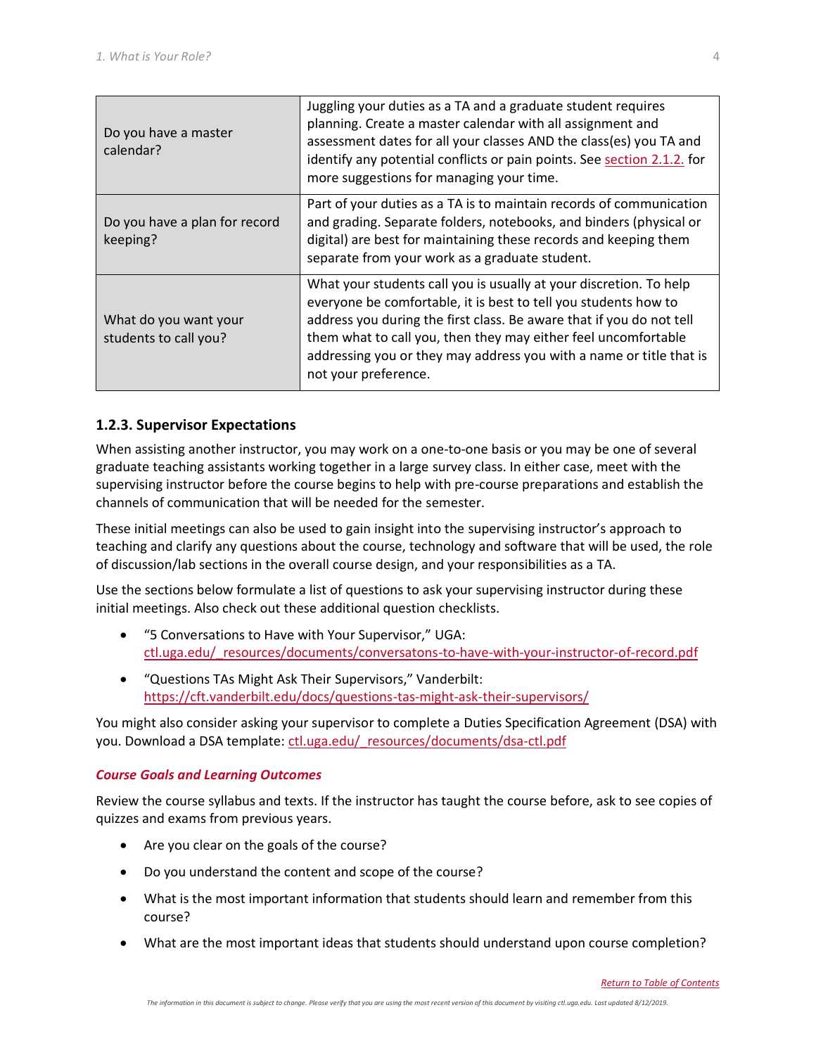| | |
|---|---|
| Do you have a master calendar? | Juggling your duties as a TA and a graduate student requires planning. Create a master calendar with all assignment and assessment dates for all your classes AND the class(es) you TA and identify any potential conflicts or pain points. See section 2.1.2. for more suggestions for managing your time. |
| Do you have a plan for record keeping? | Part of your duties as a TA is to maintain records of communication and grading. Separate folders, notebooks, and binders (physical or digital) are best for maintaining these records and keeping them separate from your work as a graduate student. |
| What do you want your students to call you? | What your students call you is usually at your discretion. To help everyone be comfortable, it is best to tell you students how to address you during the first class. Be aware that if you do not tell them what to call you, then they may either feel uncomfortable addressing you or they may address you with a name or title that is not your preference. |

### 1.2.3. Supervisor Expectations

When assisting another instructor, you may work on a one-to-one basis or you may be one of several graduate teaching assistants working together in a large survey class. In either case, meet with the supervising instructor before the course begins to help with pre-course preparations and establish the channels of communication that will be needed for the semester.

These initial meetings can also be used to gain insight into the supervising instructor's approach to teaching and clarify any questions about the course, technology and software that will be used, the role of discussion/lab sections in the overall course design, and your responsibilities as a TA.

Use the sections below formulate a list of questions to ask your supervising instructor during these initial meetings. Also check out these additional question checklists.

- "5 Conversations to Have with Your Supervisor," UGA: ctl.uga.edu/_resources/documents/conversatons-to-have-with-your-instructor-of-record.pdf
- "Questions TAs Might Ask Their Supervisors," Vanderbilt: https://cft.vanderbilt.edu/docs/questions-tas-might-ask-their-supervisors/

You might also consider asking your supervisor to complete a Duties Specification Agreement (DSA) with you. Download a DSA template: ctl.uga.edu/_resources/documents/dsa-ctl.pdf

#### *Course Goals and Learning Outcomes*

Review the course syllabus and texts. If the instructor has taught the course before, ask to see copies of quizzes and exams from previous years.

- Are you clear on the goals of the course?
- Do you understand the content and scope of the course?
- What is the most important information that students should learn and remember from this course?
- What are the most important ideas that students should understand upon course completion?

Return to Table of Contents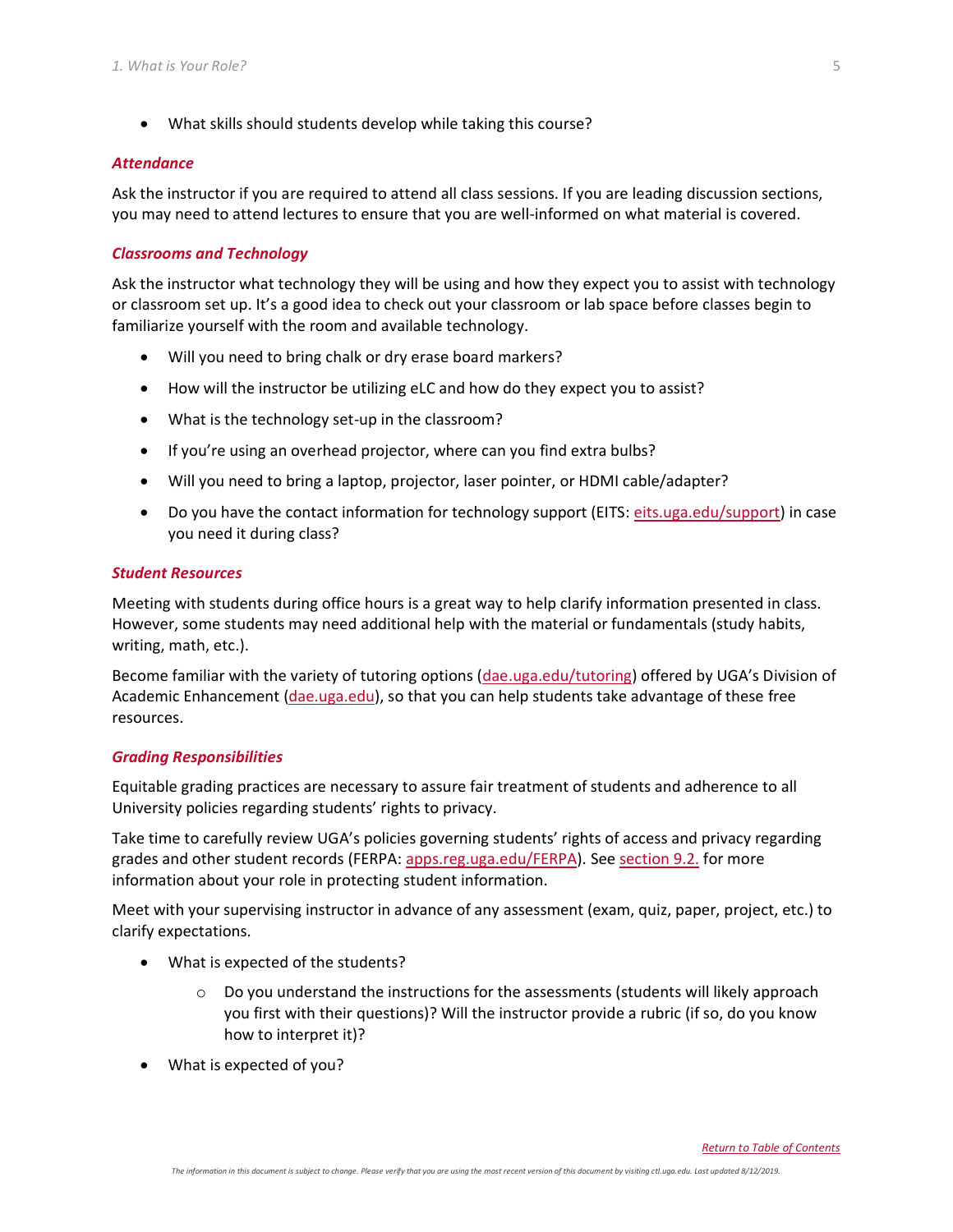- What skills should students develop while taking this course?

### *Attendance*

Ask the instructor if you are required to attend all class sessions. If you are leading discussion sections, you may need to attend lectures to ensure that you are well-informed on what material is covered.

### *Classrooms and Technology*

Ask the instructor what technology they will be using and how they expect you to assist with technology or classroom set up. It's a good idea to check out your classroom or lab space before classes begin to familiarize yourself with the room and available technology.

- Will you need to bring chalk or dry erase board markers?
- How will the instructor be utilizing eLC and how do they expect you to assist?
- What is the technology set-up in the classroom?
- If you're using an overhead projector, where can you find extra bulbs?
- Will you need to bring a laptop, projector, laser pointer, or HDMI cable/adapter?
- Do you have the contact information for technology support (EITS: eits.uga.edu/support) in case you need it during class?

### *Student Resources*

Meeting with students during office hours is a great way to help clarify information presented in class. However, some students may need additional help with the material or fundamentals (study habits, writing, math, etc.).

Become familiar with the variety of tutoring options (dae.uga.edu/tutoring) offered by UGA's Division of Academic Enhancement (dae.uga.edu), so that you can help students take advantage of these free resources.

### *Grading Responsibilities*

Equitable grading practices are necessary to assure fair treatment of students and adherence to all University policies regarding students' rights to privacy.

Take time to carefully review UGA's policies governing students' rights of access and privacy regarding grades and other student records (FERPA: apps.reg.uga.edu/FERPA). See section 9.2. for more information about your role in protecting student information.

Meet with your supervising instructor in advance of any assessment (exam, quiz, paper, project, etc.) to clarify expectations.

- What is expected of the students?
  - Do you understand the instructions for the assessments (students will likely approach you first with their questions)? Will the instructor provide a rubric (if so, do you know how to interpret it)?
- What is expected of you?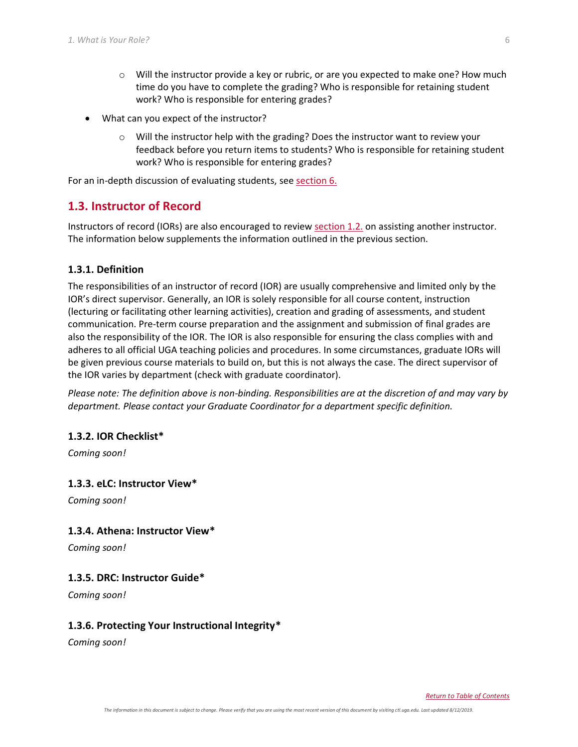- Will the instructor provide a key or rubric, or are you expected to make one? How much time do you have to complete the grading? Who is responsible for retaining student work? Who is responsible for entering grades?
- What can you expect of the instructor?
  - Will the instructor help with the grading? Does the instructor want to review your feedback before you return items to students? Who is responsible for retaining student work? Who is responsible for entering grades?

For an in-depth discussion of evaluating students, see section 6.

## 1.3. Instructor of Record

Instructors of record (IORs) are also encouraged to review section 1.2. on assisting another instructor. The information below supplements the information outlined in the previous section.

### 1.3.1. Definition

The responsibilities of an instructor of record (IOR) are usually comprehensive and limited only by the IOR's direct supervisor. Generally, an IOR is solely responsible for all course content, instruction (lecturing or facilitating other learning activities), creation and grading of assessments, and student communication. Pre-term course preparation and the assignment and submission of final grades are also the responsibility of the IOR. The IOR is also responsible for ensuring the class complies with and adheres to all official UGA teaching policies and procedures. In some circumstances, graduate IORs will be given previous course materials to build on, but this is not always the case. The direct supervisor of the IOR varies by department (check with graduate coordinator).

*Please note: The definition above is non-binding. Responsibilities are at the discretion of and may vary by department. Please contact your Graduate Coordinator for a department specific definition.*

### 1.3.2. IOR Checklist*

*Coming soon!*

### 1.3.3. eLC: Instructor View*

*Coming soon!*

### 1.3.4. Athena: Instructor View*

*Coming soon!*

### 1.3.5. DRC: Instructor Guide*

*Coming soon!*

### 1.3.6. Protecting Your Instructional Integrity*

*Coming soon!*

*Return to Table of Contents*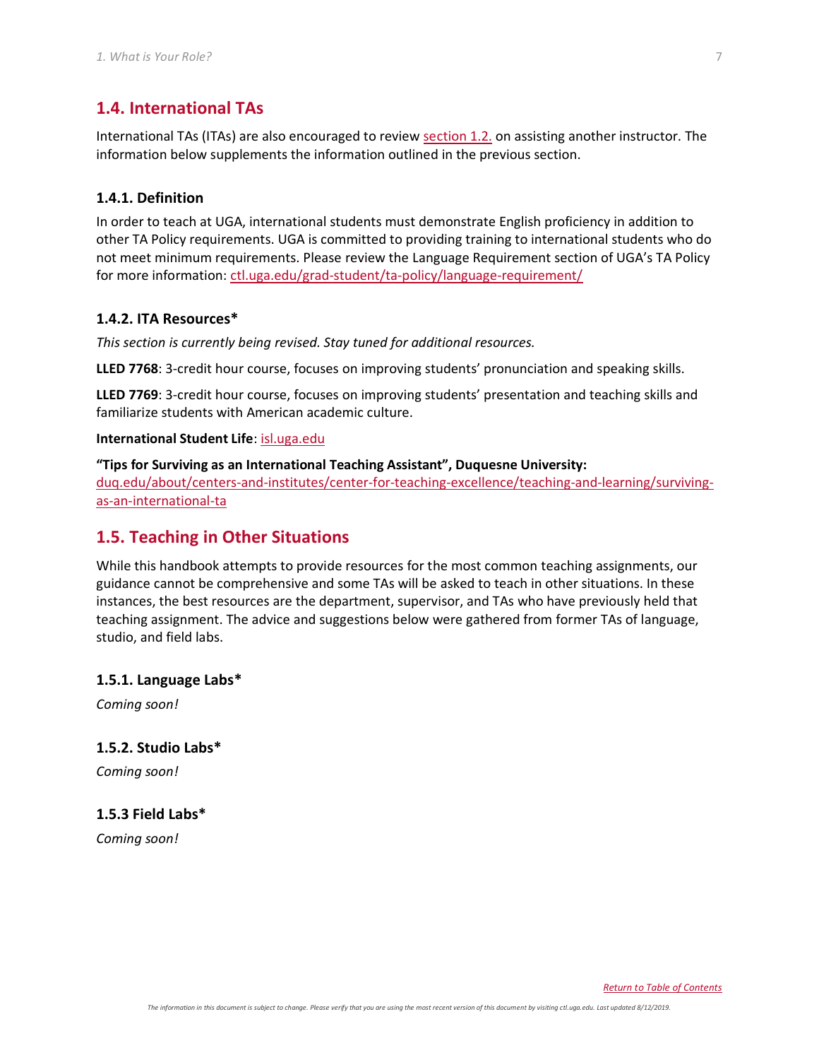## 1.4. International TAs

International TAs (ITAs) are also encouraged to review [section 1.2.](#) on assisting another instructor. The information below supplements the information outlined in the previous section.

### 1.4.1. Definition

In order to teach at UGA, international students must demonstrate English proficiency in addition to other TA Policy requirements. UGA is committed to providing training to international students who do not meet minimum requirements. Please review the Language Requirement section of UGA's TA Policy for more information: ctl.uga.edu/grad-student/ta-policy/language-requirement/

### 1.4.2. ITA Resources*

*This section is currently being revised. Stay tuned for additional resources.*

**LLED 7768**: 3-credit hour course, focuses on improving students' pronunciation and speaking skills.

**LLED 7769**: 3-credit hour course, focuses on improving students' presentation and teaching skills and familiarize students with American academic culture.

**International Student Life**: isl.uga.edu

**"Tips for Surviving as an International Teaching Assistant", Duquesne University:** duq.edu/about/centers-and-institutes/center-for-teaching-excellence/teaching-and-learning/surviving-as-an-international-ta

## 1.5. Teaching in Other Situations

While this handbook attempts to provide resources for the most common teaching assignments, our guidance cannot be comprehensive and some TAs will be asked to teach in other situations. In these instances, the best resources are the department, supervisor, and TAs who have previously held that teaching assignment. The advice and suggestions below were gathered from former TAs of language, studio, and field labs.

### 1.5.1. Language Labs*

*Coming soon!*

### 1.5.2. Studio Labs*

*Coming soon!*

### 1.5.3 Field Labs*

*Coming soon!*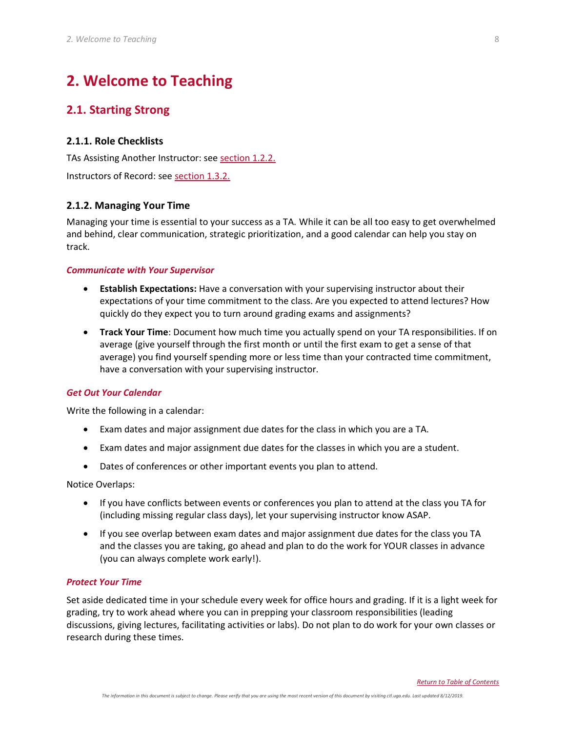# 2. Welcome to Teaching

## 2.1. Starting Strong

### 2.1.1. Role Checklists

TAs Assisting Another Instructor: see section 1.2.2.

Instructors of Record: see section 1.3.2.

### 2.1.2. Managing Your Time

Managing your time is essential to your success as a TA. While it can be all too easy to get overwhelmed and behind, clear communication, strategic prioritization, and a good calendar can help you stay on track.

***Communicate with Your Supervisor***

- **Establish Expectations:** Have a conversation with your supervising instructor about their expectations of your time commitment to the class. Are you expected to attend lectures? How quickly do they expect you to turn around grading exams and assignments?
- **Track Your Time**: Document how much time you actually spend on your TA responsibilities. If on average (give yourself through the first month or until the first exam to get a sense of that average) you find yourself spending more or less time than your contracted time commitment, have a conversation with your supervising instructor.

***Get Out Your Calendar***

Write the following in a calendar:

- Exam dates and major assignment due dates for the class in which you are a TA.
- Exam dates and major assignment due dates for the classes in which you are a student.
- Dates of conferences or other important events you plan to attend.

Notice Overlaps:

- If you have conflicts between events or conferences you plan to attend at the class you TA for (including missing regular class days), let your supervising instructor know ASAP.
- If you see overlap between exam dates and major assignment due dates for the class you TA and the classes you are taking, go ahead and plan to do the work for YOUR classes in advance (you can always complete work early!).

***Protect Your Time***

Set aside dedicated time in your schedule every week for office hours and grading. If it is a light week for grading, try to work ahead where you can in prepping your classroom responsibilities (leading discussions, giving lectures, facilitating activities or labs). Do not plan to do work for your own classes or research during these times.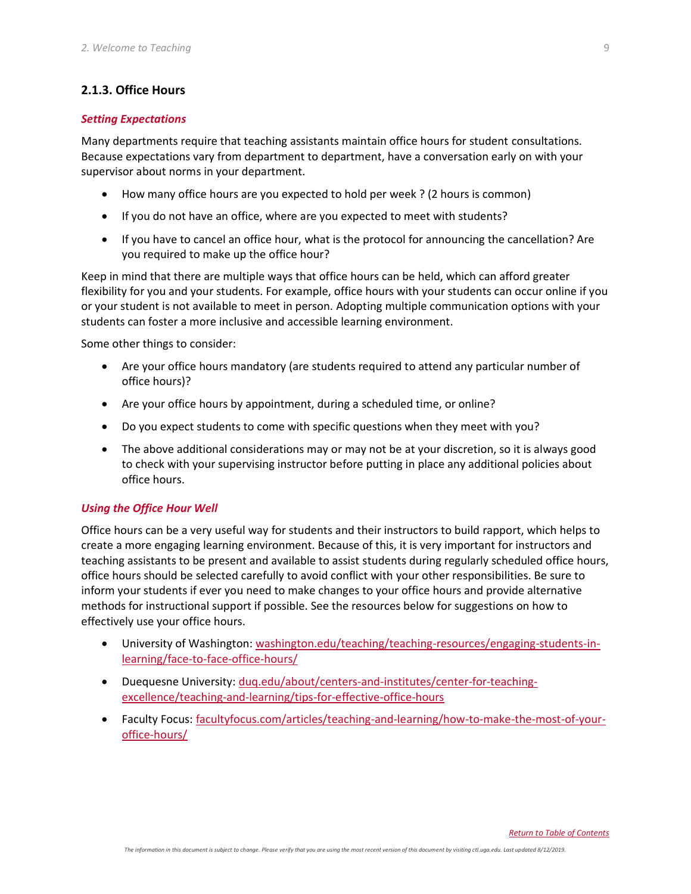### 2.1.3. Office Hours

***Setting Expectations***

Many departments require that teaching assistants maintain office hours for student consultations. Because expectations vary from department to department, have a conversation early on with your supervisor about norms in your department.

- How many office hours are you expected to hold per week ? (2 hours is common)
- If you do not have an office, where are you expected to meet with students?
- If you have to cancel an office hour, what is the protocol for announcing the cancellation? Are you required to make up the office hour?

Keep in mind that there are multiple ways that office hours can be held, which can afford greater flexibility for you and your students. For example, office hours with your students can occur online if you or your student is not available to meet in person. Adopting multiple communication options with your students can foster a more inclusive and accessible learning environment.

Some other things to consider:

- Are your office hours mandatory (are students required to attend any particular number of office hours)?
- Are your office hours by appointment, during a scheduled time, or online?
- Do you expect students to come with specific questions when they meet with you?
- The above additional considerations may or may not be at your discretion, so it is always good to check with your supervising instructor before putting in place any additional policies about office hours.

***Using the Office Hour Well***

Office hours can be a very useful way for students and their instructors to build rapport, which helps to create a more engaging learning environment. Because of this, it is very important for instructors and teaching assistants to be present and available to assist students during regularly scheduled office hours, office hours should be selected carefully to avoid conflict with your other responsibilities. Be sure to inform your students if ever you need to make changes to your office hours and provide alternative methods for instructional support if possible. See the resources below for suggestions on how to effectively use your office hours.

- University of Washington: washington.edu/teaching/teaching-resources/engaging-students-in-learning/face-to-face-office-hours/
- Duequesne University: duq.edu/about/centers-and-institutes/center-for-teaching-excellence/teaching-and-learning/tips-for-effective-office-hours
- Faculty Focus: facultyfocus.com/articles/teaching-and-learning/how-to-make-the-most-of-your-office-hours/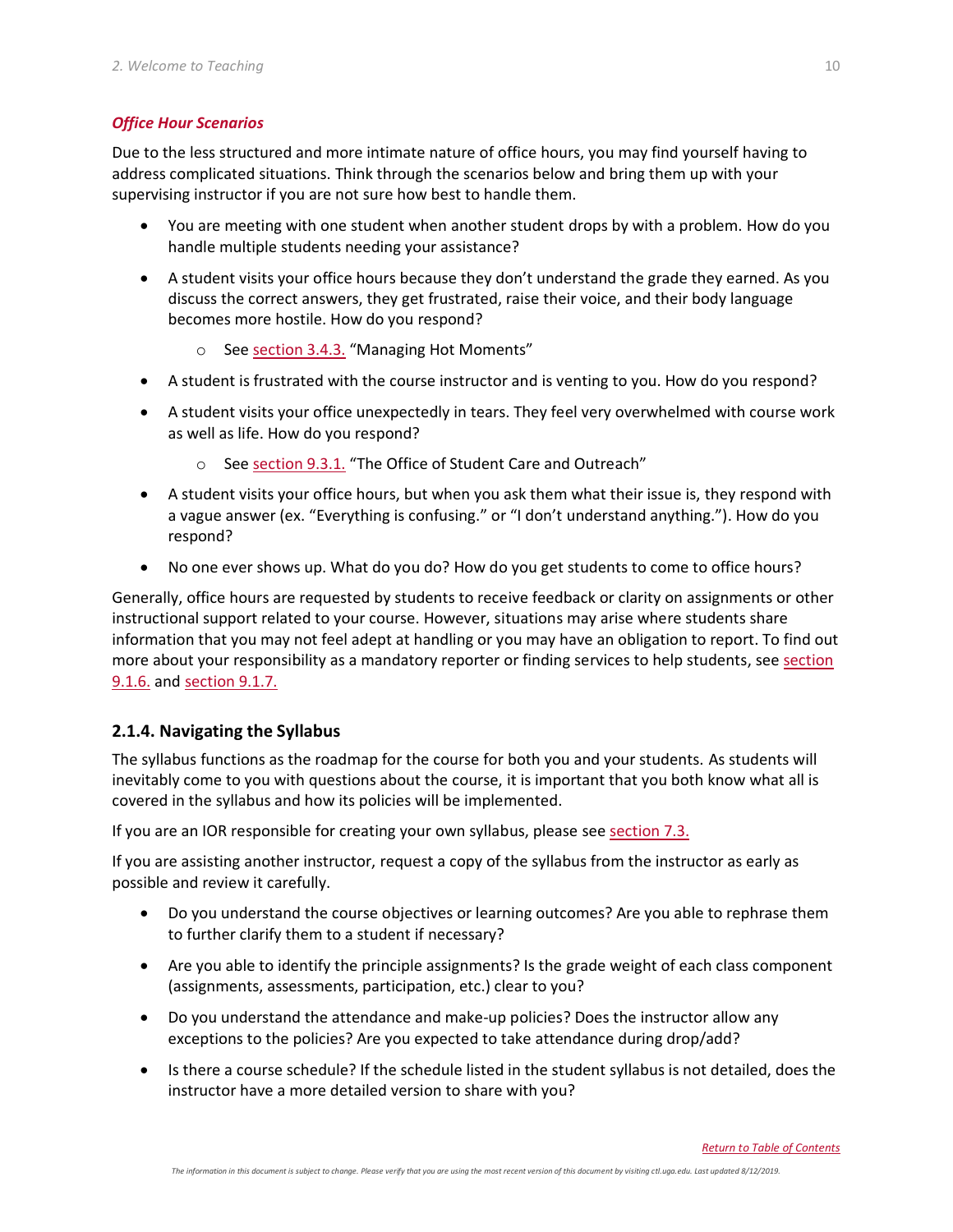*Office Hour Scenarios*

Due to the less structured and more intimate nature of office hours, you may find yourself having to address complicated situations. Think through the scenarios below and bring them up with your supervising instructor if you are not sure how best to handle them.

- You are meeting with one student when another student drops by with a problem. How do you handle multiple students needing your assistance?
- A student visits your office hours because they don't understand the grade they earned. As you discuss the correct answers, they get frustrated, raise their voice, and their body language becomes more hostile. How do you respond?
    - See section 3.4.3. "Managing Hot Moments"
- A student is frustrated with the course instructor and is venting to you. How do you respond?
- A student visits your office unexpectedly in tears. They feel very overwhelmed with course work as well as life. How do you respond?
    - See section 9.3.1. "The Office of Student Care and Outreach"
- A student visits your office hours, but when you ask them what their issue is, they respond with a vague answer (ex. "Everything is confusing." or "I don't understand anything."). How do you respond?
- No one ever shows up. What do you do? How do you get students to come to office hours?

Generally, office hours are requested by students to receive feedback or clarity on assignments or other instructional support related to your course. However, situations may arise where students share information that you may not feel adept at handling or you may have an obligation to report. To find out more about your responsibility as a mandatory reporter or finding services to help students, see section 9.1.6. and section 9.1.7.

### 2.1.4. Navigating the Syllabus

The syllabus functions as the roadmap for the course for both you and your students. As students will inevitably come to you with questions about the course, it is important that you both know what all is covered in the syllabus and how its policies will be implemented.

If you are an IOR responsible for creating your own syllabus, please see section 7.3.

If you are assisting another instructor, request a copy of the syllabus from the instructor as early as possible and review it carefully.

- Do you understand the course objectives or learning outcomes? Are you able to rephrase them to further clarify them to a student if necessary?
- Are you able to identify the principle assignments? Is the grade weight of each class component (assignments, assessments, participation, etc.) clear to you?
- Do you understand the attendance and make-up policies? Does the instructor allow any exceptions to the policies? Are you expected to take attendance during drop/add?
- Is there a course schedule? If the schedule listed in the student syllabus is not detailed, does the instructor have a more detailed version to share with you?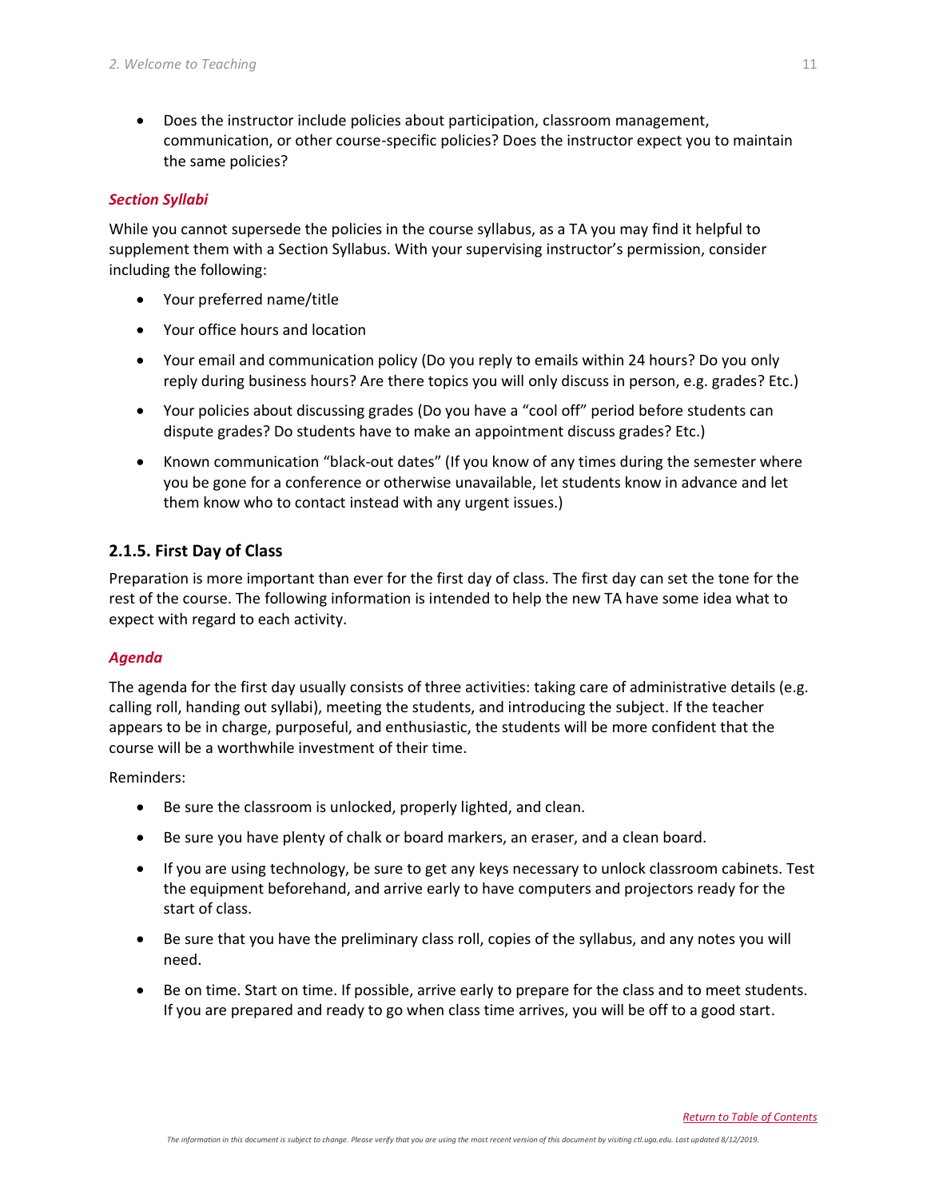- Does the instructor include policies about participation, classroom management, communication, or other course-specific policies? Does the instructor expect you to maintain the same policies?

#### *Section Syllabi*

While you cannot supersede the policies in the course syllabus, as a TA you may find it helpful to supplement them with a Section Syllabus. With your supervising instructor's permission, consider including the following:

- Your preferred name/title
- Your office hours and location
- Your email and communication policy (Do you reply to emails within 24 hours? Do you only reply during business hours? Are there topics you will only discuss in person, e.g. grades? Etc.)
- Your policies about discussing grades (Do you have a "cool off" period before students can dispute grades? Do students have to make an appointment discuss grades? Etc.)
- Known communication "black-out dates" (If you know of any times during the semester where you be gone for a conference or otherwise unavailable, let students know in advance and let them know who to contact instead with any urgent issues.)

### 2.1.5. First Day of Class

Preparation is more important than ever for the first day of class. The first day can set the tone for the rest of the course. The following information is intended to help the new TA have some idea what to expect with regard to each activity.

#### *Agenda*

The agenda for the first day usually consists of three activities: taking care of administrative details (e.g. calling roll, handing out syllabi), meeting the students, and introducing the subject. If the teacher appears to be in charge, purposeful, and enthusiastic, the students will be more confident that the course will be a worthwhile investment of their time.

Reminders:

- Be sure the classroom is unlocked, properly lighted, and clean.
- Be sure you have plenty of chalk or board markers, an eraser, and a clean board.
- If you are using technology, be sure to get any keys necessary to unlock classroom cabinets. Test the equipment beforehand, and arrive early to have computers and projectors ready for the start of class.
- Be sure that you have the preliminary class roll, copies of the syllabus, and any notes you will need.
- Be on time. Start on time. If possible, arrive early to prepare for the class and to meet students. If you are prepared and ready to go when class time arrives, you will be off to a good start.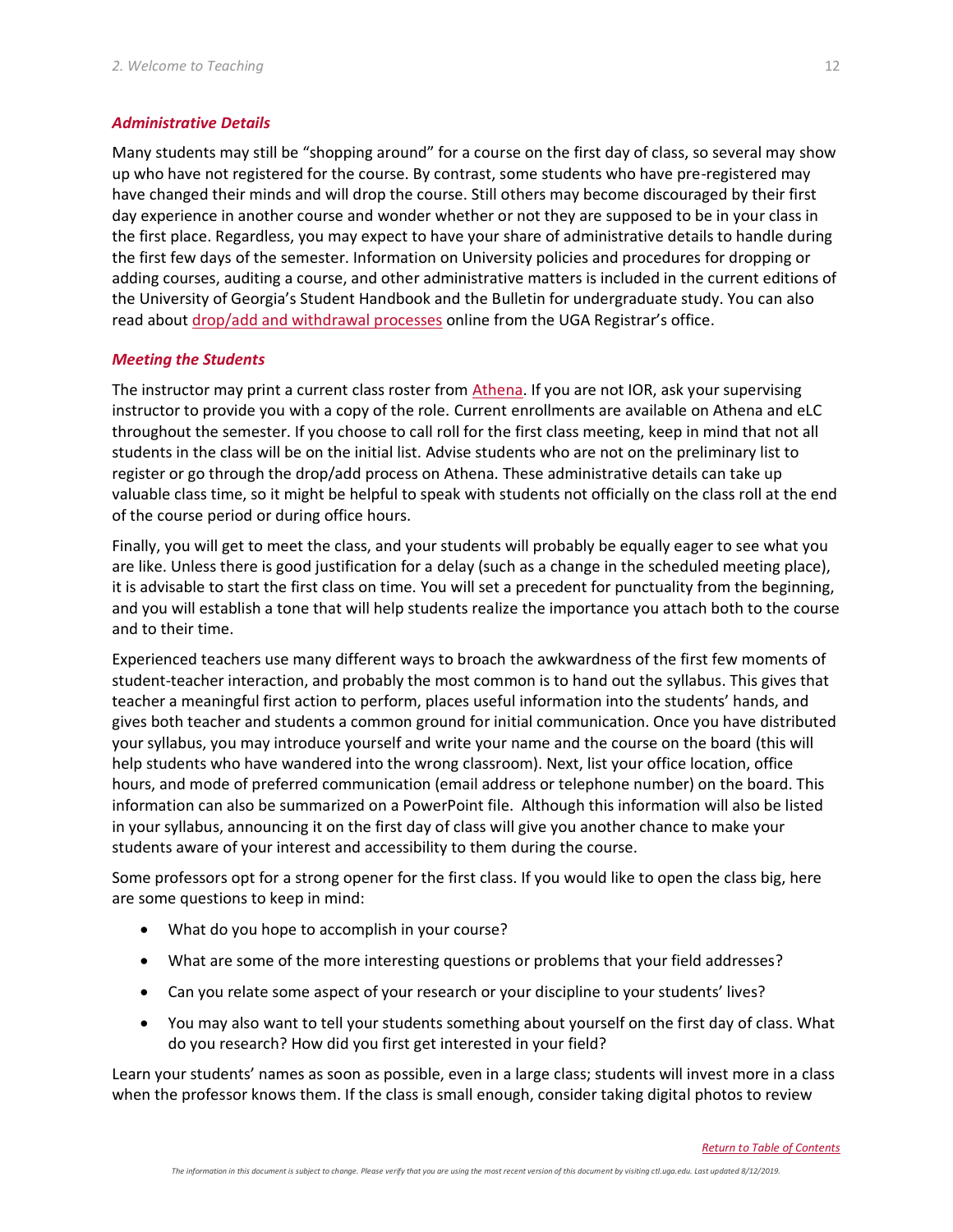### *Administrative Details*

Many students may still be "shopping around" for a course on the first day of class, so several may show up who have not registered for the course. By contrast, some students who have pre-registered may have changed their minds and will drop the course. Still others may become discouraged by their first day experience in another course and wonder whether or not they are supposed to be in your class in the first place. Regardless, you may expect to have your share of administrative details to handle during the first few days of the semester. Information on University policies and procedures for dropping or adding courses, auditing a course, and other administrative matters is included in the current editions of the University of Georgia's Student Handbook and the Bulletin for undergraduate study. You can also read about drop/add and withdrawal processes online from the UGA Registrar's office.

### *Meeting the Students*

The instructor may print a current class roster from Athena. If you are not IOR, ask your supervising instructor to provide you with a copy of the role. Current enrollments are available on Athena and eLC throughout the semester. If you choose to call roll for the first class meeting, keep in mind that not all students in the class will be on the initial list. Advise students who are not on the preliminary list to register or go through the drop/add process on Athena. These administrative details can take up valuable class time, so it might be helpful to speak with students not officially on the class roll at the end of the course period or during office hours.

Finally, you will get to meet the class, and your students will probably be equally eager to see what you are like. Unless there is good justification for a delay (such as a change in the scheduled meeting place), it is advisable to start the first class on time. You will set a precedent for punctuality from the beginning, and you will establish a tone that will help students realize the importance you attach both to the course and to their time.

Experienced teachers use many different ways to broach the awkwardness of the first few moments of student-teacher interaction, and probably the most common is to hand out the syllabus. This gives that teacher a meaningful first action to perform, places useful information into the students' hands, and gives both teacher and students a common ground for initial communication. Once you have distributed your syllabus, you may introduce yourself and write your name and the course on the board (this will help students who have wandered into the wrong classroom). Next, list your office location, office hours, and mode of preferred communication (email address or telephone number) on the board. This information can also be summarized on a PowerPoint file. Although this information will also be listed in your syllabus, announcing it on the first day of class will give you another chance to make your students aware of your interest and accessibility to them during the course.

Some professors opt for a strong opener for the first class. If you would like to open the class big, here are some questions to keep in mind:

- What do you hope to accomplish in your course?
- What are some of the more interesting questions or problems that your field addresses?
- Can you relate some aspect of your research or your discipline to your students' lives?
- You may also want to tell your students something about yourself on the first day of class. What do you research? How did you first get interested in your field?

Learn your students' names as soon as possible, even in a large class; students will invest more in a class when the professor knows them. If the class is small enough, consider taking digital photos to review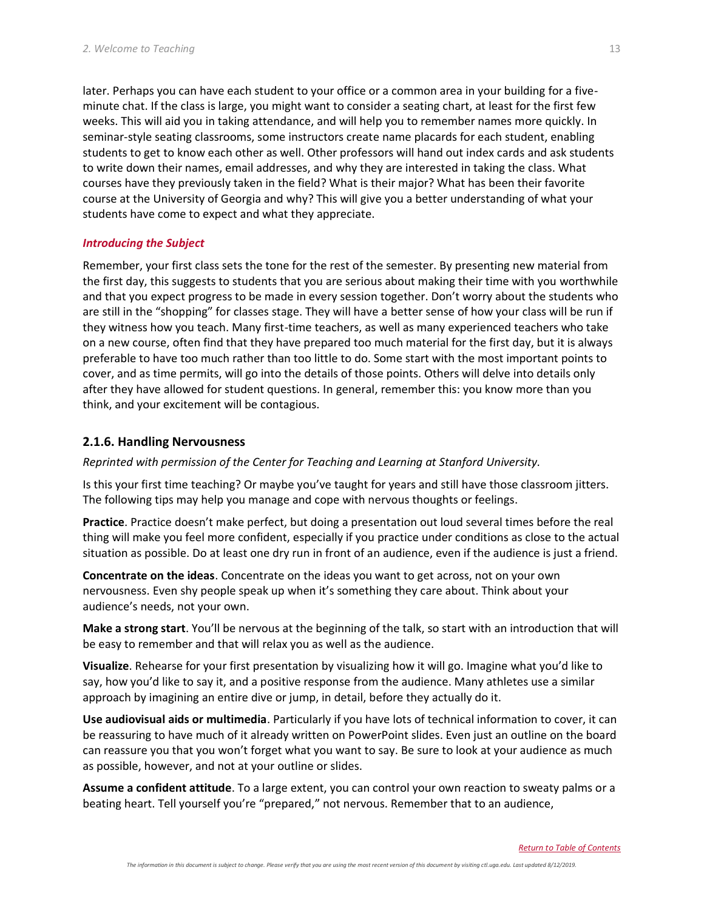later. Perhaps you can have each student to your office or a common area in your building for a five-minute chat. If the class is large, you might want to consider a seating chart, at least for the first few weeks. This will aid you in taking attendance, and will help you to remember names more quickly. In seminar-style seating classrooms, some instructors create name placards for each student, enabling students to get to know each other as well. Other professors will hand out index cards and ask students to write down their names, email addresses, and why they are interested in taking the class. What courses have they previously taken in the field? What is their major? What has been their favorite course at the University of Georgia and why? This will give you a better understanding of what your students have come to expect and what they appreciate.

***Introducing the Subject***

Remember, your first class sets the tone for the rest of the semester. By presenting new material from the first day, this suggests to students that you are serious about making their time with you worthwhile and that you expect progress to be made in every session together. Don't worry about the students who are still in the "shopping" for classes stage. They will have a better sense of how your class will be run if they witness how you teach. Many first-time teachers, as well as many experienced teachers who take on a new course, often find that they have prepared too much material for the first day, but it is always preferable to have too much rather than too little to do. Some start with the most important points to cover, and as time permits, will go into the details of those points. Others will delve into details only after they have allowed for student questions. In general, remember this: you know more than you think, and your excitement will be contagious.

### 2.1.6. Handling Nervousness

*Reprinted with permission of the Center for Teaching and Learning at Stanford University.*

Is this your first time teaching? Or maybe you've taught for years and still have those classroom jitters. The following tips may help you manage and cope with nervous thoughts or feelings.

**Practice**. Practice doesn't make perfect, but doing a presentation out loud several times before the real thing will make you feel more confident, especially if you practice under conditions as close to the actual situation as possible. Do at least one dry run in front of an audience, even if the audience is just a friend.

**Concentrate on the ideas**. Concentrate on the ideas you want to get across, not on your own nervousness. Even shy people speak up when it's something they care about. Think about your audience's needs, not your own.

**Make a strong start**. You'll be nervous at the beginning of the talk, so start with an introduction that will be easy to remember and that will relax you as well as the audience.

**Visualize**. Rehearse for your first presentation by visualizing how it will go. Imagine what you'd like to say, how you'd like to say it, and a positive response from the audience. Many athletes use a similar approach by imagining an entire dive or jump, in detail, before they actually do it.

**Use audiovisual aids or multimedia**. Particularly if you have lots of technical information to cover, it can be reassuring to have much of it already written on PowerPoint slides. Even just an outline on the board can reassure you that you won't forget what you want to say. Be sure to look at your audience as much as possible, however, and not at your outline or slides.

**Assume a confident attitude**. To a large extent, you can control your own reaction to sweaty palms or a beating heart. Tell yourself you're "prepared," not nervous. Remember that to an audience,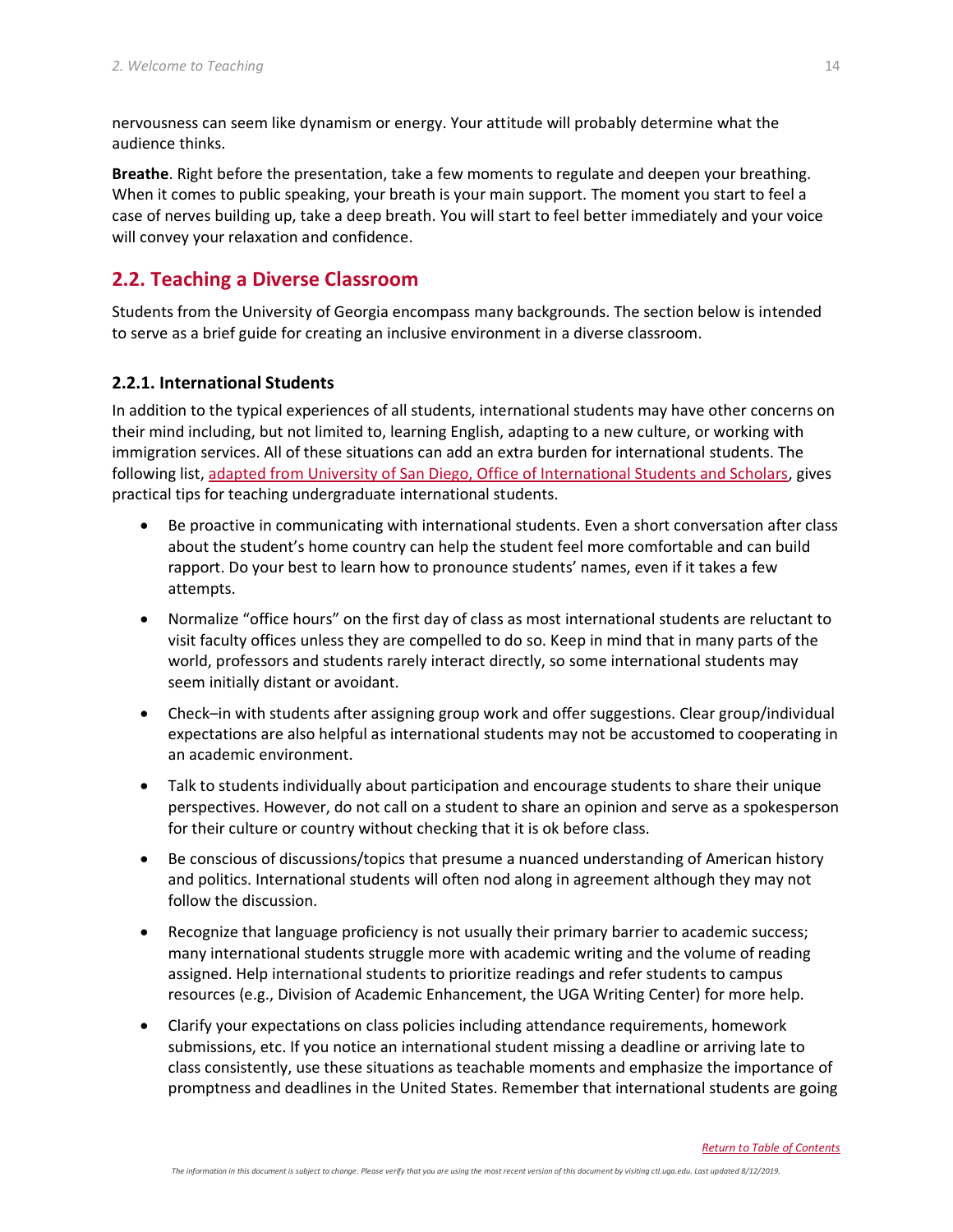nervousness can seem like dynamism or energy. Your attitude will probably determine what the audience thinks.

**Breathe**. Right before the presentation, take a few moments to regulate and deepen your breathing. When it comes to public speaking, your breath is your main support. The moment you start to feel a case of nerves building up, take a deep breath. You will start to feel better immediately and your voice will convey your relaxation and confidence.

## 2.2. Teaching a Diverse Classroom

Students from the University of Georgia encompass many backgrounds. The section below is intended to serve as a brief guide for creating an inclusive environment in a diverse classroom.

### 2.2.1. International Students

In addition to the typical experiences of all students, international students may have other concerns on their mind including, but not limited to, learning English, adapting to a new culture, or working with immigration services. All of these situations can add an extra burden for international students. The following list, adapted from University of San Diego, Office of International Students and Scholars, gives practical tips for teaching undergraduate international students.

- Be proactive in communicating with international students. Even a short conversation after class about the student's home country can help the student feel more comfortable and can build rapport. Do your best to learn how to pronounce students' names, even if it takes a few attempts.
- Normalize "office hours" on the first day of class as most international students are reluctant to visit faculty offices unless they are compelled to do so. Keep in mind that in many parts of the world, professors and students rarely interact directly, so some international students may seem initially distant or avoidant.
- Check–in with students after assigning group work and offer suggestions. Clear group/individual expectations are also helpful as international students may not be accustomed to cooperating in an academic environment.
- Talk to students individually about participation and encourage students to share their unique perspectives. However, do not call on a student to share an opinion and serve as a spokesperson for their culture or country without checking that it is ok before class.
- Be conscious of discussions/topics that presume a nuanced understanding of American history and politics. International students will often nod along in agreement although they may not follow the discussion.
- Recognize that language proficiency is not usually their primary barrier to academic success; many international students struggle more with academic writing and the volume of reading assigned. Help international students to prioritize readings and refer students to campus resources (e.g., Division of Academic Enhancement, the UGA Writing Center) for more help.
- Clarify your expectations on class policies including attendance requirements, homework submissions, etc. If you notice an international student missing a deadline or arriving late to class consistently, use these situations as teachable moments and emphasize the importance of promptness and deadlines in the United States. Remember that international students are going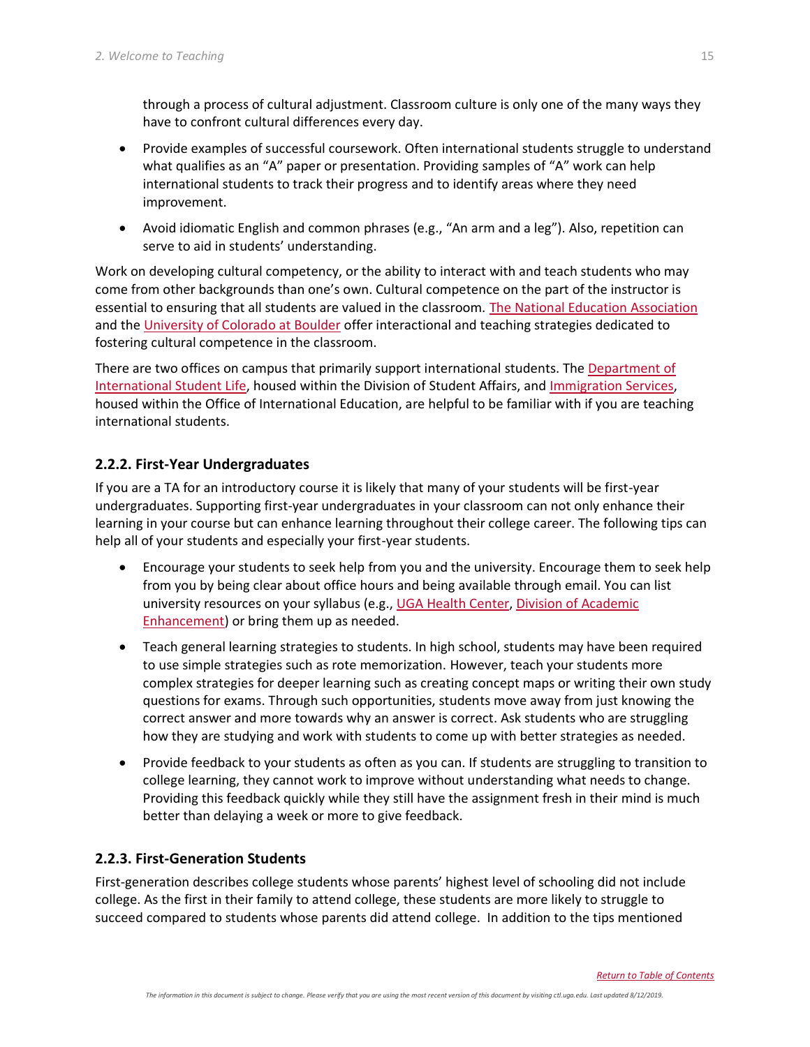through a process of cultural adjustment. Classroom culture is only one of the many ways they have to confront cultural differences every day.

- Provide examples of successful coursework. Often international students struggle to understand what qualifies as an "A" paper or presentation. Providing samples of "A" work can help international students to track their progress and to identify areas where they need improvement.
- Avoid idiomatic English and common phrases (e.g., "An arm and a leg"). Also, repetition can serve to aid in students' understanding.

Work on developing cultural competency, or the ability to interact with and teach students who may come from other backgrounds than one's own. Cultural competence on the part of the instructor is essential to ensuring that all students are valued in the classroom. The National Education Association and the University of Colorado at Boulder offer interactional and teaching strategies dedicated to fostering cultural competence in the classroom.

There are two offices on campus that primarily support international students. The Department of International Student Life, housed within the Division of Student Affairs, and Immigration Services, housed within the Office of International Education, are helpful to be familiar with if you are teaching international students.

### 2.2.2. First-Year Undergraduates

If you are a TA for an introductory course it is likely that many of your students will be first-year undergraduates. Supporting first-year undergraduates in your classroom can not only enhance their learning in your course but can enhance learning throughout their college career. The following tips can help all of your students and especially your first-year students.

- Encourage your students to seek help from you and the university. Encourage them to seek help from you by being clear about office hours and being available through email. You can list university resources on your syllabus (e.g., UGA Health Center, Division of Academic Enhancement) or bring them up as needed.
- Teach general learning strategies to students. In high school, students may have been required to use simple strategies such as rote memorization. However, teach your students more complex strategies for deeper learning such as creating concept maps or writing their own study questions for exams. Through such opportunities, students move away from just knowing the correct answer and more towards why an answer is correct. Ask students who are struggling how they are studying and work with students to come up with better strategies as needed.
- Provide feedback to your students as often as you can. If students are struggling to transition to college learning, they cannot work to improve without understanding what needs to change. Providing this feedback quickly while they still have the assignment fresh in their mind is much better than delaying a week or more to give feedback.

### 2.2.3. First-Generation Students

First-generation describes college students whose parents' highest level of schooling did not include college. As the first in their family to attend college, these students are more likely to struggle to succeed compared to students whose parents did attend college. In addition to the tips mentioned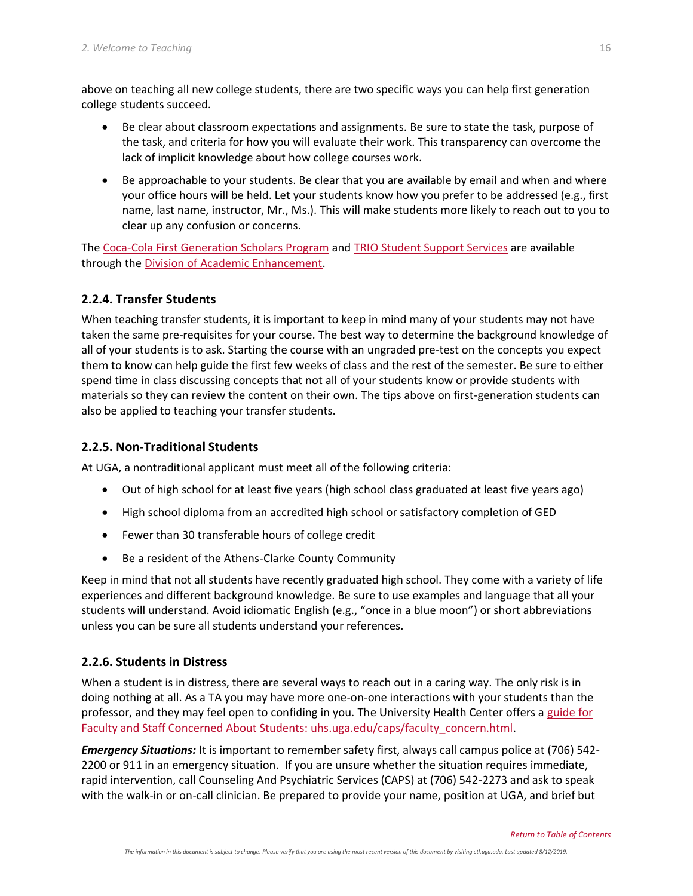above on teaching all new college students, there are two specific ways you can help first generation college students succeed.

- Be clear about classroom expectations and assignments. Be sure to state the task, purpose of the task, and criteria for how you will evaluate their work. This transparency can overcome the lack of implicit knowledge about how college courses work.
- Be approachable to your students. Be clear that you are available by email and when and where your office hours will be held. Let your students know how you prefer to be addressed (e.g., first name, last name, instructor, Mr., Ms.). This will make students more likely to reach out to you to clear up any confusion or concerns.

The Coca-Cola First Generation Scholars Program and TRIO Student Support Services are available through the Division of Academic Enhancement.

### 2.2.4. Transfer Students

When teaching transfer students, it is important to keep in mind many of your students may not have taken the same pre-requisites for your course. The best way to determine the background knowledge of all of your students is to ask. Starting the course with an ungraded pre-test on the concepts you expect them to know can help guide the first few weeks of class and the rest of the semester. Be sure to either spend time in class discussing concepts that not all of your students know or provide students with materials so they can review the content on their own. The tips above on first-generation students can also be applied to teaching your transfer students.

### 2.2.5. Non-Traditional Students

At UGA, a nontraditional applicant must meet all of the following criteria:

- Out of high school for at least five years (high school class graduated at least five years ago)
- High school diploma from an accredited high school or satisfactory completion of GED
- Fewer than 30 transferable hours of college credit
- Be a resident of the Athens-Clarke County Community

Keep in mind that not all students have recently graduated high school. They come with a variety of life experiences and different background knowledge. Be sure to use examples and language that all your students will understand. Avoid idiomatic English (e.g., "once in a blue moon") or short abbreviations unless you can be sure all students understand your references.

### 2.2.6. Students in Distress

When a student is in distress, there are several ways to reach out in a caring way. The only risk is in doing nothing at all. As a TA you may have more one-on-one interactions with your students than the professor, and they may feel open to confiding in you. The University Health Center offers a guide for Faculty and Staff Concerned About Students: uhs.uga.edu/caps/faculty_concern.html.

***Emergency Situations:*** It is important to remember safety first, always call campus police at (706) 542-2200 or 911 in an emergency situation. If you are unsure whether the situation requires immediate, rapid intervention, call Counseling And Psychiatric Services (CAPS) at (706) 542-2273 and ask to speak with the walk-in or on-call clinician. Be prepared to provide your name, position at UGA, and brief but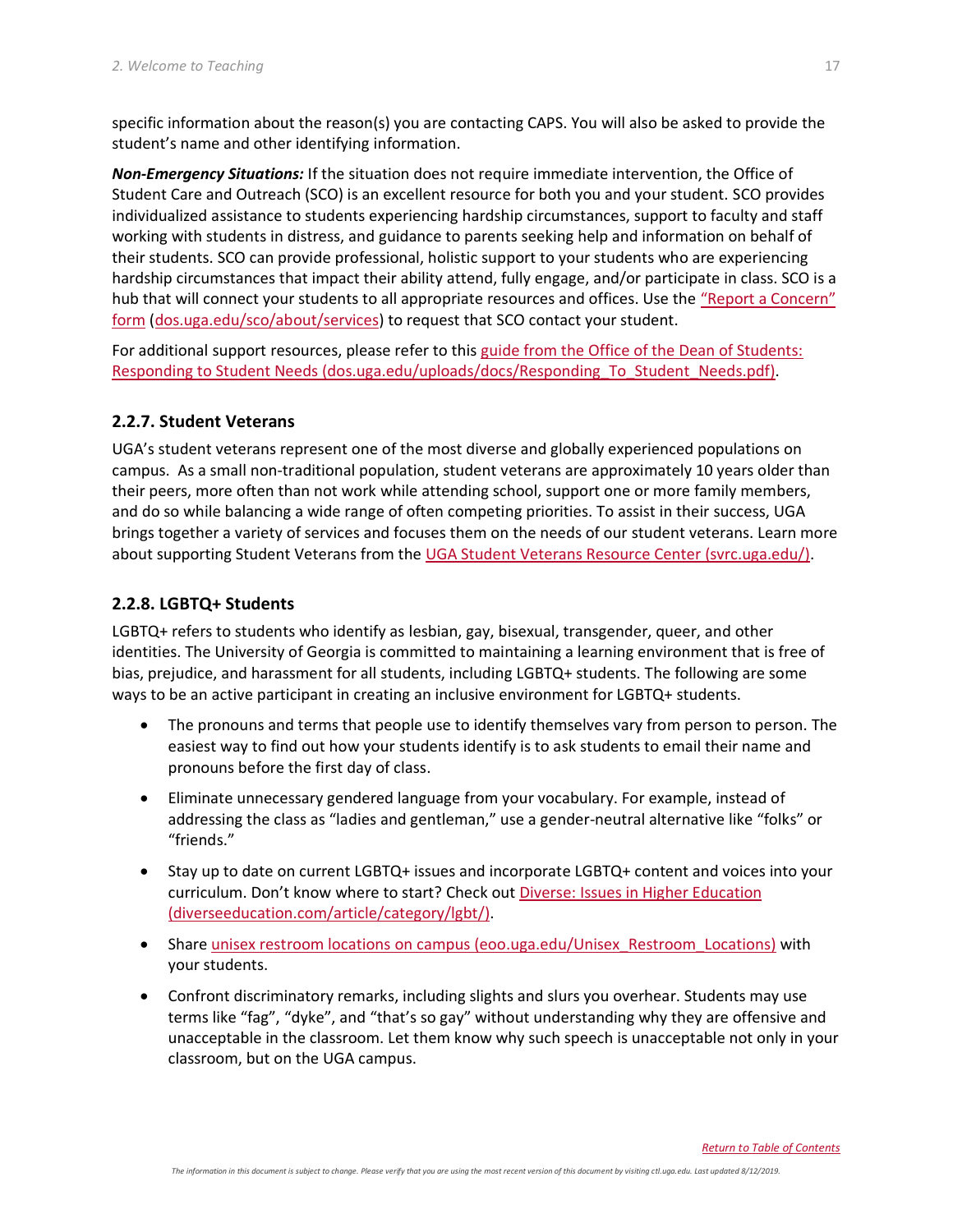specific information about the reason(s) you are contacting CAPS. You will also be asked to provide the student's name and other identifying information.

***Non-Emergency Situations:*** If the situation does not require immediate intervention, the Office of Student Care and Outreach (SCO) is an excellent resource for both you and your student. SCO provides individualized assistance to students experiencing hardship circumstances, support to faculty and staff working with students in distress, and guidance to parents seeking help and information on behalf of their students. SCO can provide professional, holistic support to your students who are experiencing hardship circumstances that impact their ability attend, fully engage, and/or participate in class. SCO is a hub that will connect your students to all appropriate resources and offices. Use the "Report a Concern" form (dos.uga.edu/sco/about/services) to request that SCO contact your student.

For additional support resources, please refer to this guide from the Office of the Dean of Students: Responding to Student Needs (dos.uga.edu/uploads/docs/Responding_To_Student_Needs.pdf).

### 2.2.7. Student Veterans

UGA's student veterans represent one of the most diverse and globally experienced populations on campus. As a small non-traditional population, student veterans are approximately 10 years older than their peers, more often than not work while attending school, support one or more family members, and do so while balancing a wide range of often competing priorities. To assist in their success, UGA brings together a variety of services and focuses them on the needs of our student veterans. Learn more about supporting Student Veterans from the UGA Student Veterans Resource Center (svrc.uga.edu/).

### 2.2.8. LGBTQ+ Students

LGBTQ+ refers to students who identify as lesbian, gay, bisexual, transgender, queer, and other identities. The University of Georgia is committed to maintaining a learning environment that is free of bias, prejudice, and harassment for all students, including LGBTQ+ students. The following are some ways to be an active participant in creating an inclusive environment for LGBTQ+ students.

- The pronouns and terms that people use to identify themselves vary from person to person. The easiest way to find out how your students identify is to ask students to email their name and pronouns before the first day of class.
- Eliminate unnecessary gendered language from your vocabulary. For example, instead of addressing the class as "ladies and gentleman," use a gender-neutral alternative like "folks" or "friends."
- Stay up to date on current LGBTQ+ issues and incorporate LGBTQ+ content and voices into your curriculum. Don't know where to start? Check out Diverse: Issues in Higher Education (diverseeducation.com/article/category/lgbt/).
- Share unisex restroom locations on campus (eoo.uga.edu/Unisex_Restroom_Locations) with your students.
- Confront discriminatory remarks, including slights and slurs you overhear. Students may use terms like "fag", "dyke", and "that's so gay" without understanding why they are offensive and unacceptable in the classroom. Let them know why such speech is unacceptable not only in your classroom, but on the UGA campus.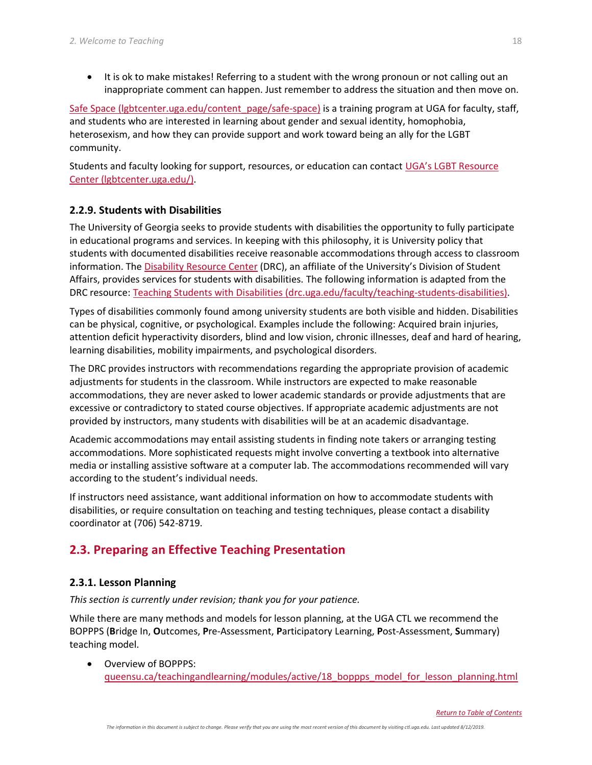- It is ok to make mistakes! Referring to a student with the wrong pronoun or not calling out an inappropriate comment can happen. Just remember to address the situation and then move on.

Safe Space (lgbtcenter.uga.edu/content_page/safe-space) is a training program at UGA for faculty, staff, and students who are interested in learning about gender and sexual identity, homophobia, heterosexism, and how they can provide support and work toward being an ally for the LGBT community.

Students and faculty looking for support, resources, or education can contact UGA's LGBT Resource Center (lgbtcenter.uga.edu/).

### 2.2.9. Students with Disabilities

The University of Georgia seeks to provide students with disabilities the opportunity to fully participate in educational programs and services. In keeping with this philosophy, it is University policy that students with documented disabilities receive reasonable accommodations through access to classroom information. The Disability Resource Center (DRC), an affiliate of the University's Division of Student Affairs, provides services for students with disabilities. The following information is adapted from the DRC resource: Teaching Students with Disabilities (drc.uga.edu/faculty/teaching-students-disabilities).

Types of disabilities commonly found among university students are both visible and hidden. Disabilities can be physical, cognitive, or psychological. Examples include the following: Acquired brain injuries, attention deficit hyperactivity disorders, blind and low vision, chronic illnesses, deaf and hard of hearing, learning disabilities, mobility impairments, and psychological disorders.

The DRC provides instructors with recommendations regarding the appropriate provision of academic adjustments for students in the classroom. While instructors are expected to make reasonable accommodations, they are never asked to lower academic standards or provide adjustments that are excessive or contradictory to stated course objectives. If appropriate academic adjustments are not provided by instructors, many students with disabilities will be at an academic disadvantage.

Academic accommodations may entail assisting students in finding note takers or arranging testing accommodations. More sophisticated requests might involve converting a textbook into alternative media or installing assistive software at a computer lab. The accommodations recommended will vary according to the student's individual needs.

If instructors need assistance, want additional information on how to accommodate students with disabilities, or require consultation on teaching and testing techniques, please contact a disability coordinator at (706) 542-8719.

## 2.3. Preparing an Effective Teaching Presentation

### 2.3.1. Lesson Planning

*This section is currently under revision; thank you for your patience.*

While there are many methods and models for lesson planning, at the UGA CTL we recommend the BOPPPS (**B**ridge In, **O**utcomes, **P**re-Assessment, **P**articipatory Learning, **P**ost-Assessment, **S**ummary) teaching model.

- Overview of BOPPPS: queensu.ca/teachingandlearning/modules/active/18_boppps_model_for_lesson_planning.html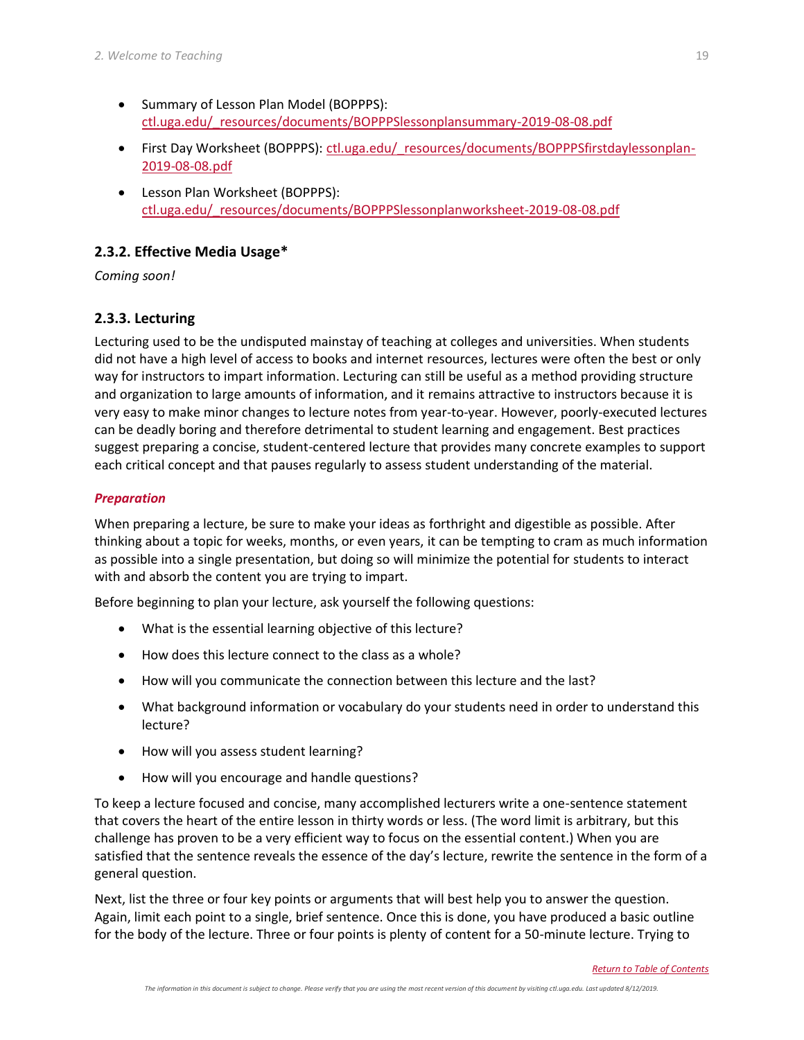- Summary of Lesson Plan Model (BOPPPS): [ctl.uga.edu/_resources/documents/BOPPPSlessonplansummary-2019-08-08.pdf](ctl.uga.edu/_resources/documents/BOPPPSlessonplansummary-2019-08-08.pdf)
- First Day Worksheet (BOPPPS): [ctl.uga.edu/_resources/documents/BOPPPSfirstdaylessonplan-2019-08-08.pdf](ctl.uga.edu/_resources/documents/BOPPPSfirstdaylessonplan-2019-08-08.pdf)
- Lesson Plan Worksheet (BOPPPS): [ctl.uga.edu/_resources/documents/BOPPPSlessonplanworksheet-2019-08-08.pdf](ctl.uga.edu/_resources/documents/BOPPPSlessonplanworksheet-2019-08-08.pdf)

### 2.3.2. Effective Media Usage*

*Coming soon!*

### 2.3.3. Lecturing

Lecturing used to be the undisputed mainstay of teaching at colleges and universities. When students did not have a high level of access to books and internet resources, lectures were often the best or only way for instructors to impart information. Lecturing can still be useful as a method providing structure and organization to large amounts of information, and it remains attractive to instructors because it is very easy to make minor changes to lecture notes from year-to-year. However, poorly-executed lectures can be deadly boring and therefore detrimental to student learning and engagement. Best practices suggest preparing a concise, student-centered lecture that provides many concrete examples to support each critical concept and that pauses regularly to assess student understanding of the material.

#### *Preparation*

When preparing a lecture, be sure to make your ideas as forthright and digestible as possible. After thinking about a topic for weeks, months, or even years, it can be tempting to cram as much information as possible into a single presentation, but doing so will minimize the potential for students to interact with and absorb the content you are trying to impart.

Before beginning to plan your lecture, ask yourself the following questions:

- What is the essential learning objective of this lecture?
- How does this lecture connect to the class as a whole?
- How will you communicate the connection between this lecture and the last?
- What background information or vocabulary do your students need in order to understand this lecture?
- How will you assess student learning?
- How will you encourage and handle questions?

To keep a lecture focused and concise, many accomplished lecturers write a one-sentence statement that covers the heart of the entire lesson in thirty words or less. (The word limit is arbitrary, but this challenge has proven to be a very efficient way to focus on the essential content.) When you are satisfied that the sentence reveals the essence of the day's lecture, rewrite the sentence in the form of a general question.

Next, list the three or four key points or arguments that will best help you to answer the question. Again, limit each point to a single, brief sentence. Once this is done, you have produced a basic outline for the body of the lecture. Three or four points is plenty of content for a 50-minute lecture. Trying to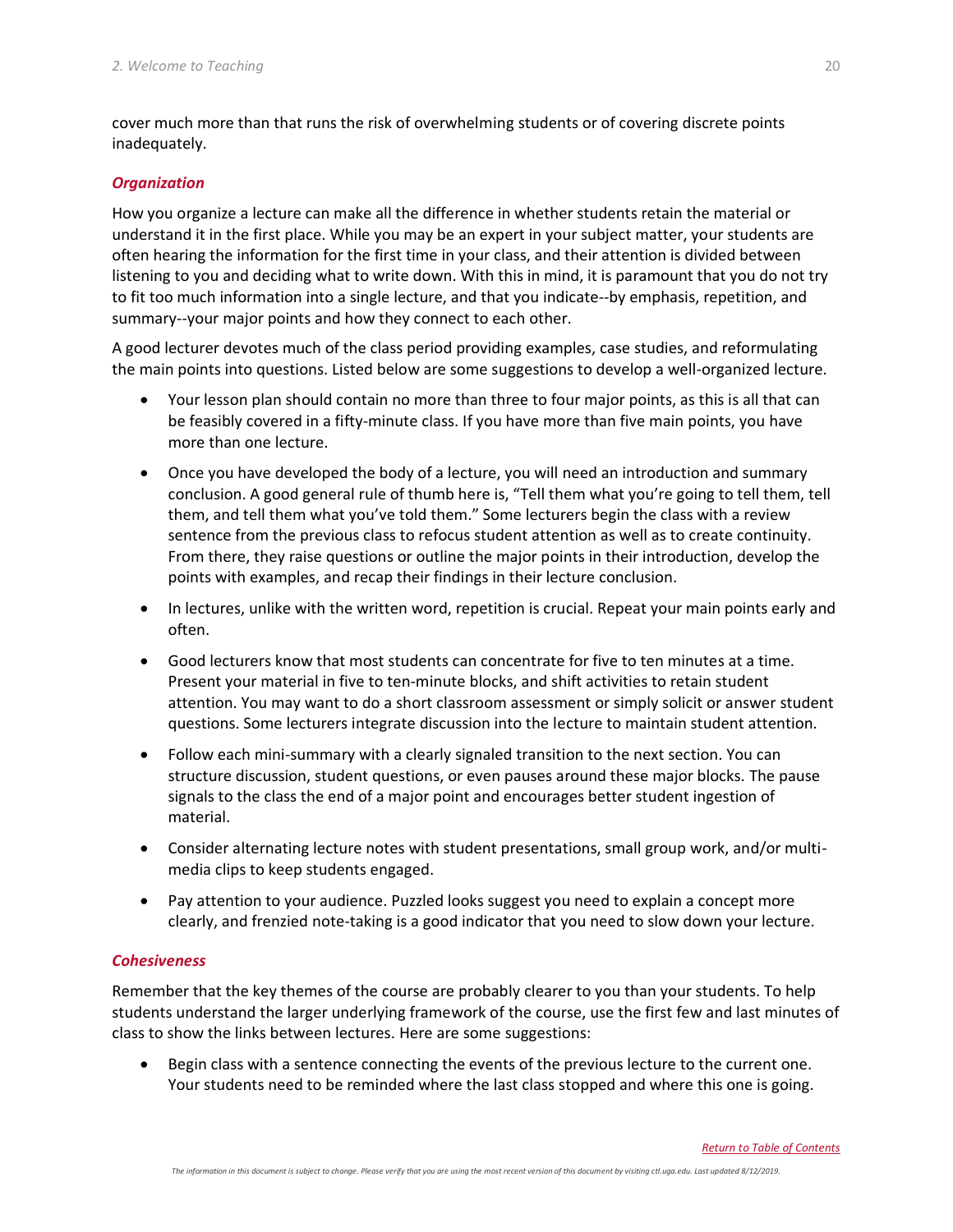cover much more than that runs the risk of overwhelming students or of covering discrete points inadequately.

### *Organization*

How you organize a lecture can make all the difference in whether students retain the material or understand it in the first place. While you may be an expert in your subject matter, your students are often hearing the information for the first time in your class, and their attention is divided between listening to you and deciding what to write down. With this in mind, it is paramount that you do not try to fit too much information into a single lecture, and that you indicate--by emphasis, repetition, and summary--your major points and how they connect to each other.

A good lecturer devotes much of the class period providing examples, case studies, and reformulating the main points into questions. Listed below are some suggestions to develop a well-organized lecture.

- Your lesson plan should contain no more than three to four major points, as this is all that can be feasibly covered in a fifty-minute class. If you have more than five main points, you have more than one lecture.
- Once you have developed the body of a lecture, you will need an introduction and summary conclusion. A good general rule of thumb here is, "Tell them what you're going to tell them, tell them, and tell them what you've told them." Some lecturers begin the class with a review sentence from the previous class to refocus student attention as well as to create continuity. From there, they raise questions or outline the major points in their introduction, develop the points with examples, and recap their findings in their lecture conclusion.
- In lectures, unlike with the written word, repetition is crucial. Repeat your main points early and often.
- Good lecturers know that most students can concentrate for five to ten minutes at a time. Present your material in five to ten-minute blocks, and shift activities to retain student attention. You may want to do a short classroom assessment or simply solicit or answer student questions. Some lecturers integrate discussion into the lecture to maintain student attention.
- Follow each mini-summary with a clearly signaled transition to the next section. You can structure discussion, student questions, or even pauses around these major blocks. The pause signals to the class the end of a major point and encourages better student ingestion of material.
- Consider alternating lecture notes with student presentations, small group work, and/or multi-media clips to keep students engaged.
- Pay attention to your audience. Puzzled looks suggest you need to explain a concept more clearly, and frenzied note-taking is a good indicator that you need to slow down your lecture.

### *Cohesiveness*

Remember that the key themes of the course are probably clearer to you than your students. To help students understand the larger underlying framework of the course, use the first few and last minutes of class to show the links between lectures. Here are some suggestions:

- Begin class with a sentence connecting the events of the previous lecture to the current one. Your students need to be reminded where the last class stopped and where this one is going.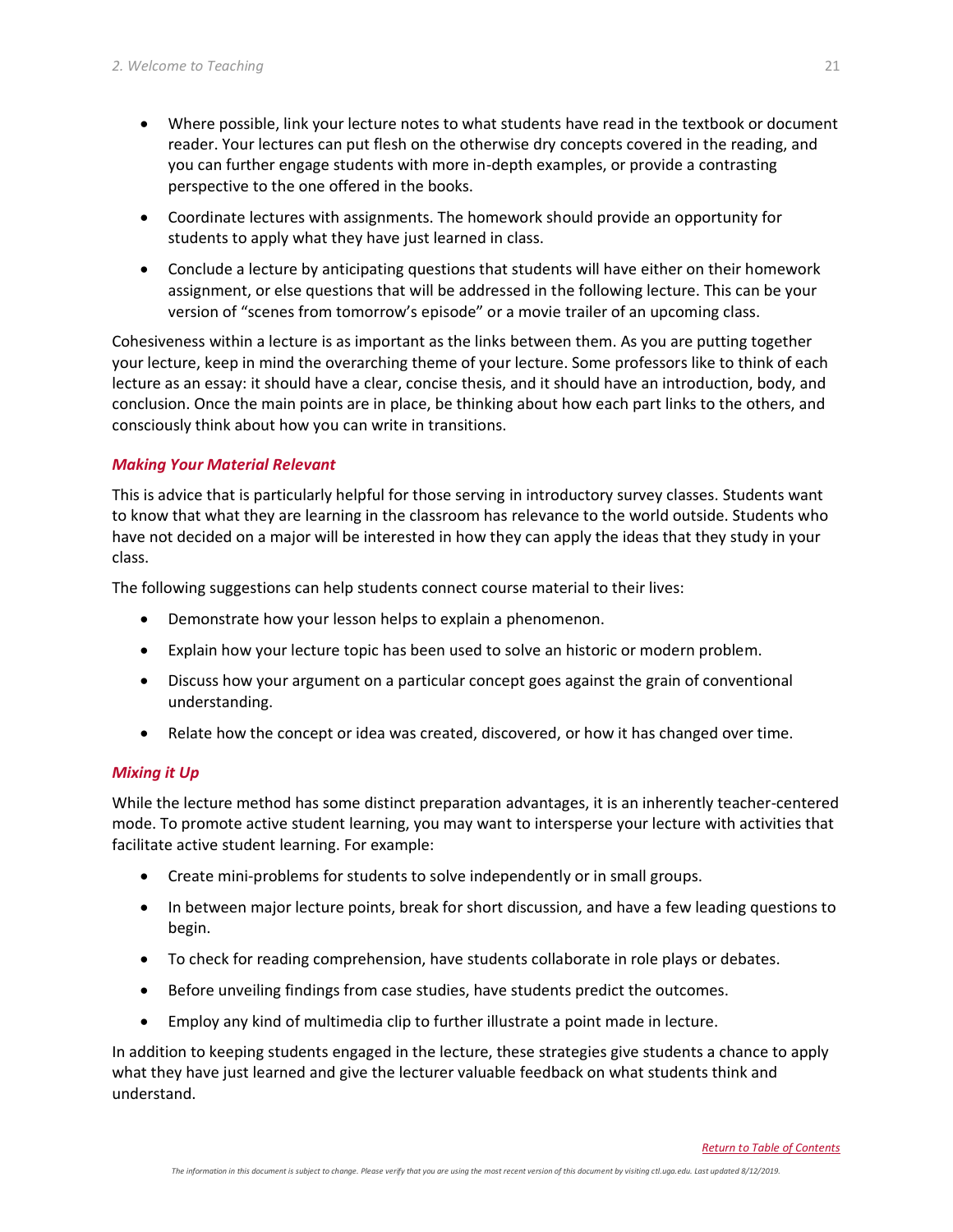- Where possible, link your lecture notes to what students have read in the textbook or document reader. Your lectures can put flesh on the otherwise dry concepts covered in the reading, and you can further engage students with more in-depth examples, or provide a contrasting perspective to the one offered in the books.
- Coordinate lectures with assignments. The homework should provide an opportunity for students to apply what they have just learned in class.
- Conclude a lecture by anticipating questions that students will have either on their homework assignment, or else questions that will be addressed in the following lecture. This can be your version of "scenes from tomorrow's episode" or a movie trailer of an upcoming class.

Cohesiveness within a lecture is as important as the links between them. As you are putting together your lecture, keep in mind the overarching theme of your lecture. Some professors like to think of each lecture as an essay: it should have a clear, concise thesis, and it should have an introduction, body, and conclusion. Once the main points are in place, be thinking about how each part links to the others, and consciously think about how you can write in transitions.

### *Making Your Material Relevant*

This is advice that is particularly helpful for those serving in introductory survey classes. Students want to know that what they are learning in the classroom has relevance to the world outside. Students who have not decided on a major will be interested in how they can apply the ideas that they study in your class.

The following suggestions can help students connect course material to their lives:

- Demonstrate how your lesson helps to explain a phenomenon.
- Explain how your lecture topic has been used to solve an historic or modern problem.
- Discuss how your argument on a particular concept goes against the grain of conventional understanding.
- Relate how the concept or idea was created, discovered, or how it has changed over time.

### *Mixing it Up*

While the lecture method has some distinct preparation advantages, it is an inherently teacher-centered mode. To promote active student learning, you may want to intersperse your lecture with activities that facilitate active student learning. For example:

- Create mini-problems for students to solve independently or in small groups.
- In between major lecture points, break for short discussion, and have a few leading questions to begin.
- To check for reading comprehension, have students collaborate in role plays or debates.
- Before unveiling findings from case studies, have students predict the outcomes.
- Employ any kind of multimedia clip to further illustrate a point made in lecture.

In addition to keeping students engaged in the lecture, these strategies give students a chance to apply what they have just learned and give the lecturer valuable feedback on what students think and understand.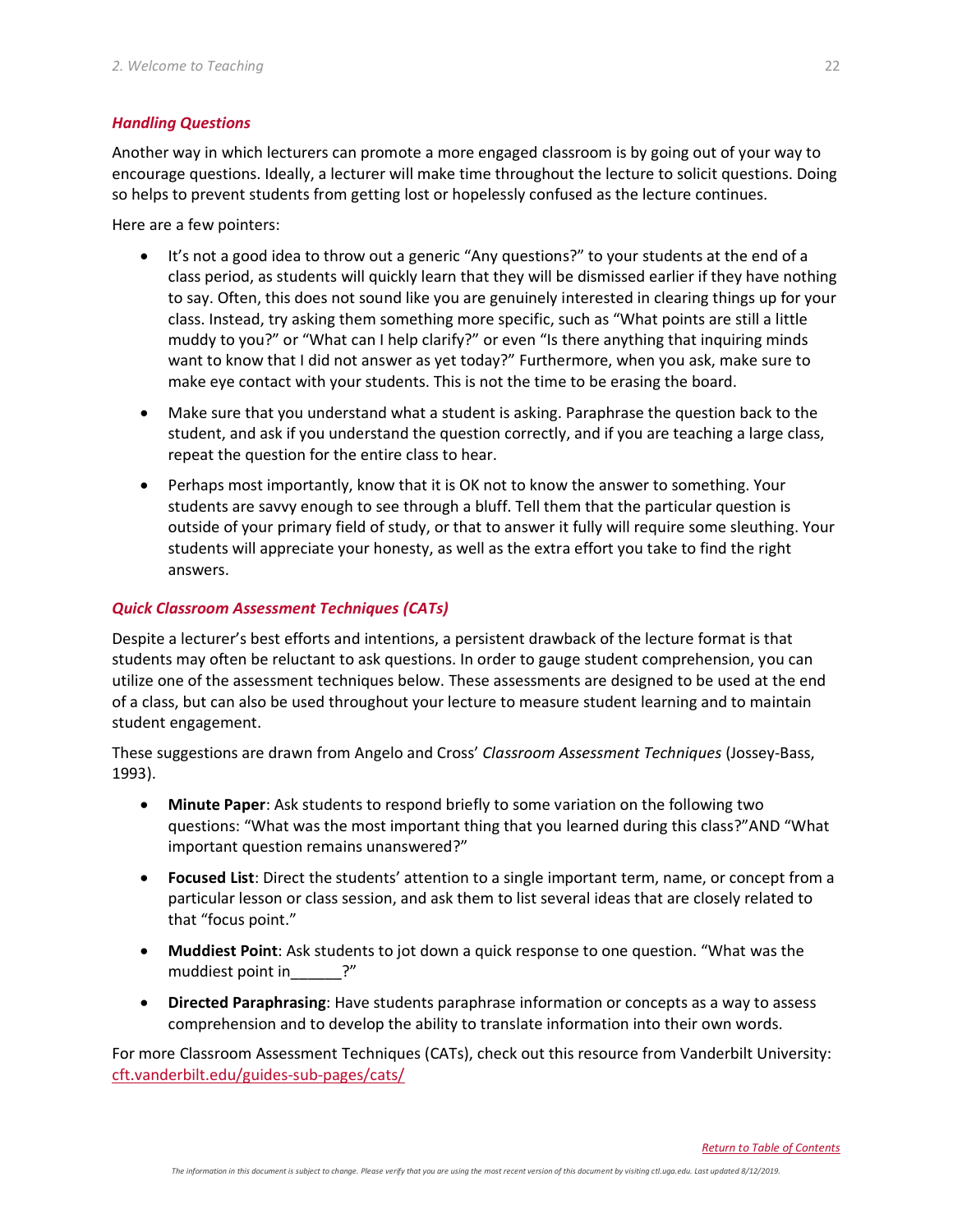### *Handling Questions*

Another way in which lecturers can promote a more engaged classroom is by going out of your way to encourage questions. Ideally, a lecturer will make time throughout the lecture to solicit questions. Doing so helps to prevent students from getting lost or hopelessly confused as the lecture continues.

Here are a few pointers:

- It's not a good idea to throw out a generic "Any questions?" to your students at the end of a class period, as students will quickly learn that they will be dismissed earlier if they have nothing to say. Often, this does not sound like you are genuinely interested in clearing things up for your class. Instead, try asking them something more specific, such as "What points are still a little muddy to you?" or "What can I help clarify?" or even "Is there anything that inquiring minds want to know that I did not answer as yet today?" Furthermore, when you ask, make sure to make eye contact with your students. This is not the time to be erasing the board.
- Make sure that you understand what a student is asking. Paraphrase the question back to the student, and ask if you understand the question correctly, and if you are teaching a large class, repeat the question for the entire class to hear.
- Perhaps most importantly, know that it is OK not to know the answer to something. Your students are savvy enough to see through a bluff. Tell them that the particular question is outside of your primary field of study, or that to answer it fully will require some sleuthing. Your students will appreciate your honesty, as well as the extra effort you take to find the right answers.

### *Quick Classroom Assessment Techniques (CATs)*

Despite a lecturer's best efforts and intentions, a persistent drawback of the lecture format is that students may often be reluctant to ask questions. In order to gauge student comprehension, you can utilize one of the assessment techniques below. These assessments are designed to be used at the end of a class, but can also be used throughout your lecture to measure student learning and to maintain student engagement.

These suggestions are drawn from Angelo and Cross' *Classroom Assessment Techniques* (Jossey-Bass, 1993).

- **Minute Paper**: Ask students to respond briefly to some variation on the following two questions: "What was the most important thing that you learned during this class?"AND "What important question remains unanswered?"
- **Focused List**: Direct the students' attention to a single important term, name, or concept from a particular lesson or class session, and ask them to list several ideas that are closely related to that "focus point."
- **Muddiest Point**: Ask students to jot down a quick response to one question. "What was the muddiest point in______?"
- **Directed Paraphrasing**: Have students paraphrase information or concepts as a way to assess comprehension and to develop the ability to translate information into their own words.

For more Classroom Assessment Techniques (CATs), check out this resource from Vanderbilt University: [cft.vanderbilt.edu/guides-sub-pages/cats/](cft.vanderbilt.edu/guides-sub-pages/cats/)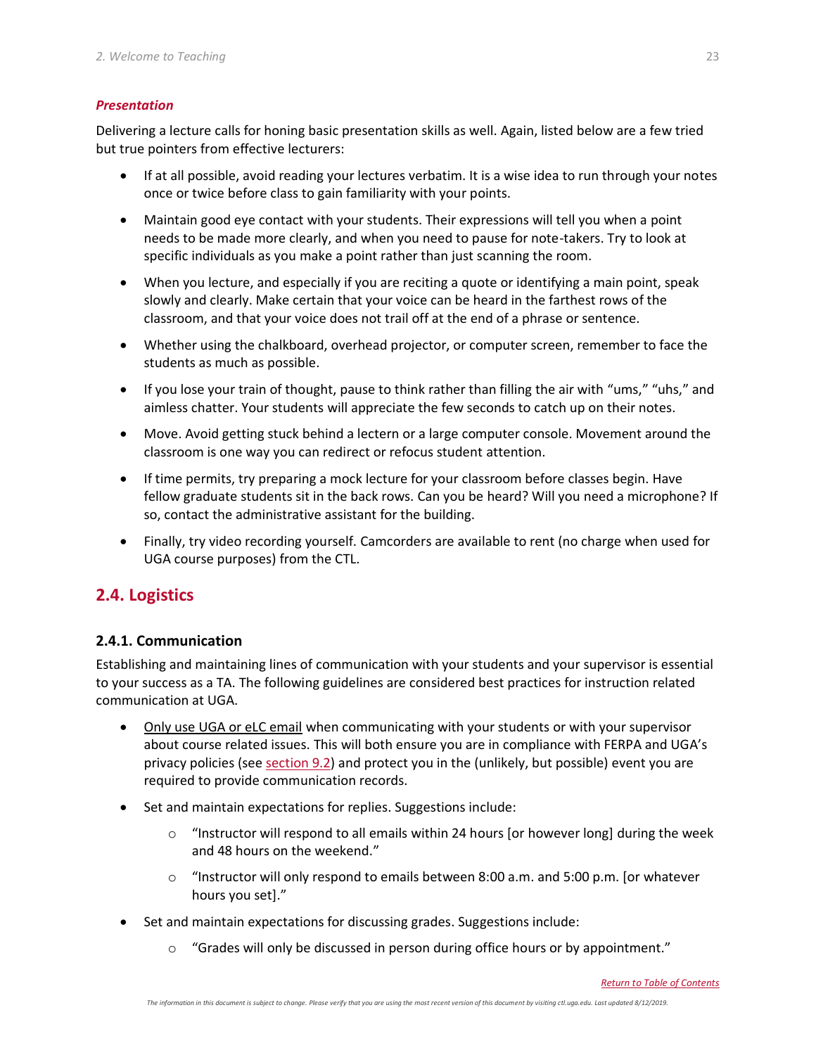***Presentation***

Delivering a lecture calls for honing basic presentation skills as well. Again, listed below are a few tried but true pointers from effective lecturers:

- If at all possible, avoid reading your lectures verbatim. It is a wise idea to run through your notes once or twice before class to gain familiarity with your points.
- Maintain good eye contact with your students. Their expressions will tell you when a point needs to be made more clearly, and when you need to pause for note-takers. Try to look at specific individuals as you make a point rather than just scanning the room.
- When you lecture, and especially if you are reciting a quote or identifying a main point, speak slowly and clearly. Make certain that your voice can be heard in the farthest rows of the classroom, and that your voice does not trail off at the end of a phrase or sentence.
- Whether using the chalkboard, overhead projector, or computer screen, remember to face the students as much as possible.
- If you lose your train of thought, pause to think rather than filling the air with "ums," "uhs," and aimless chatter. Your students will appreciate the few seconds to catch up on their notes.
- Move. Avoid getting stuck behind a lectern or a large computer console. Movement around the classroom is one way you can redirect or refocus student attention.
- If time permits, try preparing a mock lecture for your classroom before classes begin. Have fellow graduate students sit in the back rows. Can you be heard? Will you need a microphone? If so, contact the administrative assistant for the building.
- Finally, try video recording yourself. Camcorders are available to rent (no charge when used for UGA course purposes) from the CTL.

## 2.4. Logistics

### 2.4.1. Communication

Establishing and maintaining lines of communication with your students and your supervisor is essential to your success as a TA. The following guidelines are considered best practices for instruction related communication at UGA.

- Only use UGA or eLC email when communicating with your students or with your supervisor about course related issues. This will both ensure you are in compliance with FERPA and UGA's privacy policies (see section 9.2) and protect you in the (unlikely, but possible) event you are required to provide communication records.
- Set and maintain expectations for replies. Suggestions include:
    - "Instructor will respond to all emails within 24 hours [or however long] during the week and 48 hours on the weekend."
    - "Instructor will only respond to emails between 8:00 a.m. and 5:00 p.m. [or whatever hours you set]."
- Set and maintain expectations for discussing grades. Suggestions include:
    - "Grades will only be discussed in person during office hours or by appointment."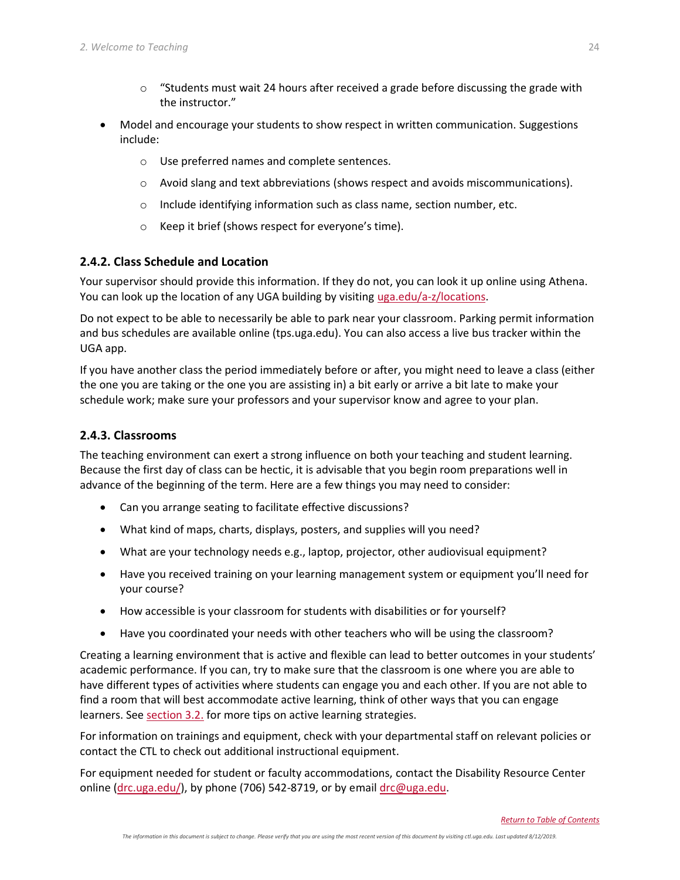- "Students must wait 24 hours after received a grade before discussing the grade with the instructor."

- Model and encourage your students to show respect in written communication. Suggestions include:
    - Use preferred names and complete sentences.
    - Avoid slang and text abbreviations (shows respect and avoids miscommunications).
    - Include identifying information such as class name, section number, etc.
    - Keep it brief (shows respect for everyone's time).

### 2.4.2. Class Schedule and Location

Your supervisor should provide this information. If they do not, you can look it up online using Athena. You can look up the location of any UGA building by visiting uga.edu/a-z/locations.

Do not expect to be able to necessarily be able to park near your classroom. Parking permit information and bus schedules are available online (tps.uga.edu). You can also access a live bus tracker within the UGA app.

If you have another class the period immediately before or after, you might need to leave a class (either the one you are taking or the one you are assisting in) a bit early or arrive a bit late to make your schedule work; make sure your professors and your supervisor know and agree to your plan.

### 2.4.3. Classrooms

The teaching environment can exert a strong influence on both your teaching and student learning. Because the first day of class can be hectic, it is advisable that you begin room preparations well in advance of the beginning of the term. Here are a few things you may need to consider:

- Can you arrange seating to facilitate effective discussions?
- What kind of maps, charts, displays, posters, and supplies will you need?
- What are your technology needs e.g., laptop, projector, other audiovisual equipment?
- Have you received training on your learning management system or equipment you'll need for your course?
- How accessible is your classroom for students with disabilities or for yourself?
- Have you coordinated your needs with other teachers who will be using the classroom?

Creating a learning environment that is active and flexible can lead to better outcomes in your students' academic performance. If you can, try to make sure that the classroom is one where you are able to have different types of activities where students can engage you and each other. If you are not able to find a room that will best accommodate active learning, think of other ways that you can engage learners. See section 3.2. for more tips on active learning strategies.

For information on trainings and equipment, check with your departmental staff on relevant policies or contact the CTL to check out additional instructional equipment.

For equipment needed for student or faculty accommodations, contact the Disability Resource Center online (drc.uga.edu/), by phone (706) 542-8719, or by email drc@uga.edu.

*Return to Table of Contents*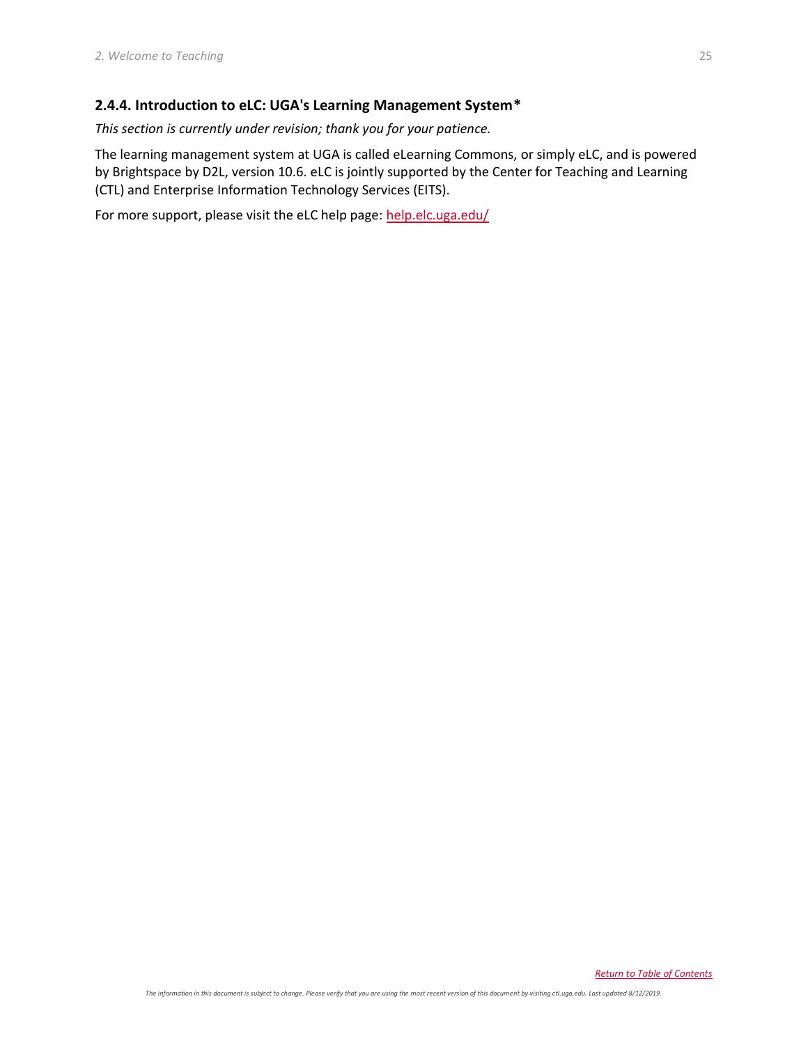### 2.4.4. Introduction to eLC: UGA's Learning Management System*

*This section is currently under revision; thank you for your patience.*

The learning management system at UGA is called eLearning Commons, or simply eLC, and is powered by Brightspace by D2L, version 10.6. eLC is jointly supported by the Center for Teaching and Learning (CTL) and Enterprise Information Technology Services (EITS).

For more support, please visit the eLC help page: [help.elc.uga.edu/](help.elc.uga.edu/)

*Return to Table of Contents*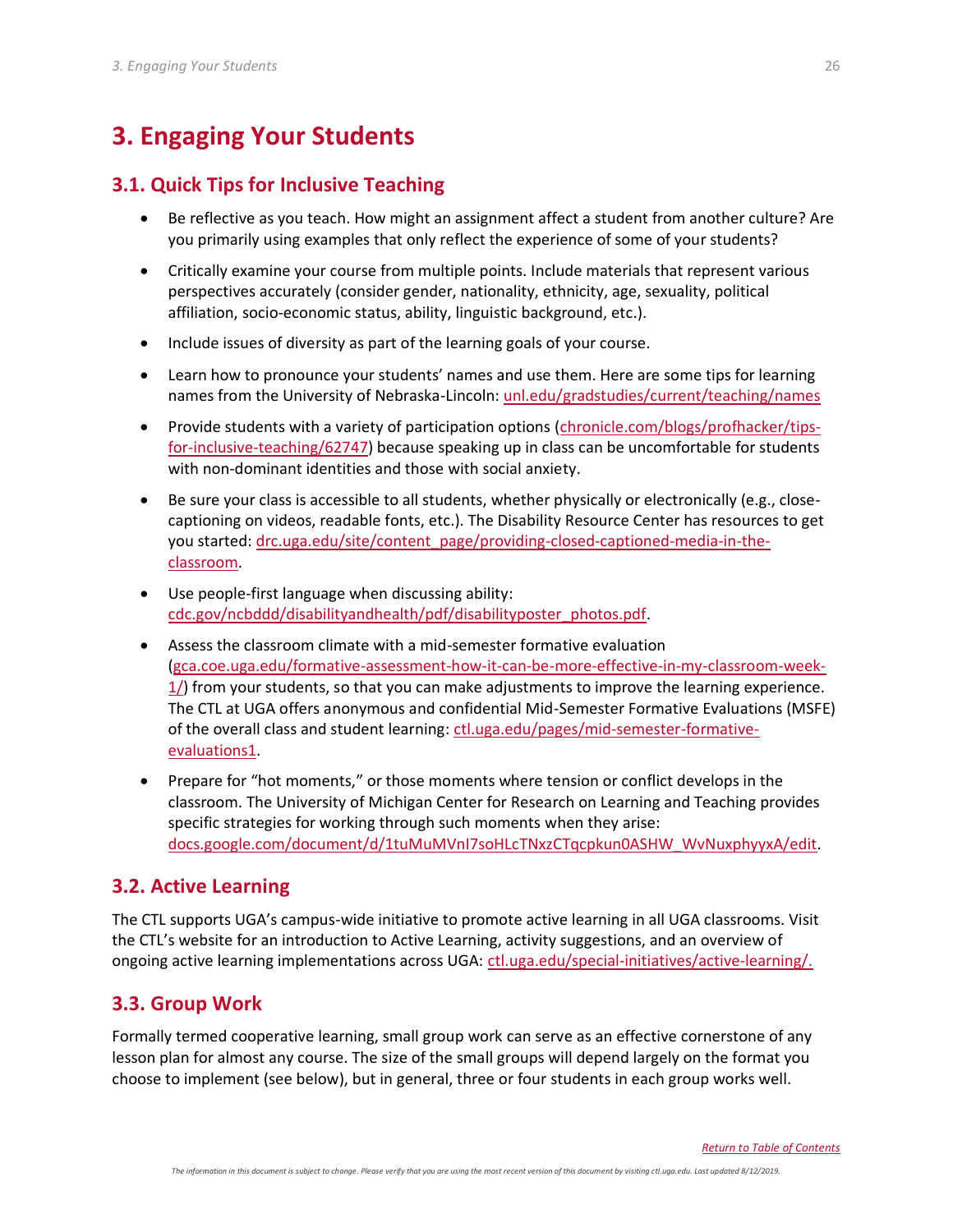# 3. Engaging Your Students

## 3.1. Quick Tips for Inclusive Teaching

- Be reflective as you teach. How might an assignment affect a student from another culture? Are you primarily using examples that only reflect the experience of some of your students?
- Critically examine your course from multiple points. Include materials that represent various perspectives accurately (consider gender, nationality, ethnicity, age, sexuality, political affiliation, socio-economic status, ability, linguistic background, etc.).
- Include issues of diversity as part of the learning goals of your course.
- Learn how to pronounce your students' names and use them. Here are some tips for learning names from the University of Nebraska-Lincoln: unl.edu/gradstudies/current/teaching/names
- Provide students with a variety of participation options (chronicle.com/blogs/profhacker/tips-for-inclusive-teaching/62747) because speaking up in class can be uncomfortable for students with non-dominant identities and those with social anxiety.
- Be sure your class is accessible to all students, whether physically or electronically (e.g., close-captioning on videos, readable fonts, etc.). The Disability Resource Center has resources to get you started: drc.uga.edu/site/content_page/providing-closed-captioned-media-in-the-classroom.
- Use people-first language when discussing ability: cdc.gov/ncbddd/disabilityandhealth/pdf/disabilityposter_photos.pdf.
- Assess the classroom climate with a mid-semester formative evaluation (gca.coe.uga.edu/formative-assessment-how-it-can-be-more-effective-in-my-classroom-week-1/) from your students, so that you can make adjustments to improve the learning experience. The CTL at UGA offers anonymous and confidential Mid-Semester Formative Evaluations (MSFE) of the overall class and student learning: ctl.uga.edu/pages/mid-semester-formative-evaluations1.
- Prepare for "hot moments," or those moments where tension or conflict develops in the classroom. The University of Michigan Center for Research on Learning and Teaching provides specific strategies for working through such moments when they arise: docs.google.com/document/d/1tuMuMVnI7soHLcTNxzCTqcpkun0ASHW_WvNuxphyyxA/edit.

## 3.2. Active Learning

The CTL supports UGA's campus-wide initiative to promote active learning in all UGA classrooms. Visit the CTL's website for an introduction to Active Learning, activity suggestions, and an overview of ongoing active learning implementations across UGA: ctl.uga.edu/special-initiatives/active-learning/.

## 3.3. Group Work

Formally termed cooperative learning, small group work can serve as an effective cornerstone of any lesson plan for almost any course. The size of the small groups will depend largely on the format you choose to implement (see below), but in general, three or four students in each group works well.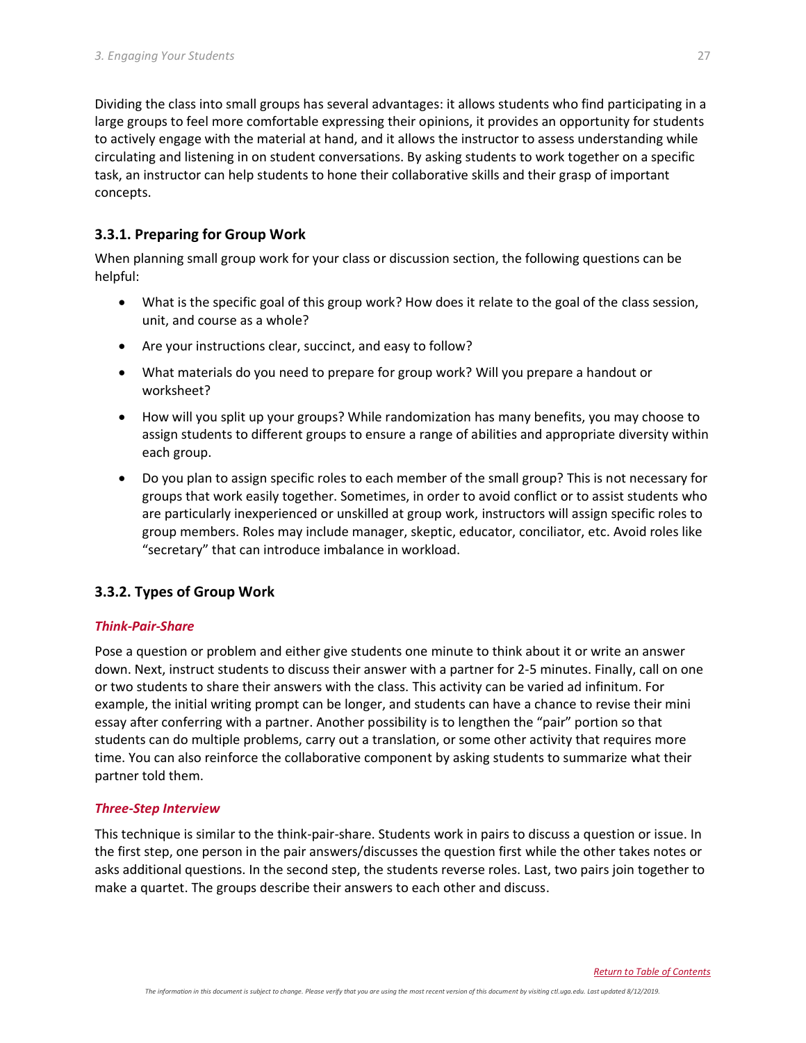Dividing the class into small groups has several advantages: it allows students who find participating in a large groups to feel more comfortable expressing their opinions, it provides an opportunity for students to actively engage with the material at hand, and it allows the instructor to assess understanding while circulating and listening in on student conversations. By asking students to work together on a specific task, an instructor can help students to hone their collaborative skills and their grasp of important concepts.

### 3.3.1. Preparing for Group Work

When planning small group work for your class or discussion section, the following questions can be helpful:

- What is the specific goal of this group work? How does it relate to the goal of the class session, unit, and course as a whole?
- Are your instructions clear, succinct, and easy to follow?
- What materials do you need to prepare for group work? Will you prepare a handout or worksheet?
- How will you split up your groups? While randomization has many benefits, you may choose to assign students to different groups to ensure a range of abilities and appropriate diversity within each group.
- Do you plan to assign specific roles to each member of the small group? This is not necessary for groups that work easily together. Sometimes, in order to avoid conflict or to assist students who are particularly inexperienced or unskilled at group work, instructors will assign specific roles to group members. Roles may include manager, skeptic, educator, conciliator, etc. Avoid roles like "secretary" that can introduce imbalance in workload.

### 3.3.2. Types of Group Work

#### *Think-Pair-Share*

Pose a question or problem and either give students one minute to think about it or write an answer down. Next, instruct students to discuss their answer with a partner for 2-5 minutes. Finally, call on one or two students to share their answers with the class. This activity can be varied ad infinitum. For example, the initial writing prompt can be longer, and students can have a chance to revise their mini essay after conferring with a partner. Another possibility is to lengthen the "pair" portion so that students can do multiple problems, carry out a translation, or some other activity that requires more time. You can also reinforce the collaborative component by asking students to summarize what their partner told them.

#### *Three-Step Interview*

This technique is similar to the think-pair-share. Students work in pairs to discuss a question or issue. In the first step, one person in the pair answers/discusses the question first while the other takes notes or asks additional questions. In the second step, the students reverse roles. Last, two pairs join together to make a quartet. The groups describe their answers to each other and discuss.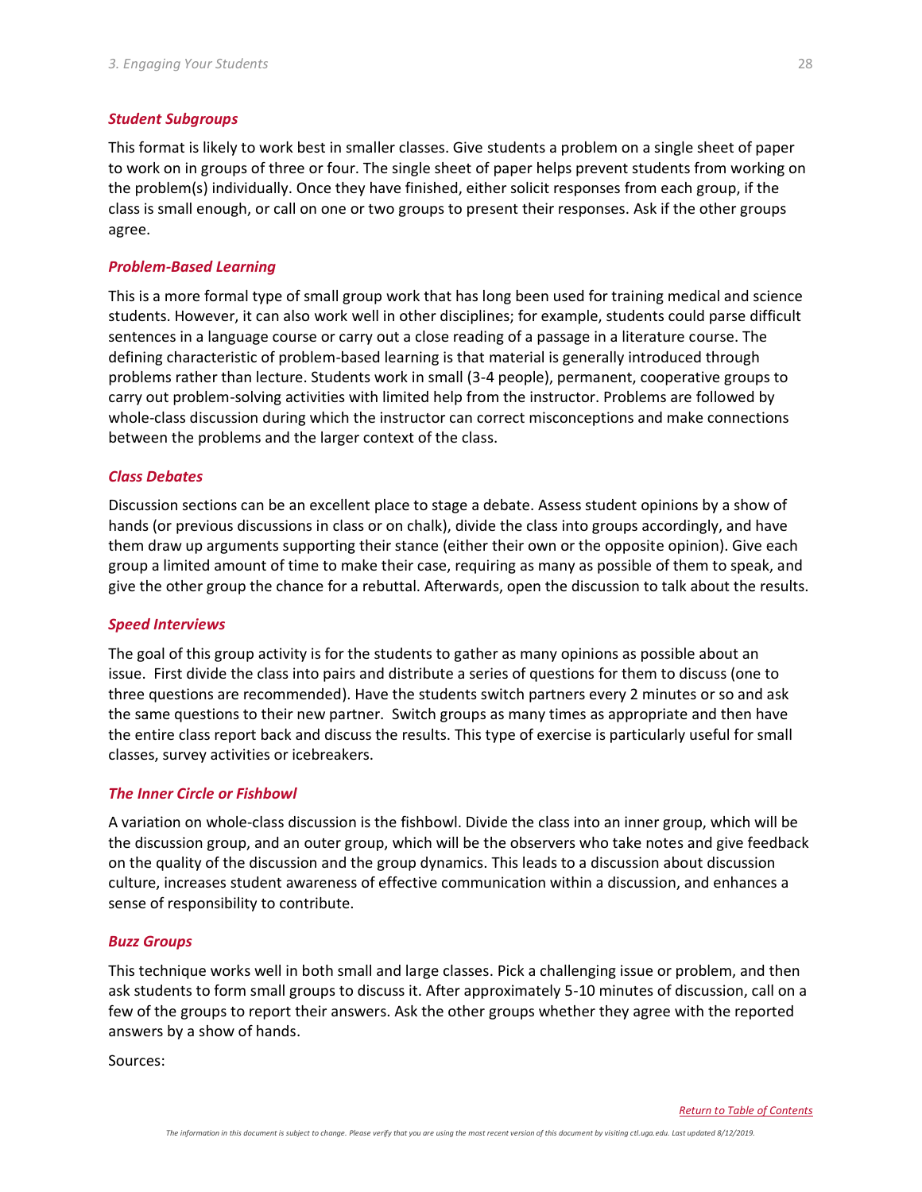### *Student Subgroups*

This format is likely to work best in smaller classes. Give students a problem on a single sheet of paper to work on in groups of three or four. The single sheet of paper helps prevent students from working on the problem(s) individually. Once they have finished, either solicit responses from each group, if the class is small enough, or call on one or two groups to present their responses. Ask if the other groups agree.

### *Problem-Based Learning*

This is a more formal type of small group work that has long been used for training medical and science students. However, it can also work well in other disciplines; for example, students could parse difficult sentences in a language course or carry out a close reading of a passage in a literature course. The defining characteristic of problem-based learning is that material is generally introduced through problems rather than lecture. Students work in small (3-4 people), permanent, cooperative groups to carry out problem-solving activities with limited help from the instructor. Problems are followed by whole-class discussion during which the instructor can correct misconceptions and make connections between the problems and the larger context of the class.

### *Class Debates*

Discussion sections can be an excellent place to stage a debate. Assess student opinions by a show of hands (or previous discussions in class or on chalk), divide the class into groups accordingly, and have them draw up arguments supporting their stance (either their own or the opposite opinion). Give each group a limited amount of time to make their case, requiring as many as possible of them to speak, and give the other group the chance for a rebuttal. Afterwards, open the discussion to talk about the results.

### *Speed Interviews*

The goal of this group activity is for the students to gather as many opinions as possible about an issue. First divide the class into pairs and distribute a series of questions for them to discuss (one to three questions are recommended). Have the students switch partners every 2 minutes or so and ask the same questions to their new partner. Switch groups as many times as appropriate and then have the entire class report back and discuss the results. This type of exercise is particularly useful for small classes, survey activities or icebreakers.

### *The Inner Circle or Fishbowl*

A variation on whole-class discussion is the fishbowl. Divide the class into an inner group, which will be the discussion group, and an outer group, which will be the observers who take notes and give feedback on the quality of the discussion and the group dynamics. This leads to a discussion about discussion culture, increases student awareness of effective communication within a discussion, and enhances a sense of responsibility to contribute.

### *Buzz Groups*

This technique works well in both small and large classes. Pick a challenging issue or problem, and then ask students to form small groups to discuss it. After approximately 5-10 minutes of discussion, call on a few of the groups to report their answers. Ask the other groups whether they agree with the reported answers by a show of hands.

Sources: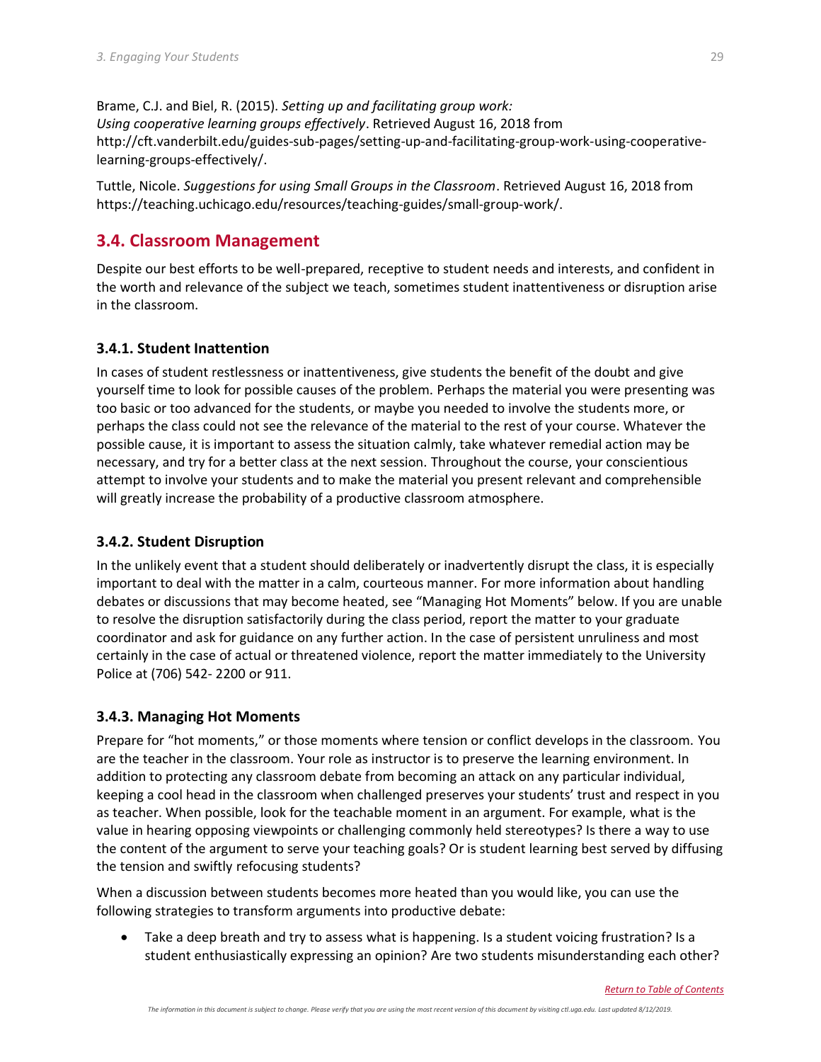Brame, C.J. and Biel, R. (2015). *Setting up and facilitating group work: Using cooperative learning groups effectively*. Retrieved August 16, 2018 from http://cft.vanderbilt.edu/guides-sub-pages/setting-up-and-facilitating-group-work-using-cooperative-learning-groups-effectively/.

Tuttle, Nicole. *Suggestions for using Small Groups in the Classroom*. Retrieved August 16, 2018 from https://teaching.uchicago.edu/resources/teaching-guides/small-group-work/.

## 3.4. Classroom Management

Despite our best efforts to be well-prepared, receptive to student needs and interests, and confident in the worth and relevance of the subject we teach, sometimes student inattentiveness or disruption arise in the classroom.

### 3.4.1. Student Inattention

In cases of student restlessness or inattentiveness, give students the benefit of the doubt and give yourself time to look for possible causes of the problem. Perhaps the material you were presenting was too basic or too advanced for the students, or maybe you needed to involve the students more, or perhaps the class could not see the relevance of the material to the rest of your course. Whatever the possible cause, it is important to assess the situation calmly, take whatever remedial action may be necessary, and try for a better class at the next session. Throughout the course, your conscientious attempt to involve your students and to make the material you present relevant and comprehensible will greatly increase the probability of a productive classroom atmosphere.

### 3.4.2. Student Disruption

In the unlikely event that a student should deliberately or inadvertently disrupt the class, it is especially important to deal with the matter in a calm, courteous manner. For more information about handling debates or discussions that may become heated, see "Managing Hot Moments" below. If you are unable to resolve the disruption satisfactorily during the class period, report the matter to your graduate coordinator and ask for guidance on any further action. In the case of persistent unruliness and most certainly in the case of actual or threatened violence, report the matter immediately to the University Police at (706) 542- 2200 or 911.

### 3.4.3. Managing Hot Moments

Prepare for "hot moments," or those moments where tension or conflict develops in the classroom. You are the teacher in the classroom. Your role as instructor is to preserve the learning environment. In addition to protecting any classroom debate from becoming an attack on any particular individual, keeping a cool head in the classroom when challenged preserves your students' trust and respect in you as teacher. When possible, look for the teachable moment in an argument. For example, what is the value in hearing opposing viewpoints or challenging commonly held stereotypes? Is there a way to use the content of the argument to serve your teaching goals? Or is student learning best served by diffusing the tension and swiftly refocusing students?

When a discussion between students becomes more heated than you would like, you can use the following strategies to transform arguments into productive debate:

- Take a deep breath and try to assess what is happening. Is a student voicing frustration? Is a student enthusiastically expressing an opinion? Are two students misunderstanding each other?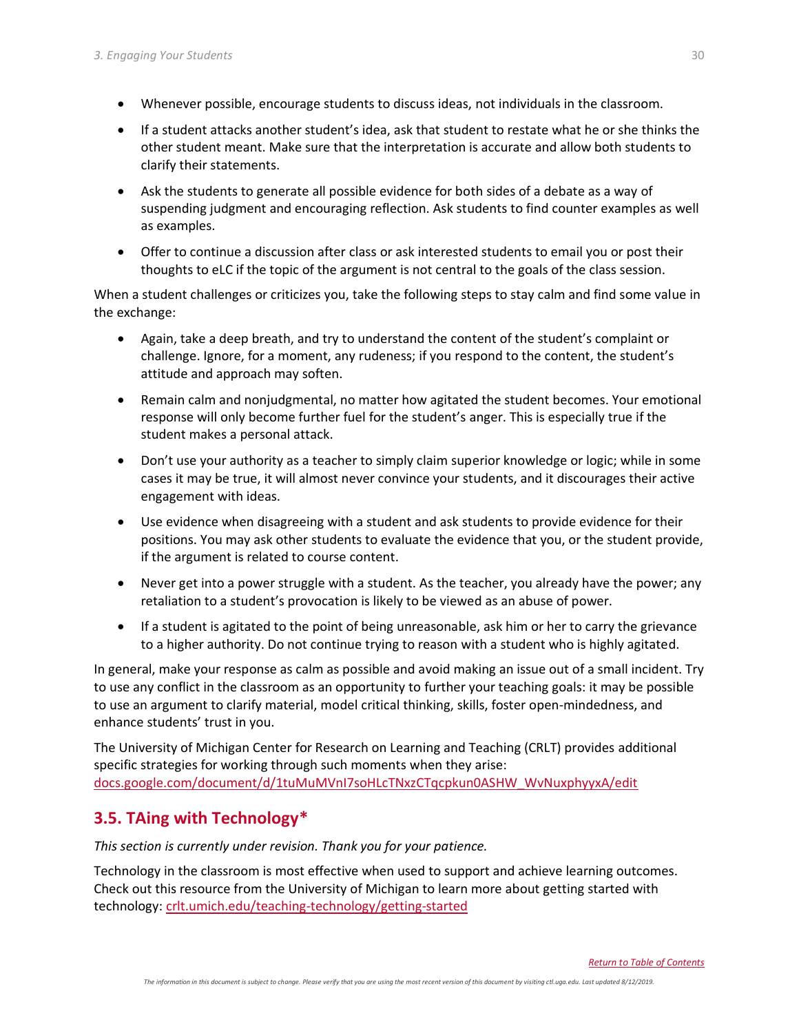- Whenever possible, encourage students to discuss ideas, not individuals in the classroom.
- If a student attacks another student's idea, ask that student to restate what he or she thinks the other student meant. Make sure that the interpretation is accurate and allow both students to clarify their statements.
- Ask the students to generate all possible evidence for both sides of a debate as a way of suspending judgment and encouraging reflection. Ask students to find counter examples as well as examples.
- Offer to continue a discussion after class or ask interested students to email you or post their thoughts to eLC if the topic of the argument is not central to the goals of the class session.

When a student challenges or criticizes you, take the following steps to stay calm and find some value in the exchange:

- Again, take a deep breath, and try to understand the content of the student's complaint or challenge. Ignore, for a moment, any rudeness; if you respond to the content, the student's attitude and approach may soften.
- Remain calm and nonjudgmental, no matter how agitated the student becomes. Your emotional response will only become further fuel for the student's anger. This is especially true if the student makes a personal attack.
- Don't use your authority as a teacher to simply claim superior knowledge or logic; while in some cases it may be true, it will almost never convince your students, and it discourages their active engagement with ideas.
- Use evidence when disagreeing with a student and ask students to provide evidence for their positions. You may ask other students to evaluate the evidence that you, or the student provide, if the argument is related to course content.
- Never get into a power struggle with a student. As the teacher, you already have the power; any retaliation to a student's provocation is likely to be viewed as an abuse of power.
- If a student is agitated to the point of being unreasonable, ask him or her to carry the grievance to a higher authority. Do not continue trying to reason with a student who is highly agitated.

In general, make your response as calm as possible and avoid making an issue out of a small incident. Try to use any conflict in the classroom as an opportunity to further your teaching goals: it may be possible to use an argument to clarify material, model critical thinking, skills, foster open-mindedness, and enhance students' trust in you.

The University of Michigan Center for Research on Learning and Teaching (CRLT) provides additional specific strategies for working through such moments when they arise: docs.google.com/document/d/1tuMuMVnI7soHLcTNxzCTqcpkun0ASHW_WvNuxphyyxA/edit

## 3.5. TAing with Technology*

*This section is currently under revision. Thank you for your patience.*

Technology in the classroom is most effective when used to support and achieve learning outcomes. Check out this resource from the University of Michigan to learn more about getting started with technology: crlt.umich.edu/teaching-technology/getting-started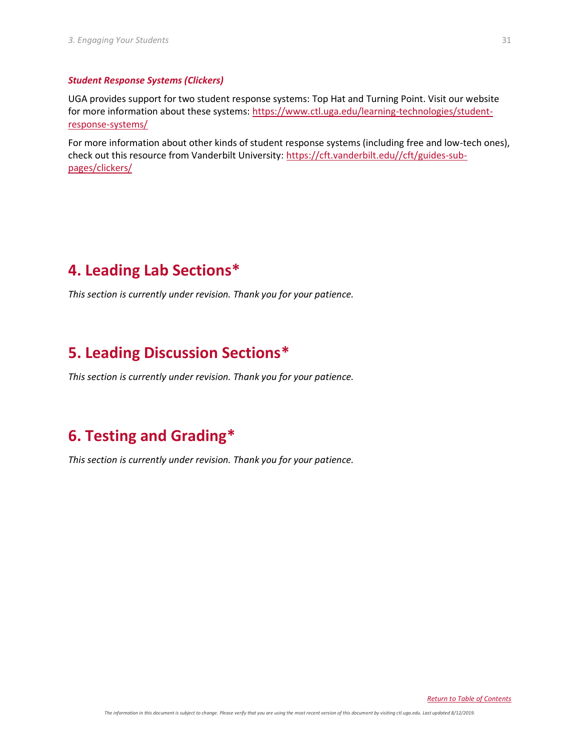### *Student Response Systems (Clickers)*

UGA provides support for two student response systems: Top Hat and Turning Point. Visit our website for more information about these systems: [https://www.ctl.uga.edu/learning-technologies/student-response-systems/](https://www.ctl.uga.edu/learning-technologies/student-response-systems/)

For more information about other kinds of student response systems (including free and low-tech ones), check out this resource from Vanderbilt University: [https://cft.vanderbilt.edu//cft/guides-sub-pages/clickers/](https://cft.vanderbilt.edu//cft/guides-sub-pages/clickers/)

# 4. Leading Lab Sections*

*This section is currently under revision. Thank you for your patience.*

# 5. Leading Discussion Sections*

*This section is currently under revision. Thank you for your patience.*

# 6. Testing and Grading*

*This section is currently under revision. Thank you for your patience.*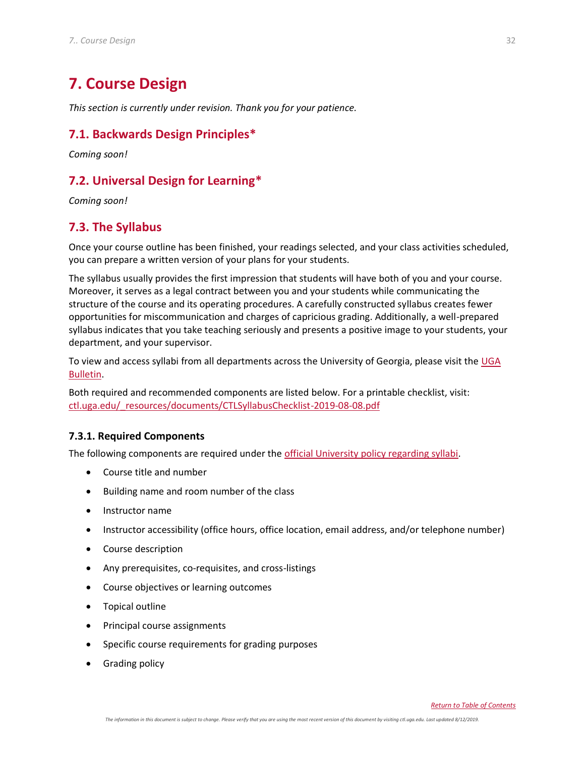# 7. Course Design

*This section is currently under revision. Thank you for your patience.*

## 7.1. Backwards Design Principles*

*Coming soon!*

## 7.2. Universal Design for Learning*

*Coming soon!*

## 7.3. The Syllabus

Once your course outline has been finished, your readings selected, and your class activities scheduled, you can prepare a written version of your plans for your students.

The syllabus usually provides the first impression that students will have both of you and your course. Moreover, it serves as a legal contract between you and your students while communicating the structure of the course and its operating procedures. A carefully constructed syllabus creates fewer opportunities for miscommunication and charges of capricious grading. Additionally, a well-prepared syllabus indicates that you take teaching seriously and presents a positive image to your students, your department, and your supervisor.

To view and access syllabi from all departments across the University of Georgia, please visit the UGA Bulletin.

Both required and recommended components are listed below. For a printable checklist, visit: ctl.uga.edu/_resources/documents/CTLSyllabusChecklist-2019-08-08.pdf

### 7.3.1. Required Components

The following components are required under the official University policy regarding syllabi.

- Course title and number
- Building name and room number of the class
- Instructor name
- Instructor accessibility (office hours, office location, email address, and/or telephone number)
- Course description
- Any prerequisites, co-requisites, and cross-listings
- Course objectives or learning outcomes
- Topical outline
- Principal course assignments
- Specific course requirements for grading purposes
- Grading policy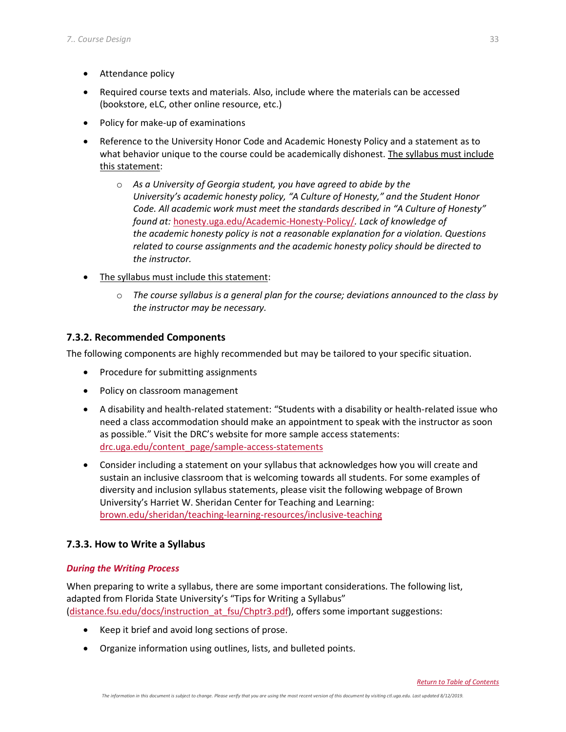- Attendance policy
- Required course texts and materials. Also, include where the materials can be accessed (bookstore, eLC, other online resource, etc.)
- Policy for make-up of examinations
- Reference to the University Honor Code and Academic Honesty Policy and a statement as to what behavior unique to the course could be academically dishonest. The syllabus must include this statement:
  - *As a University of Georgia student, you have agreed to abide by the University's academic honesty policy, "A Culture of Honesty," and the Student Honor Code. All academic work must meet the standards described in "A Culture of Honesty" found at:* honesty.uga.edu/Academic-Honesty-Policy/. *Lack of knowledge of the academic honesty policy is not a reasonable explanation for a violation. Questions related to course assignments and the academic honesty policy should be directed to the instructor.*
- The syllabus must include this statement:
  - *The course syllabus is a general plan for the course; deviations announced to the class by the instructor may be necessary.*

### 7.3.2. Recommended Components

The following components are highly recommended but may be tailored to your specific situation.

- Procedure for submitting assignments
- Policy on classroom management
- A disability and health-related statement: "Students with a disability or health-related issue who need a class accommodation should make an appointment to speak with the instructor as soon as possible." Visit the DRC's website for more sample access statements: drc.uga.edu/content_page/sample-access-statements
- Consider including a statement on your syllabus that acknowledges how you will create and sustain an inclusive classroom that is welcoming towards all students. For some examples of diversity and inclusion syllabus statements, please visit the following webpage of Brown University's Harriet W. Sheridan Center for Teaching and Learning: brown.edu/sheridan/teaching-learning-resources/inclusive-teaching

### 7.3.3. How to Write a Syllabus

***During the Writing Process***

When preparing to write a syllabus, there are some important considerations. The following list, adapted from Florida State University's "Tips for Writing a Syllabus" (distance.fsu.edu/docs/instruction_at_fsu/Chptr3.pdf), offers some important suggestions:

- Keep it brief and avoid long sections of prose.
- Organize information using outlines, lists, and bulleted points.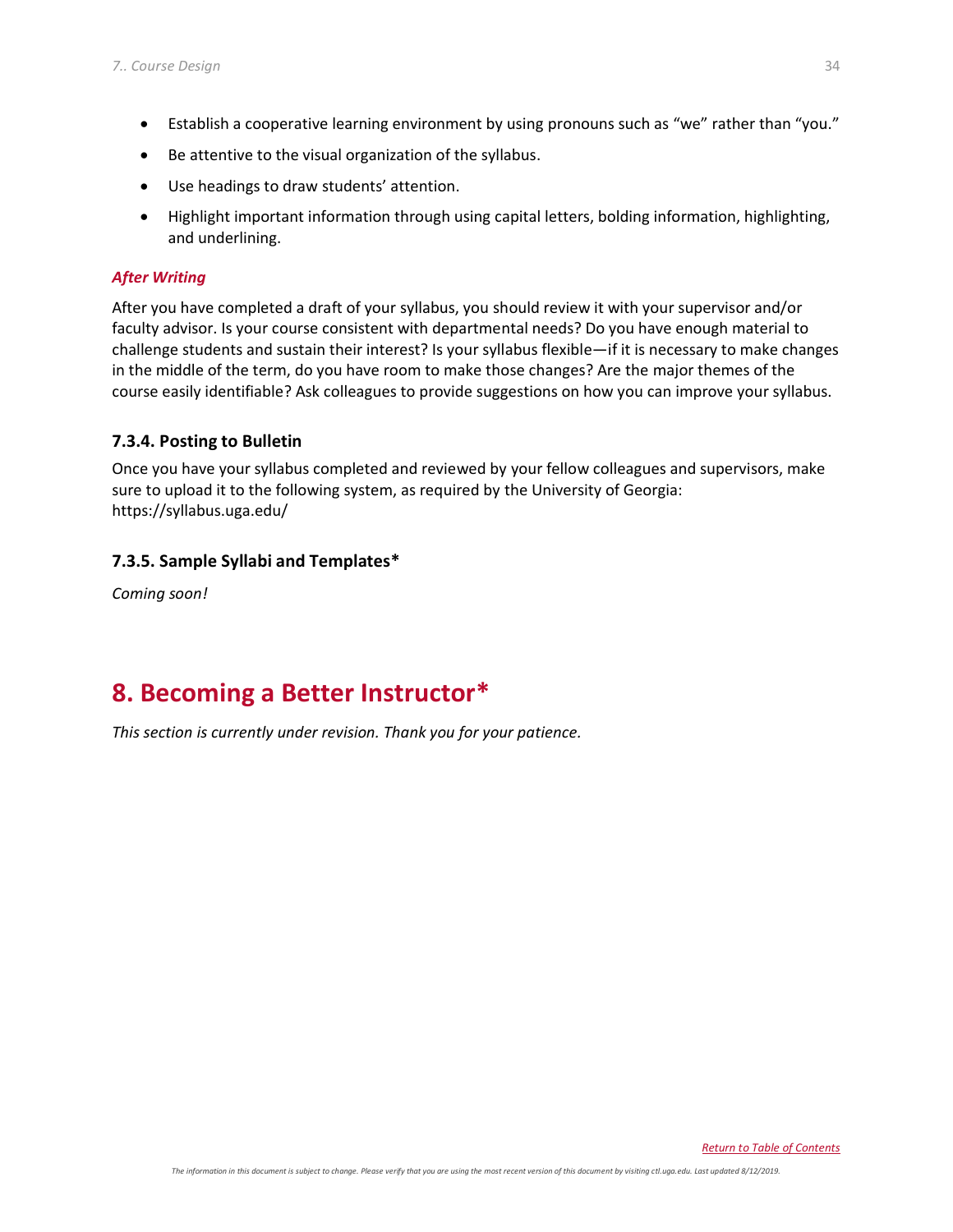- Establish a cooperative learning environment by using pronouns such as "we" rather than "you."
- Be attentive to the visual organization of the syllabus.
- Use headings to draw students' attention.
- Highlight important information through using capital letters, bolding information, highlighting, and underlining.

***After Writing***

After you have completed a draft of your syllabus, you should review it with your supervisor and/or faculty advisor. Is your course consistent with departmental needs? Do you have enough material to challenge students and sustain their interest? Is your syllabus flexible—if it is necessary to make changes in the middle of the term, do you have room to make those changes? Are the major themes of the course easily identifiable? Ask colleagues to provide suggestions on how you can improve your syllabus.

### 7.3.4. Posting to Bulletin

Once you have your syllabus completed and reviewed by your fellow colleagues and supervisors, make sure to upload it to the following system, as required by the University of Georgia: https://syllabus.uga.edu/

### 7.3.5. Sample Syllabi and Templates*

*Coming soon!*

# 8. Becoming a Better Instructor*

*This section is currently under revision. Thank you for your patience.*

Return to Table of Contents

*The information in this document is subject to change. Please verify that you are using the most recent version of this document by visiting ctl.uga.edu. Last updated 8/12/2019.*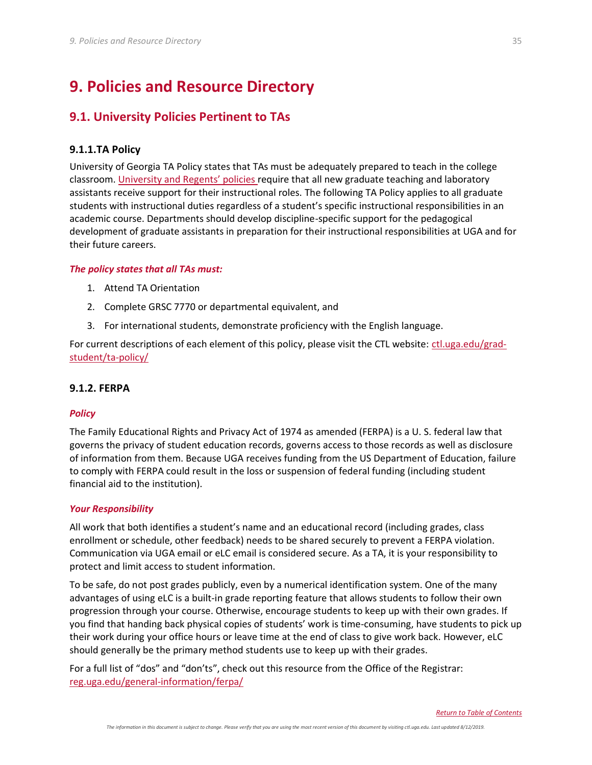# 9. Policies and Resource Directory

## 9.1. University Policies Pertinent to TAs

### 9.1.1.TA Policy

University of Georgia TA Policy states that TAs must be adequately prepared to teach in the college classroom. University and Regents' policies require that all new graduate teaching and laboratory assistants receive support for their instructional roles. The following TA Policy applies to all graduate students with instructional duties regardless of a student's specific instructional responsibilities in an academic course. Departments should develop discipline-specific support for the pedagogical development of graduate assistants in preparation for their instructional responsibilities at UGA and for their future careers.

***The policy states that all TAs must:***

1. Attend TA Orientation
2. Complete GRSC 7770 or departmental equivalent, and
3. For international students, demonstrate proficiency with the English language.

For current descriptions of each element of this policy, please visit the CTL website: ctl.uga.edu/grad-student/ta-policy/

### 9.1.2. FERPA

***Policy***

The Family Educational Rights and Privacy Act of 1974 as amended (FERPA) is a U. S. federal law that governs the privacy of student education records, governs access to those records as well as disclosure of information from them. Because UGA receives funding from the US Department of Education, failure to comply with FERPA could result in the loss or suspension of federal funding (including student financial aid to the institution).

***Your Responsibility***

All work that both identifies a student's name and an educational record (including grades, class enrollment or schedule, other feedback) needs to be shared securely to prevent a FERPA violation. Communication via UGA email or eLC email is considered secure. As a TA, it is your responsibility to protect and limit access to student information.

To be safe, do not post grades publicly, even by a numerical identification system. One of the many advantages of using eLC is a built-in grade reporting feature that allows students to follow their own progression through your course. Otherwise, encourage students to keep up with their own grades. If you find that handing back physical copies of students' work is time-consuming, have students to pick up their work during your office hours or leave time at the end of class to give work back. However, eLC should generally be the primary method students use to keep up with their grades.

For a full list of "dos" and "don'ts", check out this resource from the Office of the Registrar: reg.uga.edu/general-information/ferpa/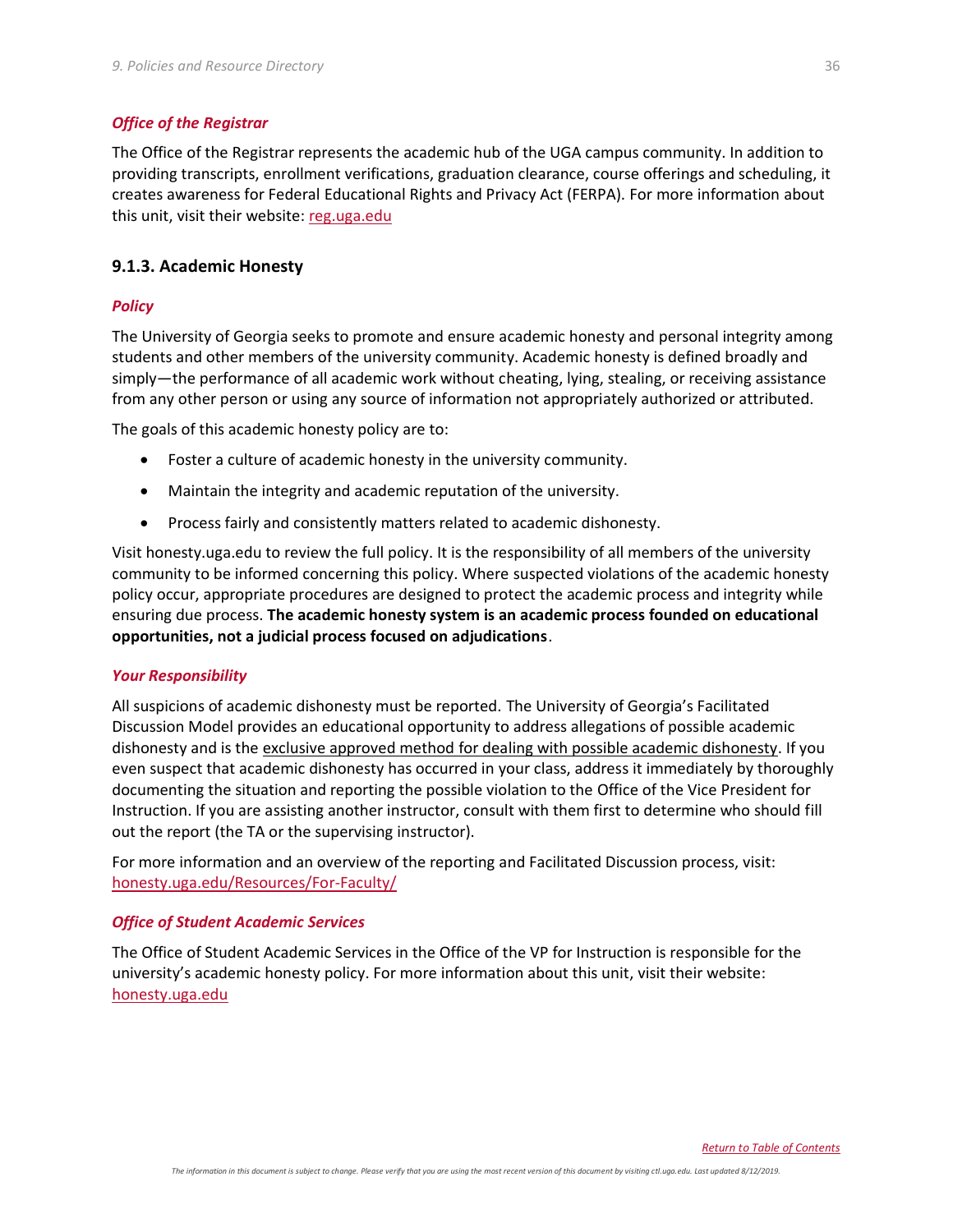#### *Office of the Registrar*

The Office of the Registrar represents the academic hub of the UGA campus community. In addition to providing transcripts, enrollment verifications, graduation clearance, course offerings and scheduling, it creates awareness for Federal Educational Rights and Privacy Act (FERPA). For more information about this unit, visit their website: [reg.uga.edu](reg.uga.edu)

### 9.1.3. Academic Honesty

#### *Policy*

The University of Georgia seeks to promote and ensure academic honesty and personal integrity among students and other members of the university community. Academic honesty is defined broadly and simply—the performance of all academic work without cheating, lying, stealing, or receiving assistance from any other person or using any source of information not appropriately authorized or attributed.

The goals of this academic honesty policy are to:

- Foster a culture of academic honesty in the university community.
- Maintain the integrity and academic reputation of the university.
- Process fairly and consistently matters related to academic dishonesty.

Visit honesty.uga.edu to review the full policy. It is the responsibility of all members of the university community to be informed concerning this policy. Where suspected violations of the academic honesty policy occur, appropriate procedures are designed to protect the academic process and integrity while ensuring due process. **The academic honesty system is an academic process founded on educational opportunities, not a judicial process focused on adjudications**.

#### *Your Responsibility*

All suspicions of academic dishonesty must be reported. The University of Georgia's Facilitated Discussion Model provides an educational opportunity to address allegations of possible academic dishonesty and is the exclusive approved method for dealing with possible academic dishonesty. If you even suspect that academic dishonesty has occurred in your class, address it immediately by thoroughly documenting the situation and reporting the possible violation to the Office of the Vice President for Instruction. If you are assisting another instructor, consult with them first to determine who should fill out the report (the TA or the supervising instructor).

For more information and an overview of the reporting and Facilitated Discussion process, visit: [honesty.uga.edu/Resources/For-Faculty/](honesty.uga.edu/Resources/For-Faculty/)

#### *Office of Student Academic Services*

The Office of Student Academic Services in the Office of the VP for Instruction is responsible for the university's academic honesty policy. For more information about this unit, visit their website: [honesty.uga.edu](honesty.uga.edu)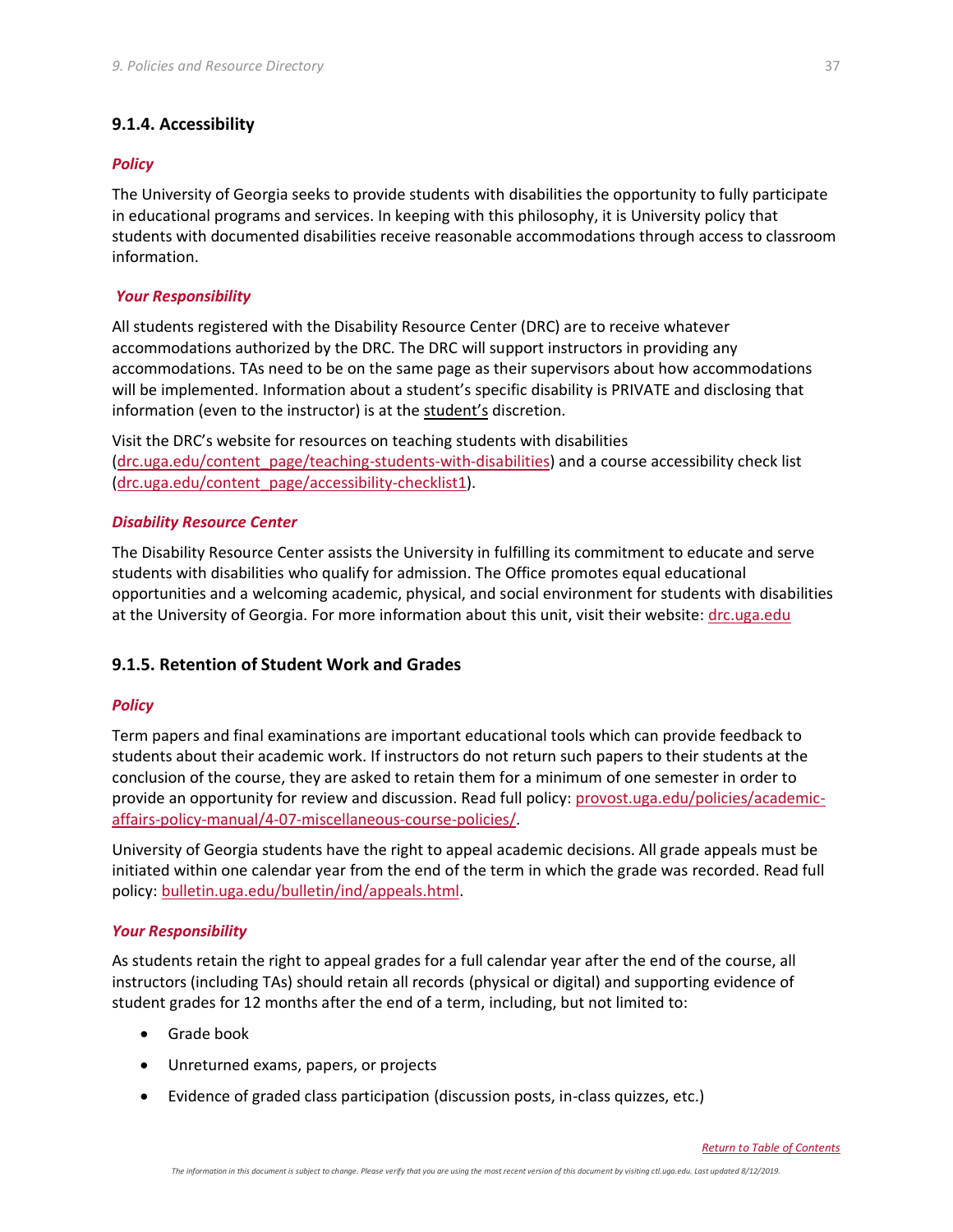### 9.1.4. Accessibility

***Policy***

The University of Georgia seeks to provide students with disabilities the opportunity to fully participate in educational programs and services. In keeping with this philosophy, it is University policy that students with documented disabilities receive reasonable accommodations through access to classroom information.

***Your Responsibility***

All students registered with the Disability Resource Center (DRC) are to receive whatever accommodations authorized by the DRC. The DRC will support instructors in providing any accommodations. TAs need to be on the same page as their supervisors about how accommodations will be implemented. Information about a student's specific disability is PRIVATE and disclosing that information (even to the instructor) is at the student's discretion.

Visit the DRC's website for resources on teaching students with disabilities (drc.uga.edu/content_page/teaching-students-with-disabilities) and a course accessibility check list (drc.uga.edu/content_page/accessibility-checklist1).

***Disability Resource Center***

The Disability Resource Center assists the University in fulfilling its commitment to educate and serve students with disabilities who qualify for admission. The Office promotes equal educational opportunities and a welcoming academic, physical, and social environment for students with disabilities at the University of Georgia. For more information about this unit, visit their website: drc.uga.edu

### 9.1.5. Retention of Student Work and Grades

***Policy***

Term papers and final examinations are important educational tools which can provide feedback to students about their academic work. If instructors do not return such papers to their students at the conclusion of the course, they are asked to retain them for a minimum of one semester in order to provide an opportunity for review and discussion. Read full policy: provost.uga.edu/policies/academic-affairs-policy-manual/4-07-miscellaneous-course-policies/.

University of Georgia students have the right to appeal academic decisions. All grade appeals must be initiated within one calendar year from the end of the term in which the grade was recorded. Read full policy: bulletin.uga.edu/bulletin/ind/appeals.html.

***Your Responsibility***

As students retain the right to appeal grades for a full calendar year after the end of the course, all instructors (including TAs) should retain all records (physical or digital) and supporting evidence of student grades for 12 months after the end of a term, including, but not limited to:

- Grade book
- Unreturned exams, papers, or projects
- Evidence of graded class participation (discussion posts, in-class quizzes, etc.)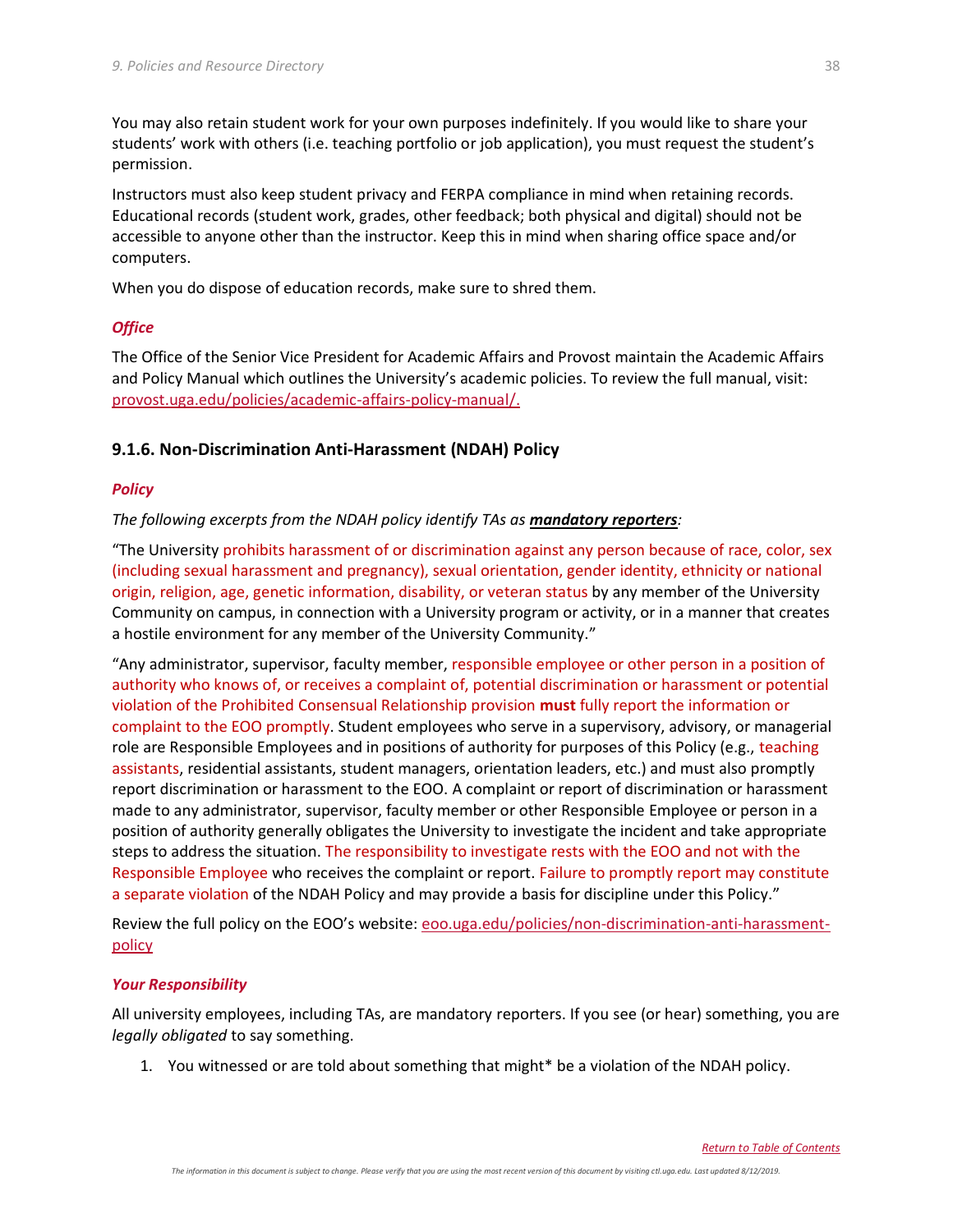You may also retain student work for your own purposes indefinitely. If you would like to share your students' work with others (i.e. teaching portfolio or job application), you must request the student's permission.

Instructors must also keep student privacy and FERPA compliance in mind when retaining records. Educational records (student work, grades, other feedback; both physical and digital) should not be accessible to anyone other than the instructor. Keep this in mind when sharing office space and/or computers.

When you do dispose of education records, make sure to shred them.

#### *Office*

The Office of the Senior Vice President for Academic Affairs and Provost maintain the Academic Affairs and Policy Manual which outlines the University's academic policies. To review the full manual, visit: [provost.uga.edu/policies/academic-affairs-policy-manual/.](provost.uga.edu/policies/academic-affairs-policy-manual/)

### 9.1.6. Non-Discrimination Anti-Harassment (NDAH) Policy

#### *Policy*

*The following excerpts from the NDAH policy identify TAs as **mandatory reporters**:*

"The University prohibits harassment of or discrimination against any person because of race, color, sex (including sexual harassment and pregnancy), sexual orientation, gender identity, ethnicity or national origin, religion, age, genetic information, disability, or veteran status by any member of the University Community on campus, in connection with a University program or activity, or in a manner that creates a hostile environment for any member of the University Community."

"Any administrator, supervisor, faculty member, responsible employee or other person in a position of authority who knows of, or receives a complaint of, potential discrimination or harassment or potential violation of the Prohibited Consensual Relationship provision **must** fully report the information or complaint to the EOO promptly. Student employees who serve in a supervisory, advisory, or managerial role are Responsible Employees and in positions of authority for purposes of this Policy (e.g., teaching assistants, residential assistants, student managers, orientation leaders, etc.) and must also promptly report discrimination or harassment to the EOO. A complaint or report of discrimination or harassment made to any administrator, supervisor, faculty member or other Responsible Employee or person in a position of authority generally obligates the University to investigate the incident and take appropriate steps to address the situation. The responsibility to investigate rests with the EOO and not with the Responsible Employee who receives the complaint or report. Failure to promptly report may constitute a separate violation of the NDAH Policy and may provide a basis for discipline under this Policy."

Review the full policy on the EOO's website: [eoo.uga.edu/policies/non-discrimination-anti-harassment-policy](eoo.uga.edu/policies/non-discrimination-anti-harassment-policy)

#### *Your Responsibility*

All university employees, including TAs, are mandatory reporters. If you see (or hear) something, you are *legally obligated* to say something.

1. You witnessed or are told about something that might* be a violation of the NDAH policy.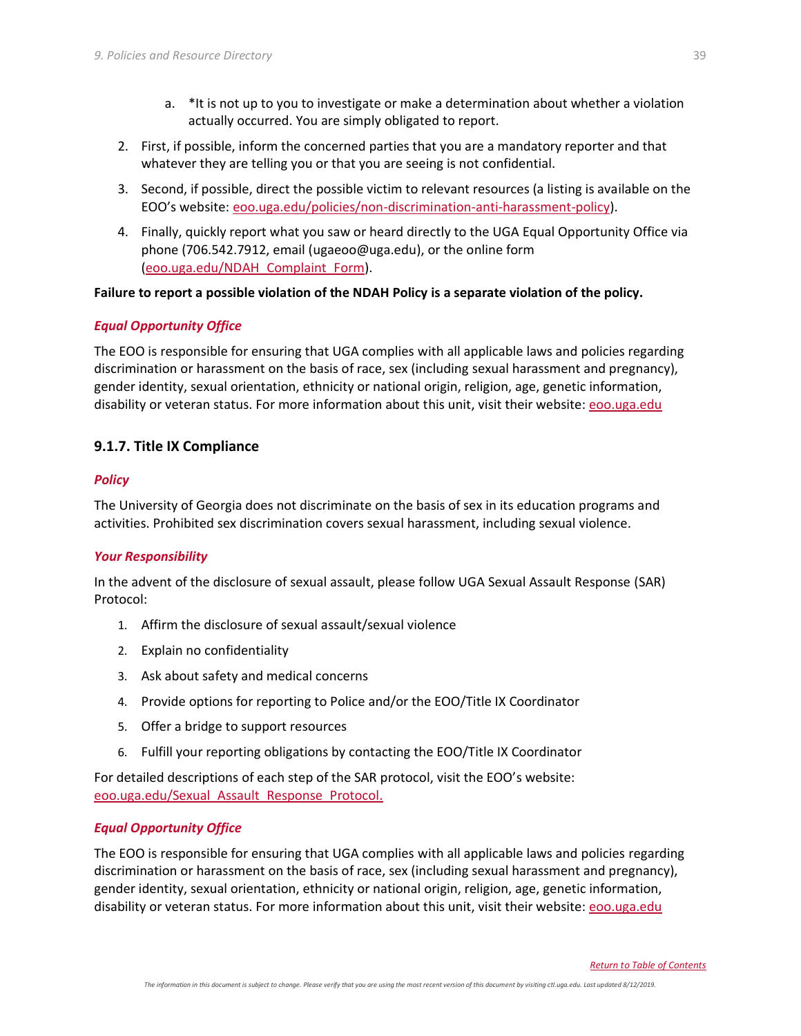a. *It is not up to you to investigate or make a determination about whether a violation actually occurred. You are simply obligated to report.

2. First, if possible, inform the concerned parties that you are a mandatory reporter and that whatever they are telling you or that you are seeing is not confidential.
3. Second, if possible, direct the possible victim to relevant resources (a listing is available on the EOO's website: eoo.uga.edu/policies/non-discrimination-anti-harassment-policy).
4. Finally, quickly report what you saw or heard directly to the UGA Equal Opportunity Office via phone (706.542.7912, email (ugaeoo@uga.edu), or the online form (eoo.uga.edu/NDAH_Complaint_Form).

**Failure to report a possible violation of the NDAH Policy is a separate violation of the policy.**

***Equal Opportunity Office***

The EOO is responsible for ensuring that UGA complies with all applicable laws and policies regarding discrimination or harassment on the basis of race, sex (including sexual harassment and pregnancy), gender identity, sexual orientation, ethnicity or national origin, religion, age, genetic information, disability or veteran status. For more information about this unit, visit their website: eoo.uga.edu

### 9.1.7. Title IX Compliance

***Policy***

The University of Georgia does not discriminate on the basis of sex in its education programs and activities. Prohibited sex discrimination covers sexual harassment, including sexual violence.

***Your Responsibility***

In the advent of the disclosure of sexual assault, please follow UGA Sexual Assault Response (SAR) Protocol:

1. Affirm the disclosure of sexual assault/sexual violence
2. Explain no confidentiality
3. Ask about safety and medical concerns
4. Provide options for reporting to Police and/or the EOO/Title IX Coordinator
5. Offer a bridge to support resources
6. Fulfill your reporting obligations by contacting the EOO/Title IX Coordinator

For detailed descriptions of each step of the SAR protocol, visit the EOO's website: eoo.uga.edu/Sexual_Assault_Response_Protocol.

***Equal Opportunity Office***

The EOO is responsible for ensuring that UGA complies with all applicable laws and policies regarding discrimination or harassment on the basis of race, sex (including sexual harassment and pregnancy), gender identity, sexual orientation, ethnicity or national origin, religion, age, genetic information, disability or veteran status. For more information about this unit, visit their website: eoo.uga.edu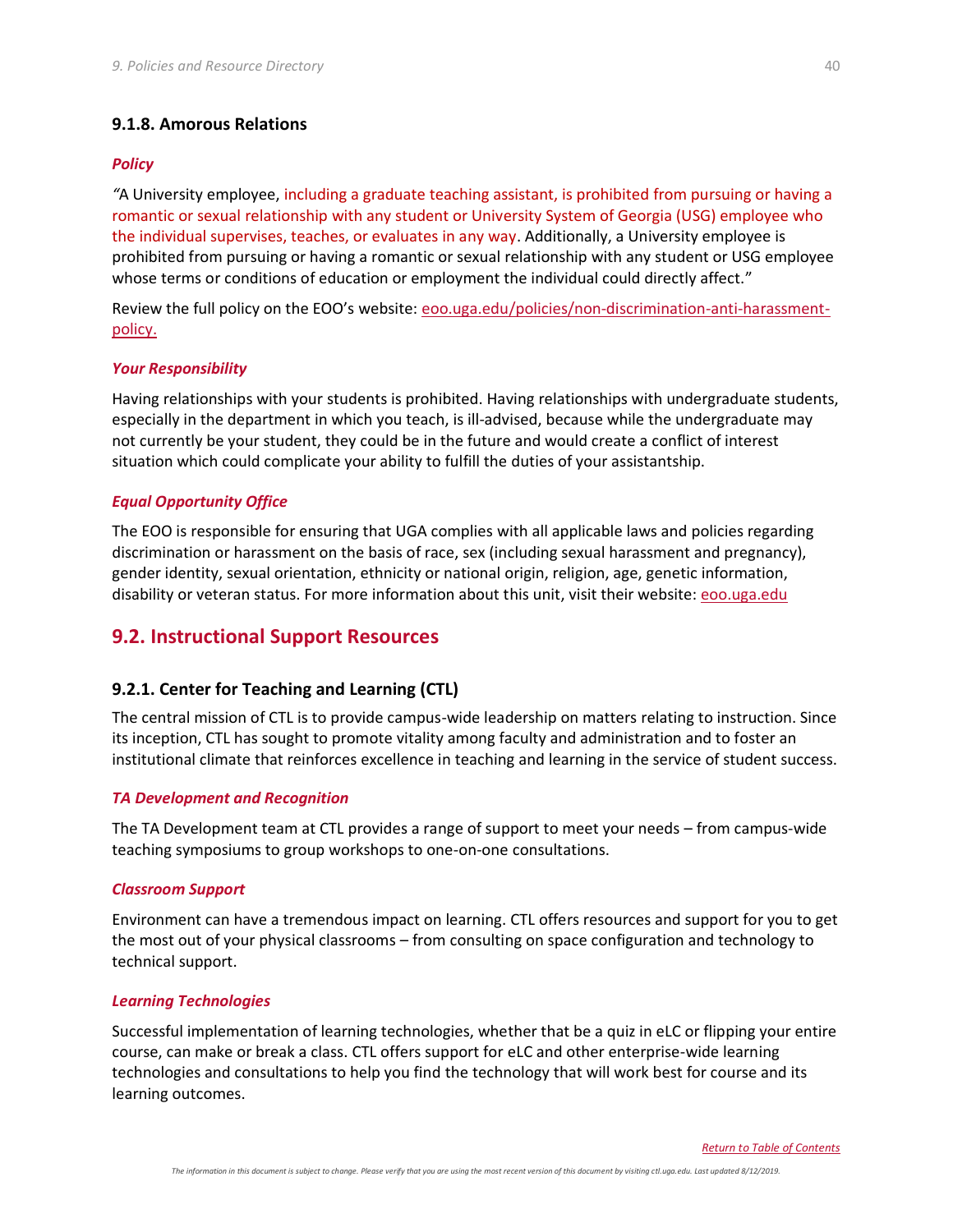### 9.1.8. Amorous Relations

***Policy***

"A University employee, including a graduate teaching assistant, is prohibited from pursuing or having a romantic or sexual relationship with any student or University System of Georgia (USG) employee who the individual supervises, teaches, or evaluates in any way. Additionally, a University employee is prohibited from pursuing or having a romantic or sexual relationship with any student or USG employee whose terms or conditions of education or employment the individual could directly affect."

Review the full policy on the EOO's website: [eoo.uga.edu/policies/non-discrimination-anti-harassment-policy.](eoo.uga.edu/policies/non-discrimination-anti-harassment-policy)

***Your Responsibility***

Having relationships with your students is prohibited. Having relationships with undergraduate students, especially in the department in which you teach, is ill-advised, because while the undergraduate may not currently be your student, they could be in the future and would create a conflict of interest situation which could complicate your ability to fulfill the duties of your assistantship.

***Equal Opportunity Office***

The EOO is responsible for ensuring that UGA complies with all applicable laws and policies regarding discrimination or harassment on the basis of race, sex (including sexual harassment and pregnancy), gender identity, sexual orientation, ethnicity or national origin, religion, age, genetic information, disability or veteran status. For more information about this unit, visit their website: [eoo.uga.edu](eoo.uga.edu)

## 9.2. Instructional Support Resources

### 9.2.1. Center for Teaching and Learning (CTL)

The central mission of CTL is to provide campus-wide leadership on matters relating to instruction. Since its inception, CTL has sought to promote vitality among faculty and administration and to foster an institutional climate that reinforces excellence in teaching and learning in the service of student success.

***TA Development and Recognition***

The TA Development team at CTL provides a range of support to meet your needs – from campus-wide teaching symposiums to group workshops to one-on-one consultations.

***Classroom Support***

Environment can have a tremendous impact on learning. CTL offers resources and support for you to get the most out of your physical classrooms – from consulting on space configuration and technology to technical support.

***Learning Technologies***

Successful implementation of learning technologies, whether that be a quiz in eLC or flipping your entire course, can make or break a class. CTL offers support for eLC and other enterprise-wide learning technologies and consultations to help you find the technology that will work best for course and its learning outcomes.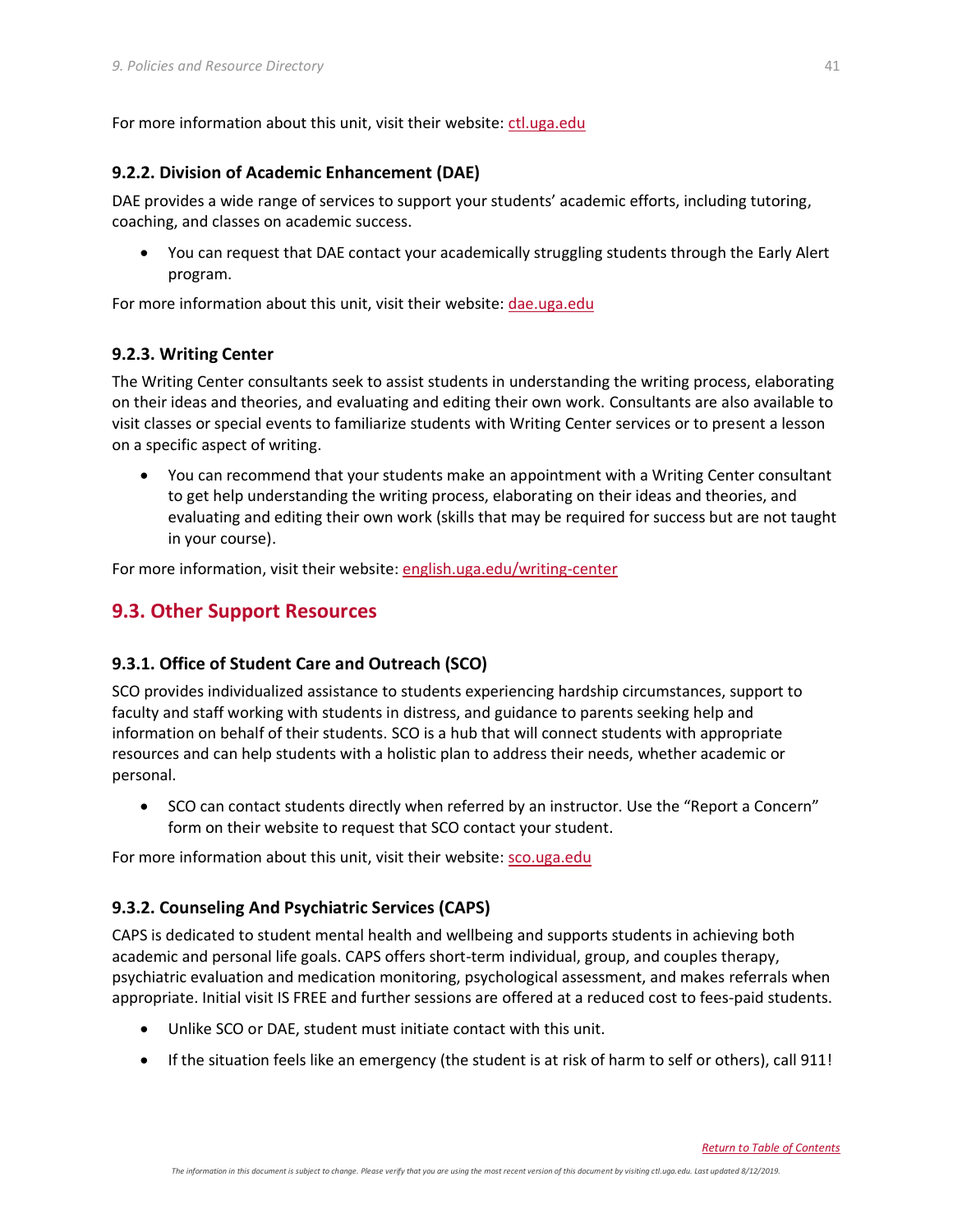For more information about this unit, visit their website: [ctl.uga.edu](ctl.uga.edu)

### 9.2.2. Division of Academic Enhancement (DAE)

DAE provides a wide range of services to support your students' academic efforts, including tutoring, coaching, and classes on academic success.

- You can request that DAE contact your academically struggling students through the Early Alert program.

For more information about this unit, visit their website: [dae.uga.edu](dae.uga.edu)

### 9.2.3. Writing Center

The Writing Center consultants seek to assist students in understanding the writing process, elaborating on their ideas and theories, and evaluating and editing their own work. Consultants are also available to visit classes or special events to familiarize students with Writing Center services or to present a lesson on a specific aspect of writing.

- You can recommend that your students make an appointment with a Writing Center consultant to get help understanding the writing process, elaborating on their ideas and theories, and evaluating and editing their own work (skills that may be required for success but are not taught in your course).

For more information, visit their website: [english.uga.edu/writing-center](english.uga.edu/writing-center)

## 9.3. Other Support Resources

### 9.3.1. Office of Student Care and Outreach (SCO)

SCO provides individualized assistance to students experiencing hardship circumstances, support to faculty and staff working with students in distress, and guidance to parents seeking help and information on behalf of their students. SCO is a hub that will connect students with appropriate resources and can help students with a holistic plan to address their needs, whether academic or personal.

- SCO can contact students directly when referred by an instructor. Use the "Report a Concern" form on their website to request that SCO contact your student.

For more information about this unit, visit their website: [sco.uga.edu](sco.uga.edu)

### 9.3.2. Counseling And Psychiatric Services (CAPS)

CAPS is dedicated to student mental health and wellbeing and supports students in achieving both academic and personal life goals. CAPS offers short-term individual, group, and couples therapy, psychiatric evaluation and medication monitoring, psychological assessment, and makes referrals when appropriate. Initial visit IS FREE and further sessions are offered at a reduced cost to fees-paid students.

- Unlike SCO or DAE, student must initiate contact with this unit.
- If the situation feels like an emergency (the student is at risk of harm to self or others), call 911!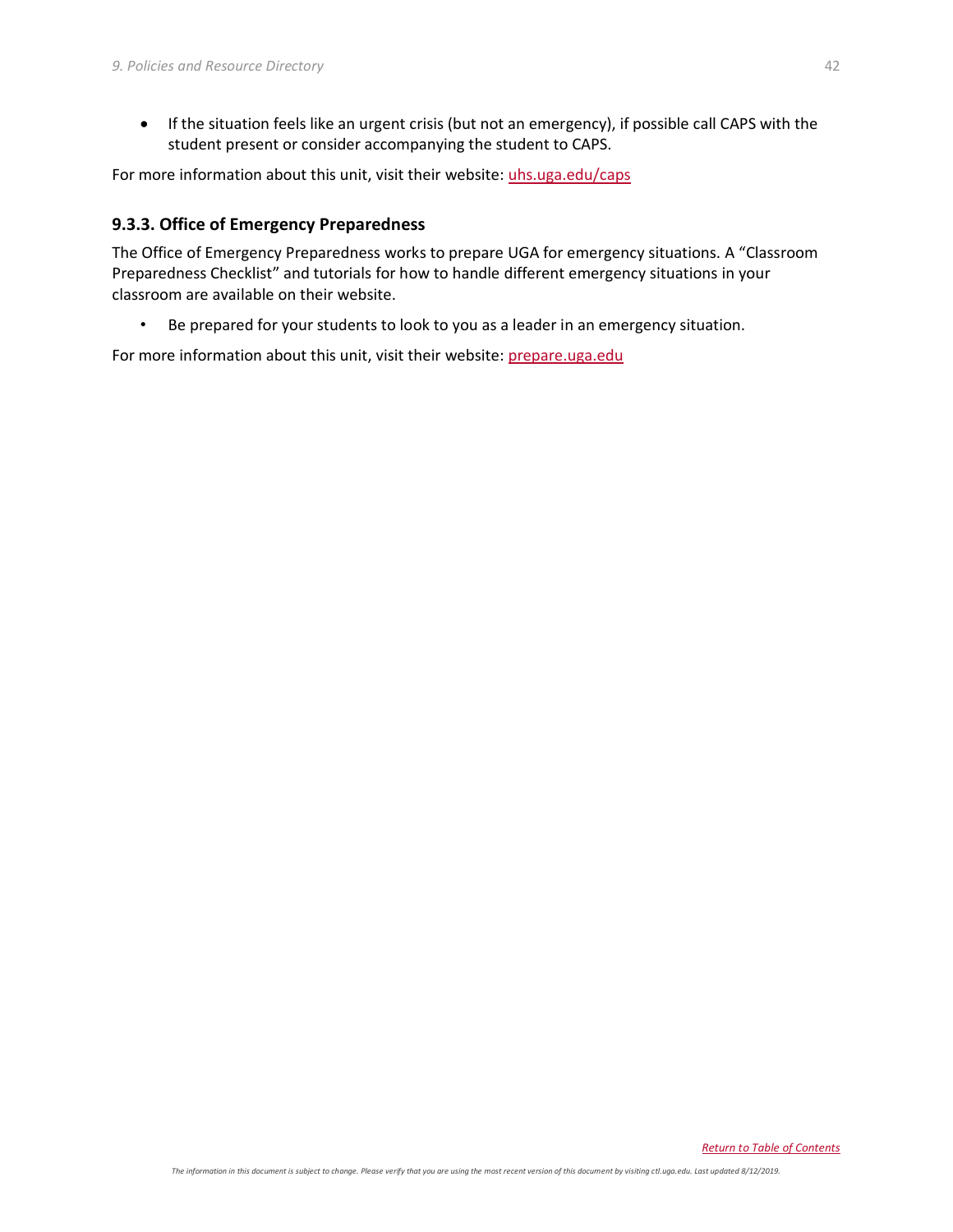- If the situation feels like an urgent crisis (but not an emergency), if possible call CAPS with the student present or consider accompanying the student to CAPS.

For more information about this unit, visit their website: [uhs.uga.edu/caps](uhs.uga.edu/caps)

### 9.3.3. Office of Emergency Preparedness

The Office of Emergency Preparedness works to prepare UGA for emergency situations. A "Classroom Preparedness Checklist" and tutorials for how to handle different emergency situations in your classroom are available on their website.

- Be prepared for your students to look to you as a leader in an emergency situation.

For more information about this unit, visit their website: [prepare.uga.edu](prepare.uga.edu)

*Return to Table of Contents*

*The information in this document is subject to change. Please verify that you are using the most recent version of this document by visiting ctl.uga.edu. Last updated 8/12/2019.*